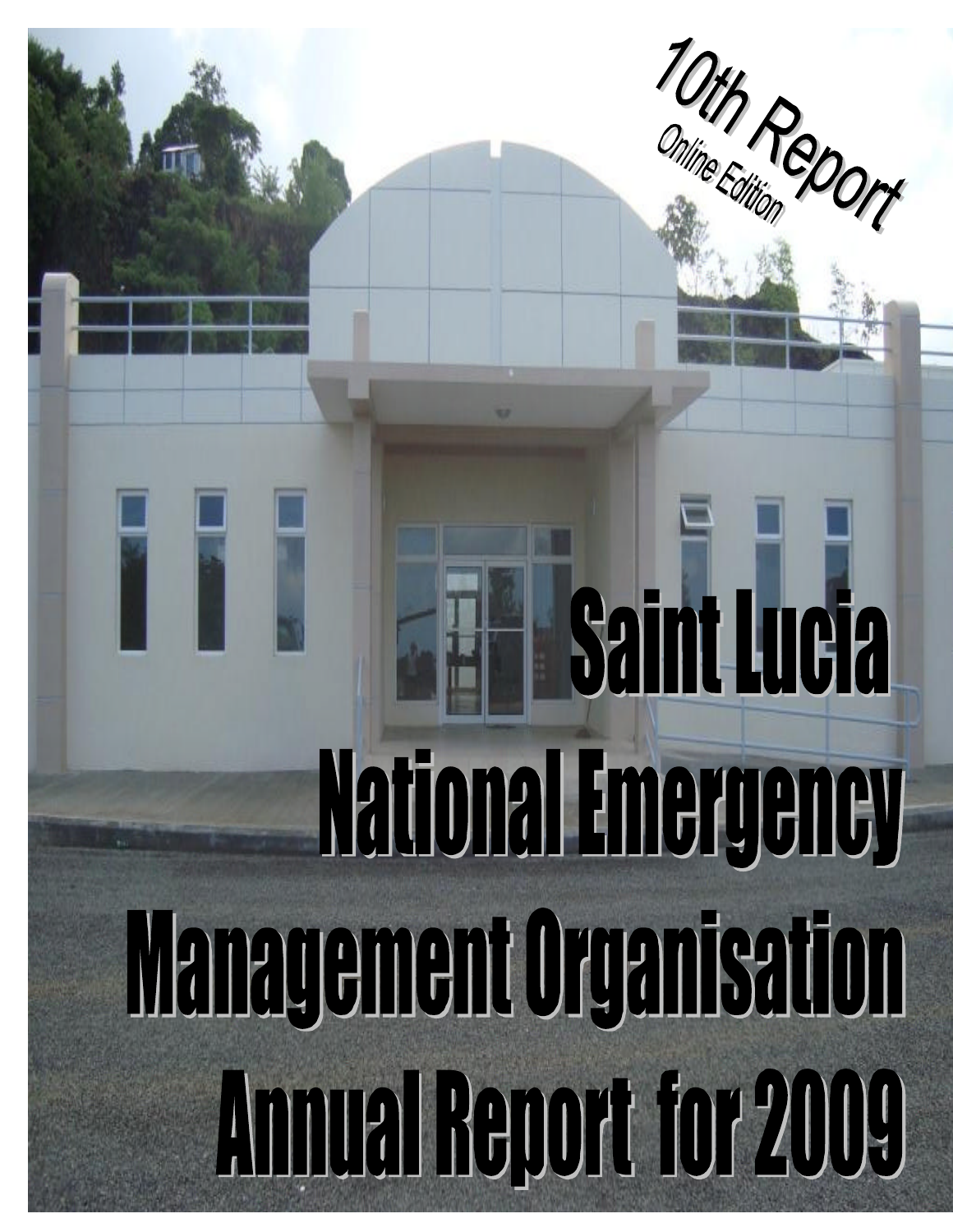10th Report

Online Edition

# Saint Lucia National Emergency Management Organisation Annual Report for 2009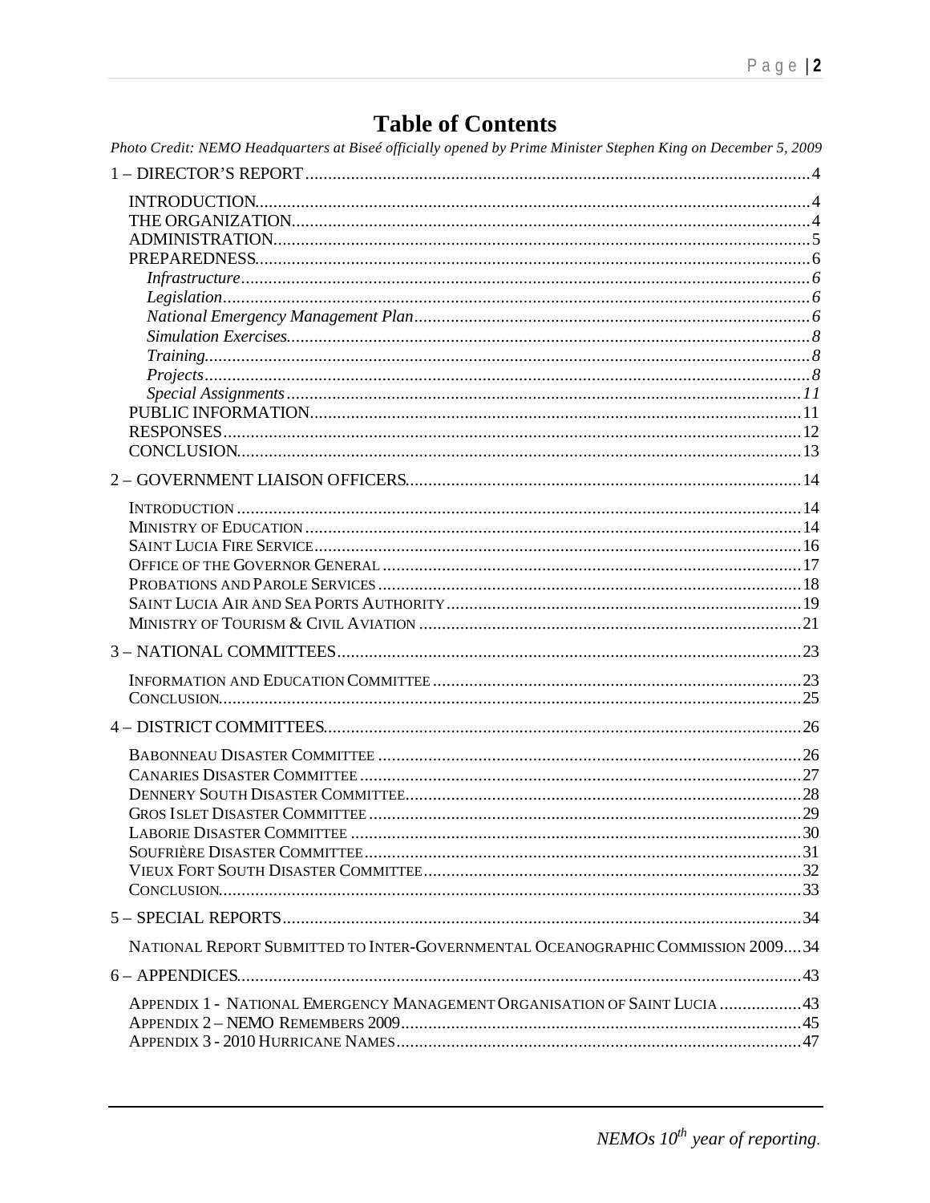# Table of Contents

*Photo Credit: NEMO Headquarters at Biseé officially opened by Prime Minister Stephen King on December 5, 2009*

1 – DIRECTOR'S REPORT .....4

- INTRODUCTION.....4
- THE ORGANIZATION.....4
- ADMINISTRATION.....5
- PREPAREDNESS.....6
  - *Infrastructure*.....6
  - *Legislation*.....6
  - *National Emergency Management Plan*.....6
  - *Simulation Exercises*.....8
  - *Training*.....8
  - *Projects*.....8
  - *Special Assignments*.....11
- PUBLIC INFORMATION.....11
- RESPONSES.....12
- CONCLUSION.....13

2 – GOVERNMENT LIAISON OFFICERS.....14

- INTRODUCTION.....14
- MINISTRY OF EDUCATION.....14
- SAINT LUCIA FIRE SERVICE.....16
- OFFICE OF THE GOVERNOR GENERAL.....17
- PROBATIONS AND PAROLE SERVICES.....18
- SAINT LUCIA AIR AND SEA PORTS AUTHORITY.....19
- MINISTRY OF TOURISM & CIVIL AVIATION.....21

3 – NATIONAL COMMITTEES.....23

- INFORMATION AND EDUCATION COMMITTEE.....23
- CONCLUSION.....25

4 – DISTRICT COMMITTEES.....26

- BABONNEAU DISASTER COMMITTEE.....26
- CANARIES DISASTER COMMITTEE.....27
- DENNERY SOUTH DISASTER COMMITTEE.....28
- GROS ISLET DISASTER COMMITTEE.....29
- LABORIE DISASTER COMMITTEE.....30
- SOUFRIÈRE DISASTER COMMITTEE.....31
- VIEUX FORT SOUTH DISASTER COMMITTEE.....32
- CONCLUSION.....33

5 – SPECIAL REPORTS.....34

- NATIONAL REPORT SUBMITTED TO INTER-GOVERNMENTAL OCEANOGRAPHIC COMMISSION 2009.....34

6 – APPENDICES.....43

- APPENDIX 1 - NATIONAL EMERGENCY MANAGEMENT ORGANISATION OF SAINT LUCIA.....43
- APPENDIX 2 – NEMO REMEMBERS 2009.....45
- APPENDIX 3 - 2010 HURRICANE NAMES.....47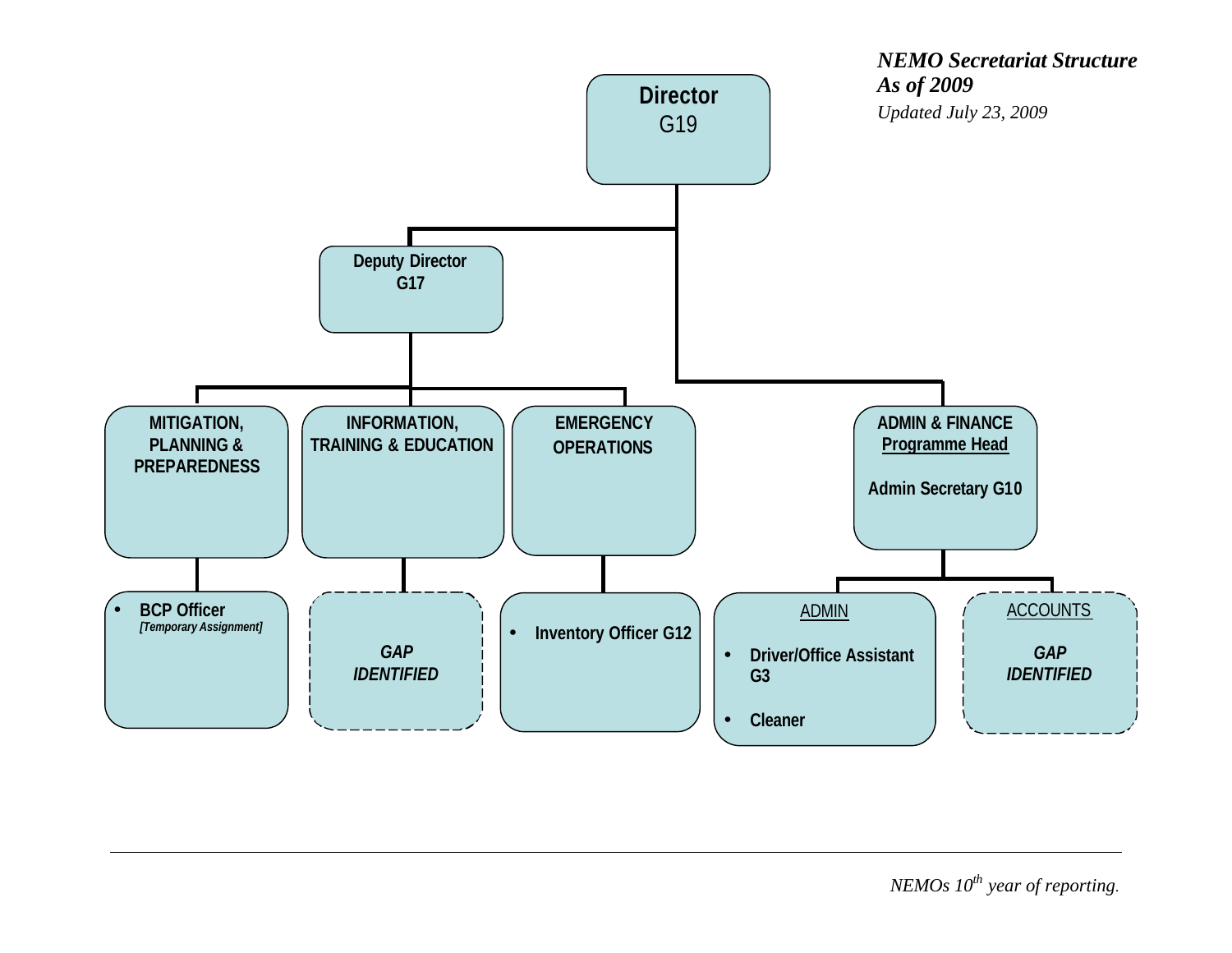***NEMO Secretariat Structure***
***As of 2009***
*Updated July 23, 2009*

- **Director** G19
  - **Deputy Director G17**
    - **MITIGATION, PLANNING & PREPAREDNESS**
      - **BCP Officer** *[Temporary Assignment]*
    - **INFORMATION, TRAINING & EDUCATION**
      - ***GAP IDENTIFIED***
    - **EMERGENCY OPERATIONS**
      - **Inventory Officer G12**
  - **ADMIN & FINANCE** **Programme Head** — **Admin Secretary G10**
    - ADMIN
      - **Driver/Office Assistant G3**
      - **Cleaner**
    - ACCOUNTS
      - ***GAP IDENTIFIED***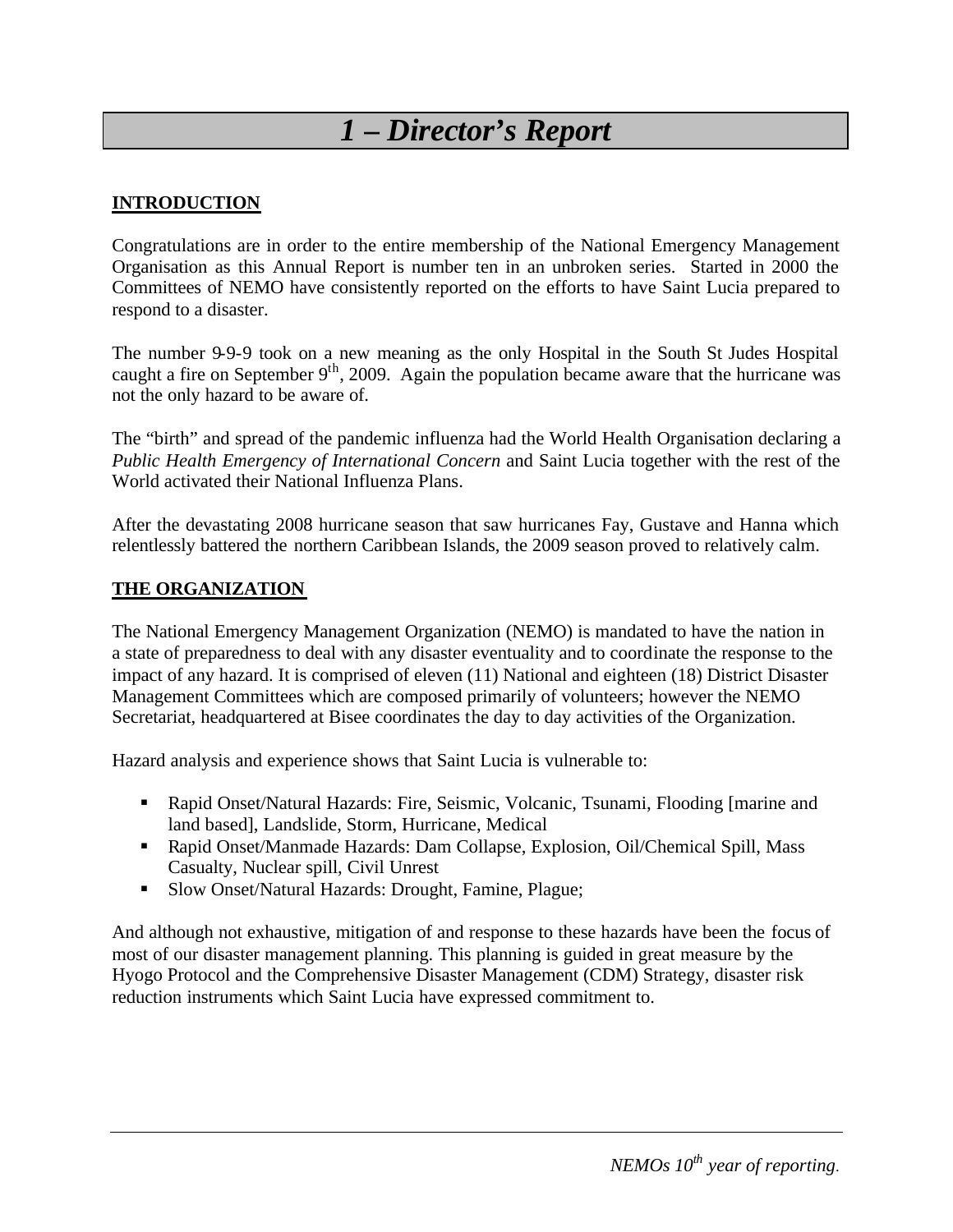# 1 – Director's Report

## INTRODUCTION

Congratulations are in order to the entire membership of the National Emergency Management Organisation as this Annual Report is number ten in an unbroken series. Started in 2000 the Committees of NEMO have consistently reported on the efforts to have Saint Lucia prepared to respond to a disaster.

The number 9-9-9 took on a new meaning as the only Hospital in the South St Judes Hospital caught a fire on September 9th, 2009. Again the population became aware that the hurricane was not the only hazard to be aware of.

The "birth" and spread of the pandemic influenza had the World Health Organisation declaring a *Public Health Emergency of International Concern* and Saint Lucia together with the rest of the World activated their National Influenza Plans.

After the devastating 2008 hurricane season that saw hurricanes Fay, Gustave and Hanna which relentlessly battered the northern Caribbean Islands, the 2009 season proved to relatively calm.

## THE ORGANIZATION

The National Emergency Management Organization (NEMO) is mandated to have the nation in a state of preparedness to deal with any disaster eventuality and to coordinate the response to the impact of any hazard. It is comprised of eleven (11) National and eighteen (18) District Disaster Management Committees which are composed primarily of volunteers; however the NEMO Secretariat, headquartered at Bisee coordinates the day to day activities of the Organization.

Hazard analysis and experience shows that Saint Lucia is vulnerable to:

- Rapid Onset/Natural Hazards: Fire, Seismic, Volcanic, Tsunami, Flooding [marine and land based], Landslide, Storm, Hurricane, Medical
- Rapid Onset/Manmade Hazards: Dam Collapse, Explosion, Oil/Chemical Spill, Mass Casualty, Nuclear spill, Civil Unrest
- Slow Onset/Natural Hazards: Drought, Famine, Plague;

And although not exhaustive, mitigation of and response to these hazards have been the focus of most of our disaster management planning. This planning is guided in great measure by the Hyogo Protocol and the Comprehensive Disaster Management (CDM) Strategy, disaster risk reduction instruments which Saint Lucia have expressed commitment to.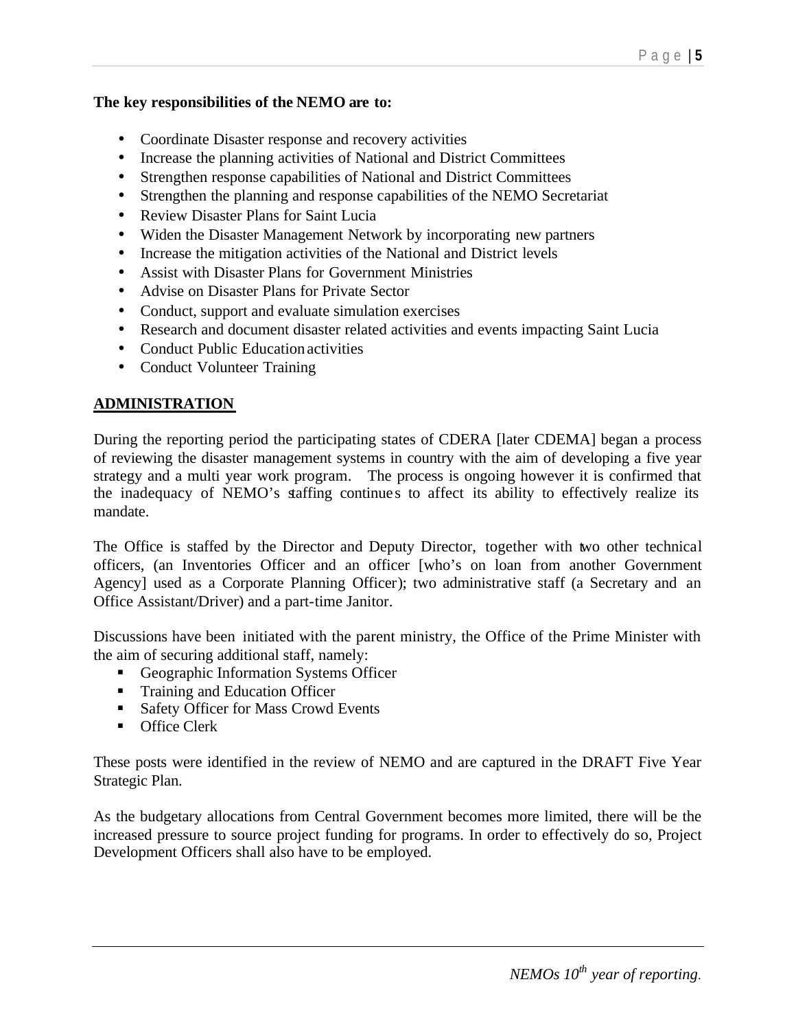**The key responsibilities of the NEMO are to:**

- Coordinate Disaster response and recovery activities
- Increase the planning activities of National and District Committees
- Strengthen response capabilities of National and District Committees
- Strengthen the planning and response capabilities of the NEMO Secretariat
- Review Disaster Plans for Saint Lucia
- Widen the Disaster Management Network by incorporating new partners
- Increase the mitigation activities of the National and District levels
- Assist with Disaster Plans for Government Ministries
- Advise on Disaster Plans for Private Sector
- Conduct, support and evaluate simulation exercises
- Research and document disaster related activities and events impacting Saint Lucia
- Conduct Public Education activities
- Conduct Volunteer Training

## ADMINISTRATION

During the reporting period the participating states of CDERA [later CDEMA] began a process of reviewing the disaster management systems in country with the aim of developing a five year strategy and a multi year work program. The process is ongoing however it is confirmed that the inadequacy of NEMO's staffing continues to affect its ability to effectively realize its mandate.

The Office is staffed by the Director and Deputy Director, together with two other technical officers, (an Inventories Officer and an officer [who's on loan from another Government Agency] used as a Corporate Planning Officer); two administrative staff (a Secretary and an Office Assistant/Driver) and a part-time Janitor.

Discussions have been initiated with the parent ministry, the Office of the Prime Minister with the aim of securing additional staff, namely:

- Geographic Information Systems Officer
- Training and Education Officer
- Safety Officer for Mass Crowd Events
- Office Clerk

These posts were identified in the review of NEMO and are captured in the DRAFT Five Year Strategic Plan.

As the budgetary allocations from Central Government becomes more limited, there will be the increased pressure to source project funding for programs. In order to effectively do so, Project Development Officers shall also have to be employed.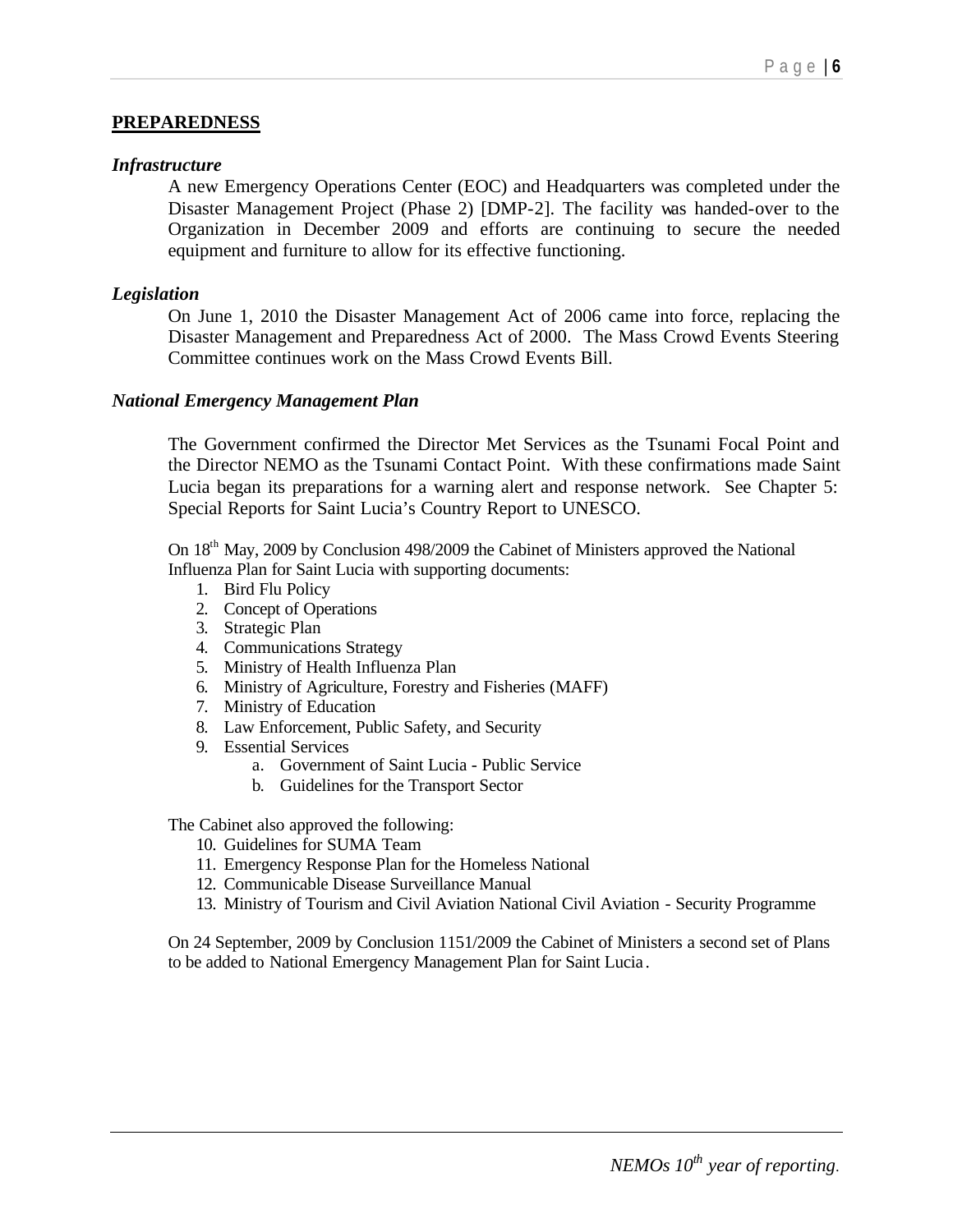## PREPAREDNESS

### *Infrastructure*

A new Emergency Operations Center (EOC) and Headquarters was completed under the Disaster Management Project (Phase 2) [DMP-2]. The facility was handed-over to the Organization in December 2009 and efforts are continuing to secure the needed equipment and furniture to allow for its effective functioning.

### *Legislation*

On June 1, 2010 the Disaster Management Act of 2006 came into force, replacing the Disaster Management and Preparedness Act of 2000. The Mass Crowd Events Steering Committee continues work on the Mass Crowd Events Bill.

### *National Emergency Management Plan*

The Government confirmed the Director Met Services as the Tsunami Focal Point and the Director NEMO as the Tsunami Contact Point. With these confirmations made Saint Lucia began its preparations for a warning alert and response network. See Chapter 5: Special Reports for Saint Lucia's Country Report to UNESCO.

On 18th May, 2009 by Conclusion 498/2009 the Cabinet of Ministers approved the National Influenza Plan for Saint Lucia with supporting documents:

1. Bird Flu Policy
2. Concept of Operations
3. Strategic Plan
4. Communications Strategy
5. Ministry of Health Influenza Plan
6. Ministry of Agriculture, Forestry and Fisheries (MAFF)
7. Ministry of Education
8. Law Enforcement, Public Safety, and Security
9. Essential Services
    a. Government of Saint Lucia - Public Service
    b. Guidelines for the Transport Sector

The Cabinet also approved the following:

10. Guidelines for SUMA Team
11. Emergency Response Plan for the Homeless National
12. Communicable Disease Surveillance Manual
13. Ministry of Tourism and Civil Aviation National Civil Aviation - Security Programme

On 24 September, 2009 by Conclusion 1151/2009 the Cabinet of Ministers a second set of Plans to be added to National Emergency Management Plan for Saint Lucia.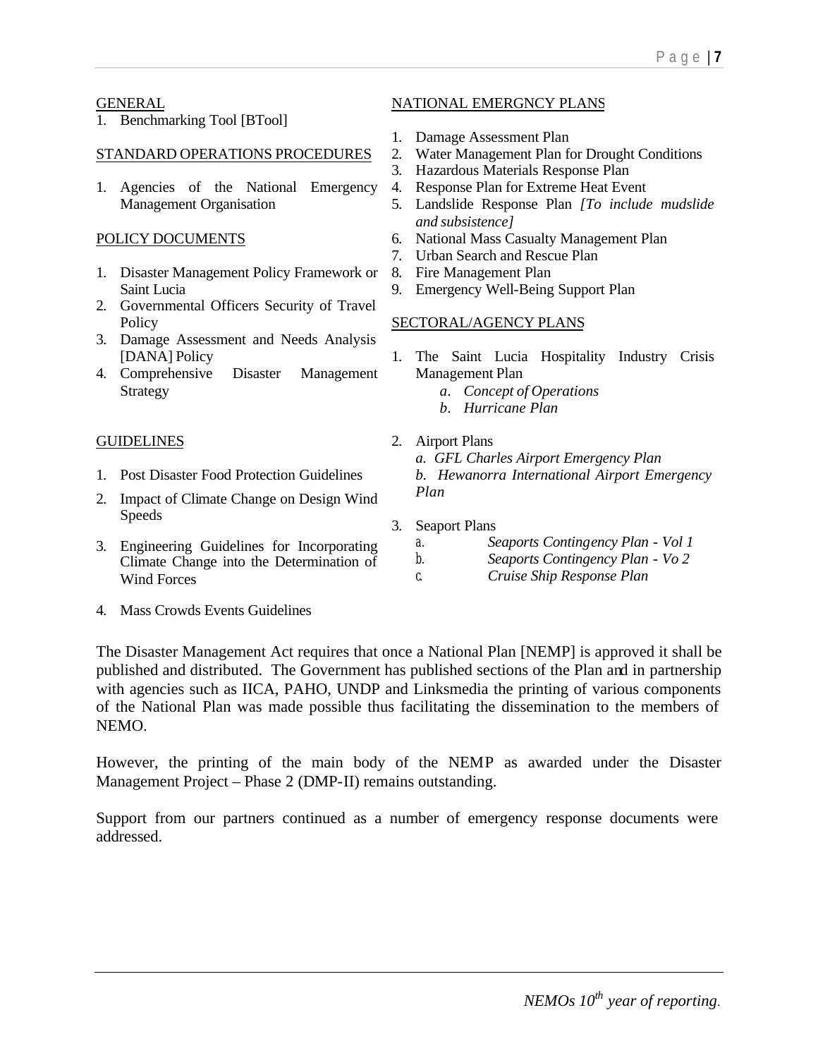GENERAL

1. Benchmarking Tool [BTool]

STANDARD OPERATIONS PROCEDURES

1. Agencies of the National Emergency Management Organisation

POLICY DOCUMENTS

1. Disaster Management Policy Framework or Saint Lucia
2. Governmental Officers Security of Travel Policy
3. Damage Assessment and Needs Analysis [DANA] Policy
4. Comprehensive Disaster Management Strategy

GUIDELINES

1. Post Disaster Food Protection Guidelines
2. Impact of Climate Change on Design Wind Speeds
3. Engineering Guidelines for Incorporating Climate Change into the Determination of Wind Forces
4. Mass Crowds Events Guidelines

NATIONAL EMERGNCY PLANS

1. Damage Assessment Plan
2. Water Management Plan for Drought Conditions
3. Hazardous Materials Response Plan
4. Response Plan for Extreme Heat Event
5. Landslide Response Plan *[To include mudslide and subsistence]*
6. National Mass Casualty Management Plan
7. Urban Search and Rescue Plan
8. Fire Management Plan
9. Emergency Well-Being Support Plan

SECTORAL/AGENCY PLANS

1. The Saint Lucia Hospitality Industry Crisis Management Plan
   a. *Concept of Operations*
   b. *Hurricane Plan*
2. Airport Plans
   a. *GFL Charles Airport Emergency Plan*
   b. *Hewanorra International Airport Emergency Plan*
3. Seaport Plans
   a. *Seaports Contingency Plan - Vol 1*
   b. *Seaports Contingency Plan - Vo 2*
   c. *Cruise Ship Response Plan*

The Disaster Management Act requires that once a National Plan [NEMP] is approved it shall be published and distributed. The Government has published sections of the Plan and in partnership with agencies such as IICA, PAHO, UNDP and Linksmedia the printing of various components of the National Plan was made possible thus facilitating the dissemination to the members of NEMO.

However, the printing of the main body of the NEMP as awarded under the Disaster Management Project – Phase 2 (DMP-II) remains outstanding.

Support from our partners continued as a number of emergency response documents were addressed.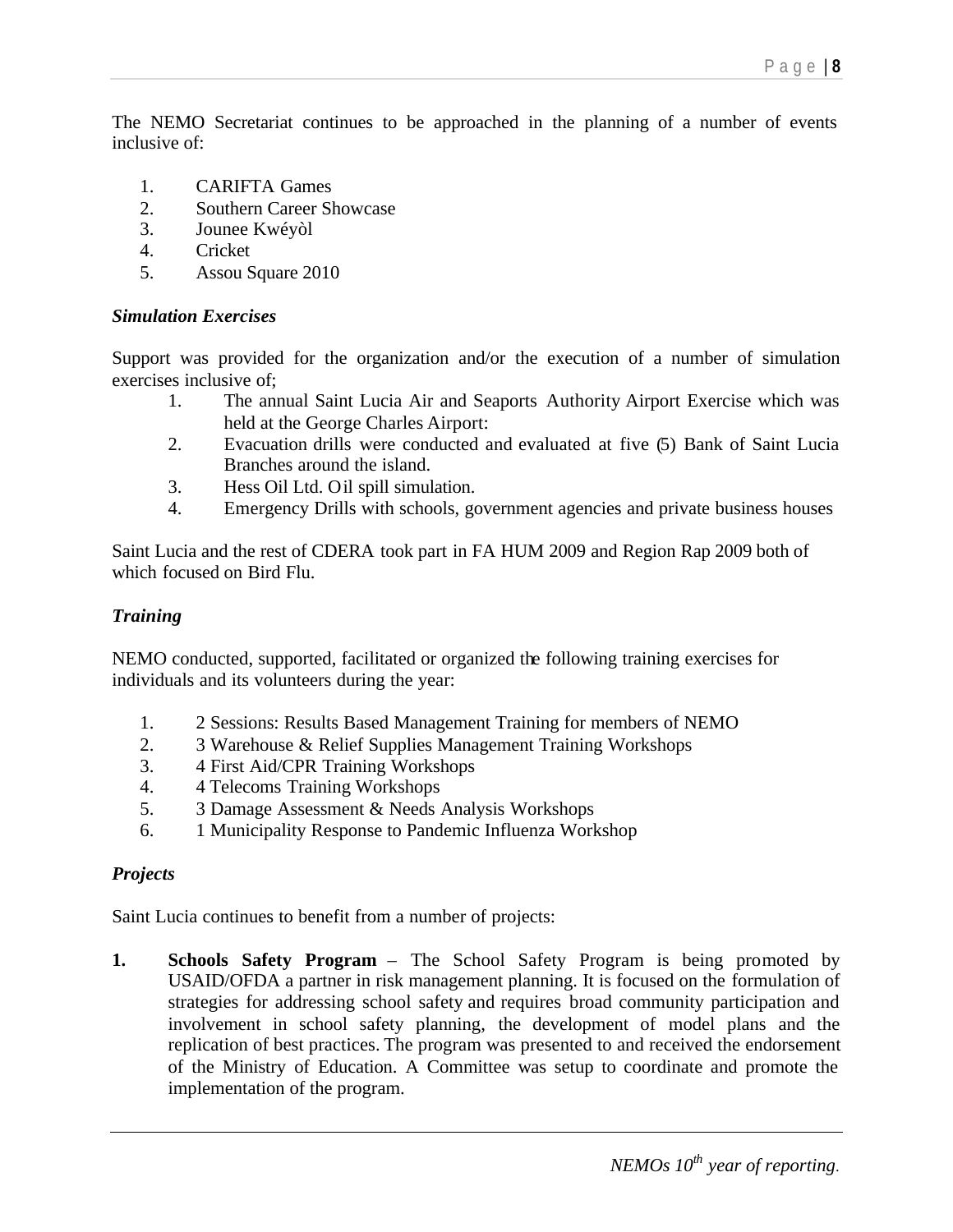The NEMO Secretariat continues to be approached in the planning of a number of events inclusive of:

1. CARIFTA Games
2. Southern Career Showcase
3. Jounee Kwéyòl
4. Cricket
5. Assou Square 2010

### *Simulation Exercises*

Support was provided for the organization and/or the execution of a number of simulation exercises inclusive of;

1. The annual Saint Lucia Air and Seaports Authority Airport Exercise which was held at the George Charles Airport:
2. Evacuation drills were conducted and evaluated at five (5) Bank of Saint Lucia Branches around the island.
3. Hess Oil Ltd. Oil spill simulation.
4. Emergency Drills with schools, government agencies and private business houses

Saint Lucia and the rest of CDERA took part in FA HUM 2009 and Region Rap 2009 both of which focused on Bird Flu.

### *Training*

NEMO conducted, supported, facilitated or organized the following training exercises for individuals and its volunteers during the year:

1. 2 Sessions: Results Based Management Training for members of NEMO
2. 3 Warehouse & Relief Supplies Management Training Workshops
3. 4 First Aid/CPR Training Workshops
4. 4 Telecoms Training Workshops
5. 3 Damage Assessment & Needs Analysis Workshops
6. 1 Municipality Response to Pandemic Influenza Workshop

### *Projects*

Saint Lucia continues to benefit from a number of projects:

1. **Schools Safety Program** – The School Safety Program is being promoted by USAID/OFDA a partner in risk management planning. It is focused on the formulation of strategies for addressing school safety and requires broad community participation and involvement in school safety planning, the development of model plans and the replication of best practices. The program was presented to and received the endorsement of the Ministry of Education. A Committee was setup to coordinate and promote the implementation of the program.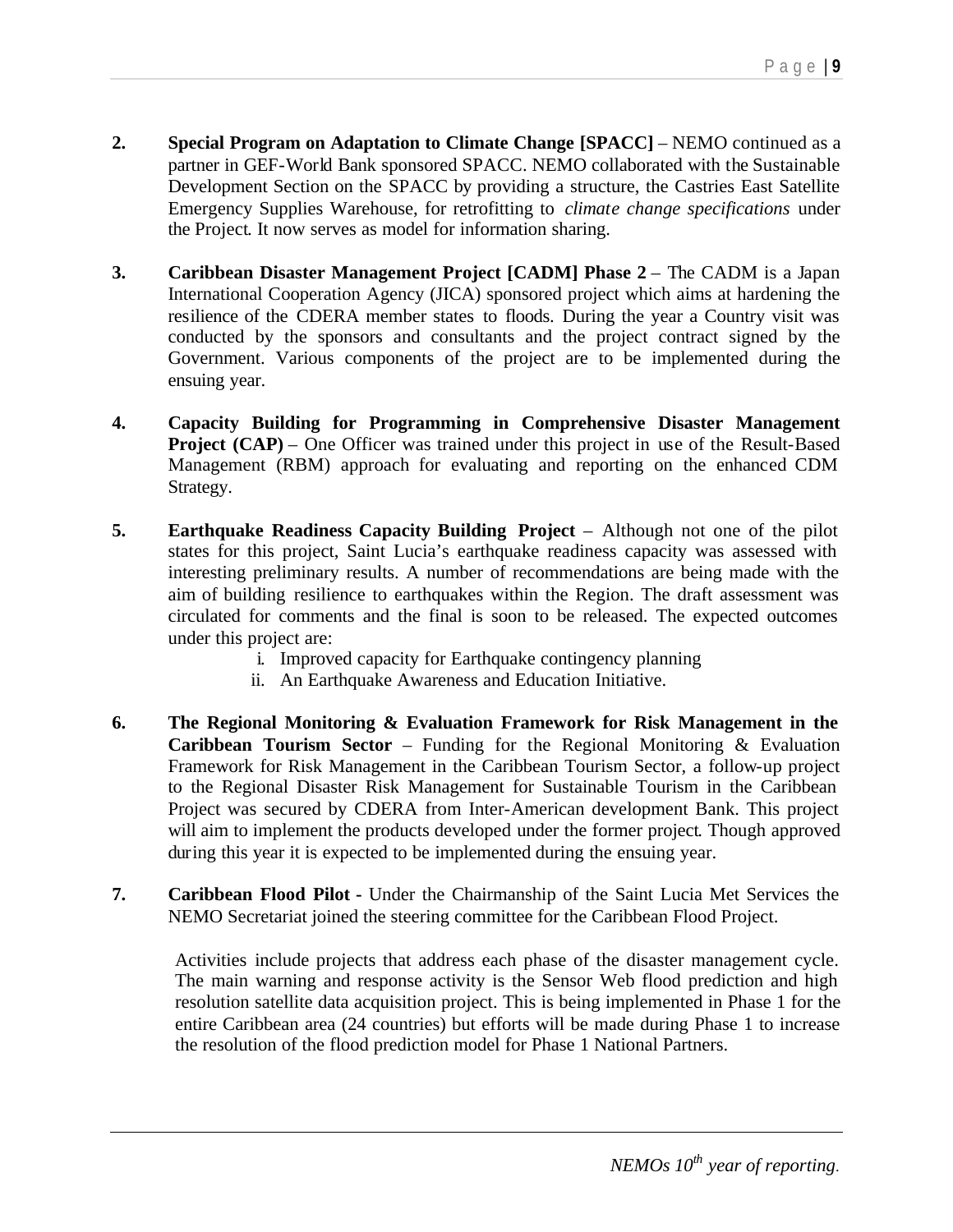2. **Special Program on Adaptation to Climate Change [SPACC]** – NEMO continued as a partner in GEF-World Bank sponsored SPACC. NEMO collaborated with the Sustainable Development Section on the SPACC by providing a structure, the Castries East Satellite Emergency Supplies Warehouse, for retrofitting to *climate change specifications* under the Project. It now serves as model for information sharing.

3. **Caribbean Disaster Management Project [CADM] Phase 2** – The CADM is a Japan International Cooperation Agency (JICA) sponsored project which aims at hardening the resilience of the CDERA member states to floods. During the year a Country visit was conducted by the sponsors and consultants and the project contract signed by the Government. Various components of the project are to be implemented during the ensuing year.

4. **Capacity Building for Programming in Comprehensive Disaster Management Project (CAP)** – One Officer was trained under this project in use of the Result-Based Management (RBM) approach for evaluating and reporting on the enhanced CDM Strategy.

5. **Earthquake Readiness Capacity Building Project** – Although not one of the pilot states for this project, Saint Lucia's earthquake readiness capacity was assessed with interesting preliminary results. A number of recommendations are being made with the aim of building resilience to earthquakes within the Region. The draft assessment was circulated for comments and the final is soon to be released. The expected outcomes under this project are:
   i. Improved capacity for Earthquake contingency planning
   ii. An Earthquake Awareness and Education Initiative.

6. **The Regional Monitoring & Evaluation Framework for Risk Management in the Caribbean Tourism Sector** – Funding for the Regional Monitoring & Evaluation Framework for Risk Management in the Caribbean Tourism Sector, a follow-up project to the Regional Disaster Risk Management for Sustainable Tourism in the Caribbean Project was secured by CDERA from Inter-American development Bank. This project will aim to implement the products developed under the former project. Though approved during this year it is expected to be implemented during the ensuing year.

7. **Caribbean Flood Pilot -** Under the Chairmanship of the Saint Lucia Met Services the NEMO Secretariat joined the steering committee for the Caribbean Flood Project.

   Activities include projects that address each phase of the disaster management cycle. The main warning and response activity is the Sensor Web flood prediction and high resolution satellite data acquisition project. This is being implemented in Phase 1 for the entire Caribbean area (24 countries) but efforts will be made during Phase 1 to increase the resolution of the flood prediction model for Phase 1 National Partners.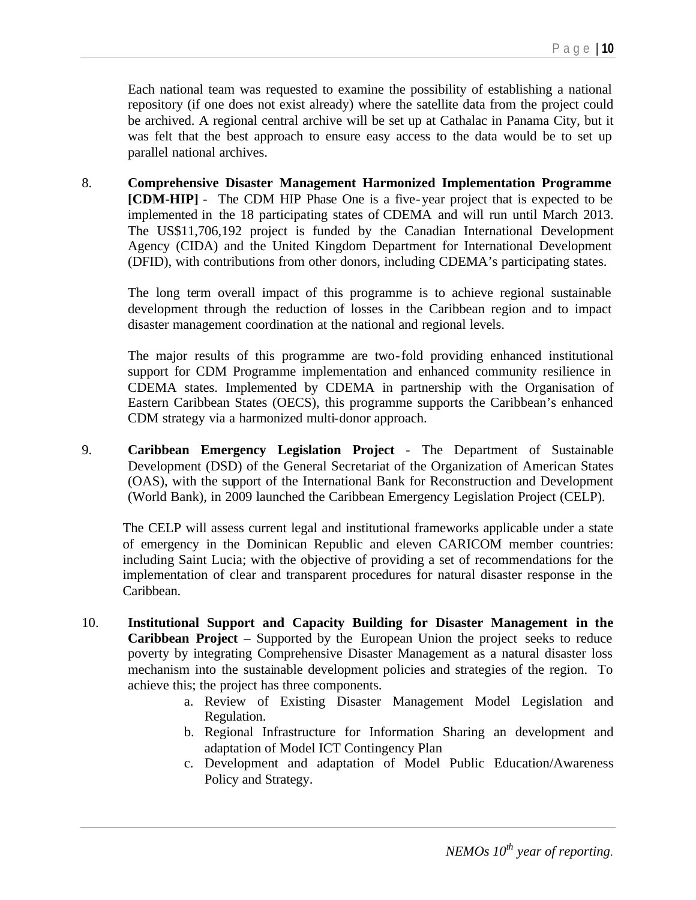Each national team was requested to examine the possibility of establishing a national repository (if one does not exist already) where the satellite data from the project could be archived. A regional central archive will be set up at Cathalac in Panama City, but it was felt that the best approach to ensure easy access to the data would be to set up parallel national archives.

8. **Comprehensive Disaster Management Harmonized Implementation Programme [CDM-HIP]** - The CDM HIP Phase One is a five-year project that is expected to be implemented in the 18 participating states of CDEMA and will run until March 2013. The US$11,706,192 project is funded by the Canadian International Development Agency (CIDA) and the United Kingdom Department for International Development (DFID), with contributions from other donors, including CDEMA's participating states.

   The long term overall impact of this programme is to achieve regional sustainable development through the reduction of losses in the Caribbean region and to impact disaster management coordination at the national and regional levels.

   The major results of this programme are two-fold providing enhanced institutional support for CDM Programme implementation and enhanced community resilience in CDEMA states. Implemented by CDEMA in partnership with the Organisation of Eastern Caribbean States (OECS), this programme supports the Caribbean's enhanced CDM strategy via a harmonized multi-donor approach.

9. **Caribbean Emergency Legislation Project** - The Department of Sustainable Development (DSD) of the General Secretariat of the Organization of American States (OAS), with the support of the International Bank for Reconstruction and Development (World Bank), in 2009 launched the Caribbean Emergency Legislation Project (CELP).

   The CELP will assess current legal and institutional frameworks applicable under a state of emergency in the Dominican Republic and eleven CARICOM member countries: including Saint Lucia; with the objective of providing a set of recommendations for the implementation of clear and transparent procedures for natural disaster response in the Caribbean.

10. **Institutional Support and Capacity Building for Disaster Management in the Caribbean Project** – Supported by the European Union the project seeks to reduce poverty by integrating Comprehensive Disaster Management as a natural disaster loss mechanism into the sustainable development policies and strategies of the region. To achieve this; the project has three components.

    a. Review of Existing Disaster Management Model Legislation and Regulation.
    b. Regional Infrastructure for Information Sharing an development and adaptation of Model ICT Contingency Plan
    c. Development and adaptation of Model Public Education/Awareness Policy and Strategy.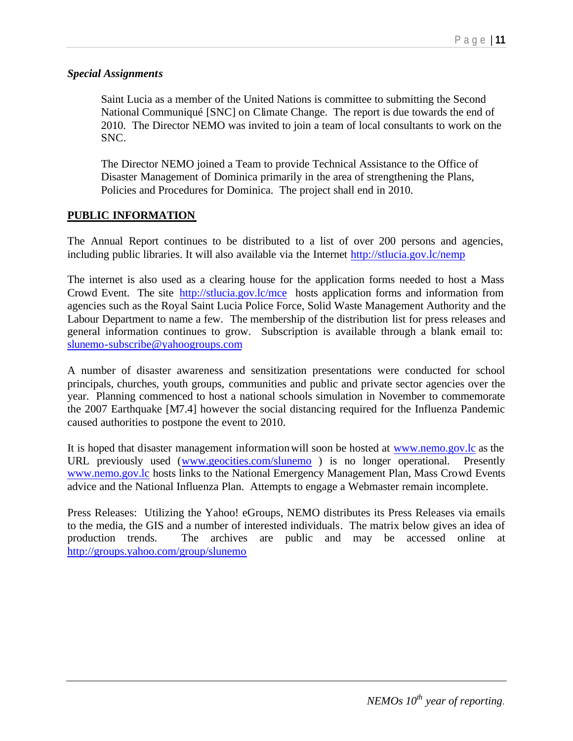***Special Assignments***

> Saint Lucia as a member of the United Nations is committee to submitting the Second National Communiqué [SNC] on Climate Change. The report is due towards the end of 2010. The Director NEMO was invited to join a team of local consultants to work on the SNC.
>
> The Director NEMO joined a Team to provide Technical Assistance to the Office of Disaster Management of Dominica primarily in the area of strengthening the Plans, Policies and Procedures for Dominica. The project shall end in 2010.

## PUBLIC INFORMATION

The Annual Report continues to be distributed to a list of over 200 persons and agencies, including public libraries. It will also available via the Internet http://stlucia.gov.lc/nemp

The internet is also used as a clearing house for the application forms needed to host a Mass Crowd Event. The site http://stlucia.gov.lc/mce hosts application forms and information from agencies such as the Royal Saint Lucia Police Force, Solid Waste Management Authority and the Labour Department to name a few. The membership of the distribution list for press releases and general information continues to grow. Subscription is available through a blank email to: slunemo-subscribe@yahoogroups.com

A number of disaster awareness and sensitization presentations were conducted for school principals, churches, youth groups, communities and public and private sector agencies over the year. Planning commenced to host a national schools simulation in November to commemorate the 2007 Earthquake [M7.4] however the social distancing required for the Influenza Pandemic caused authorities to postpone the event to 2010.

It is hoped that disaster management information will soon be hosted at www.nemo.gov.lc as the URL previously used (www.geocities.com/slunemo ) is no longer operational. Presently www.nemo.gov.lc hosts links to the National Emergency Management Plan, Mass Crowd Events advice and the National Influenza Plan. Attempts to engage a Webmaster remain incomplete.

Press Releases: Utilizing the Yahoo! eGroups, NEMO distributes its Press Releases via emails to the media, the GIS and a number of interested individuals. The matrix below gives an idea of production trends. The archives are public and may be accessed online at http://groups.yahoo.com/group/slunemo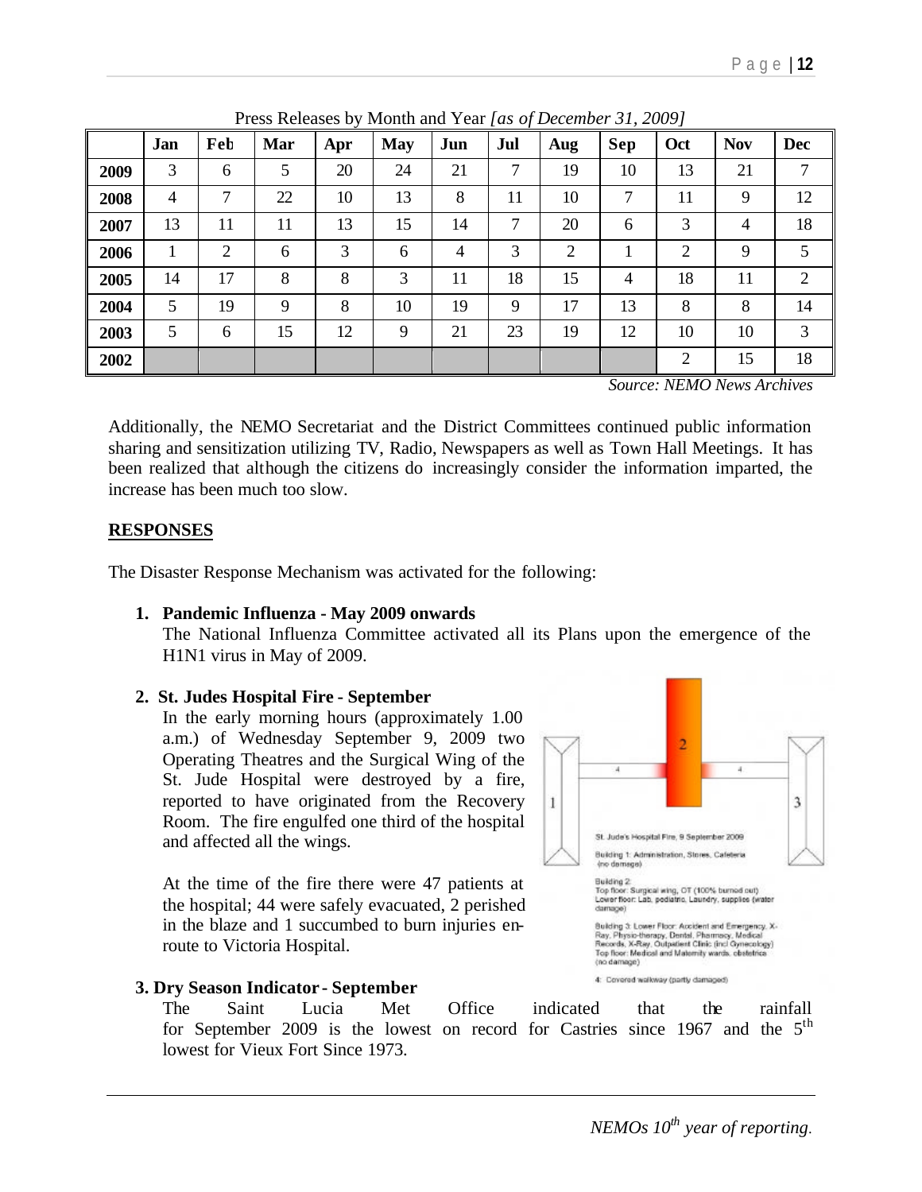Press Releases by Month and Year *[as of December 31, 2009]*

| | Jan | Feb | Mar | Apr | May | Jun | Jul | Aug | Sep | Oct | Nov | Dec |
|---|---|---|---|---|---|---|---|---|---|---|---|---|
| **2009** | 3 | 6 | 5 | 20 | 24 | 21 | 7 | 19 | 10 | 13 | 21 | 7 |
| **2008** | 4 | 7 | 22 | 10 | 13 | 8 | 11 | 10 | 7 | 11 | 9 | 12 |
| **2007** | 13 | 11 | 11 | 13 | 15 | 14 | 7 | 20 | 6 | 3 | 4 | 18 |
| **2006** | 1 | 2 | 6 | 3 | 6 | 4 | 3 | 2 | 1 | 2 | 9 | 5 |
| **2005** | 14 | 17 | 8 | 8 | 3 | 11 | 18 | 15 | 4 | 18 | 11 | 2 |
| **2004** | 5 | 19 | 9 | 8 | 10 | 19 | 9 | 17 | 13 | 8 | 8 | 14 |
| **2003** | 5 | 6 | 15 | 12 | 9 | 21 | 23 | 19 | 12 | 10 | 10 | 3 |
| **2002** | | | | | | | | | | 2 | 15 | 18 |

*Source: NEMO News Archives*

Additionally, the NEMO Secretariat and the District Committees continued public information sharing and sensitization utilizing TV, Radio, Newspapers as well as Town Hall Meetings. It has been realized that although the citizens do increasingly consider the information imparted, the increase has been much too slow.

## RESPONSES

The Disaster Response Mechanism was activated for the following:

**1. Pandemic Influenza - May 2009 onwards**

The National Influenza Committee activated all its Plans upon the emergence of the H1N1 virus in May of 2009.

**2. St. Judes Hospital Fire - September**

In the early morning hours (approximately 1.00 a.m.) of Wednesday September 9, 2009 two Operating Theatres and the Surgical Wing of the St. Jude Hospital were destroyed by a fire, reported to have originated from the Recovery Room. The fire engulfed one third of the hospital and affected all the wings.

At the time of the fire there were 47 patients at the hospital; 44 were safely evacuated, 2 perished in the blaze and 1 succumbed to burn injuries en-route to Victoria Hospital.

St. Jude's Hospital Fire, 9 September 2009

Building 1: Administration, Stores, Cafeteria (no damage)

Building 2: Top floor: Surgical wing, OT (100% burned out) Lower floor: Lab, pediatric, Laundry, supplies (water damage)

Building 3: Lower Floor: Accident and Emergency, X-Ray, Physio-therapy, Dental, Pharmacy, Medical Records, X-Ray, Outpatient Clinic (incl Gynecology) Top floor: Medical and Maternity wards, obstetrics (no damage)

4: Covered walkway (partly damaged)

**3. Dry Season Indicator - September**

The Saint Lucia Met Office indicated that the rainfall for September 2009 is the lowest on record for Castries since 1967 and the 5th lowest for Vieux Fort Since 1973.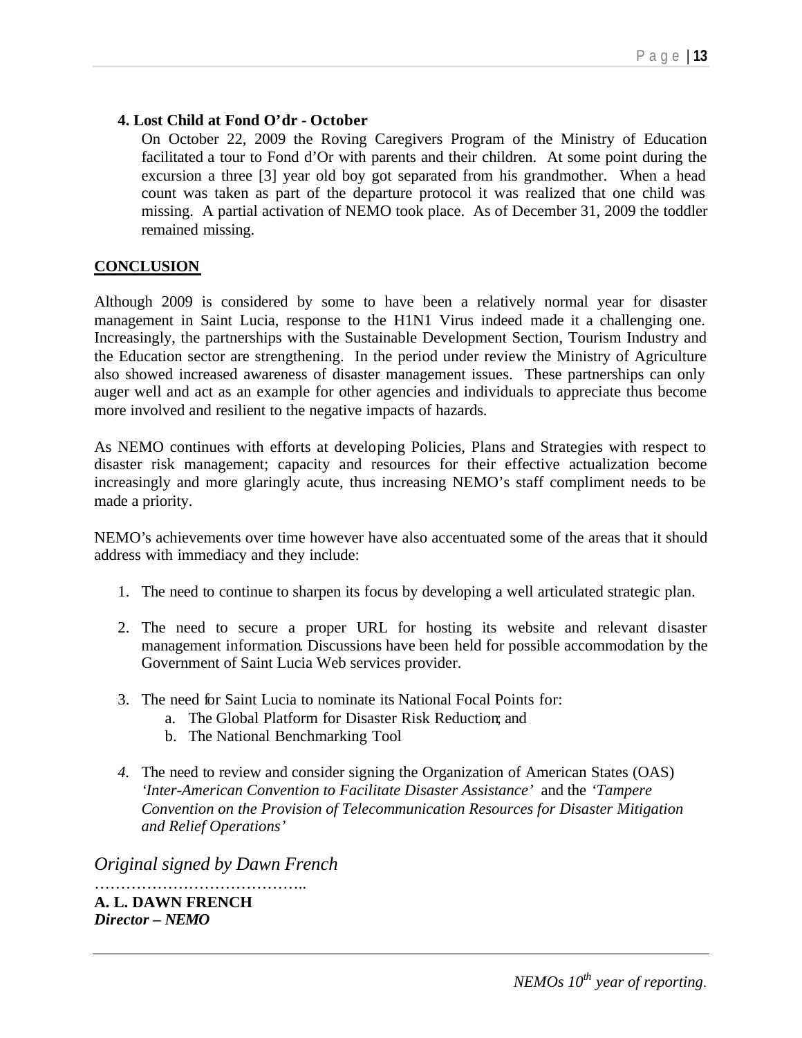**4. Lost Child at Fond O'dr - October**

On October 22, 2009 the Roving Caregivers Program of the Ministry of Education facilitated a tour to Fond d'Or with parents and their children. At some point during the excursion a three [3] year old boy got separated from his grandmother. When a head count was taken as part of the departure protocol it was realized that one child was missing. A partial activation of NEMO took place. As of December 31, 2009 the toddler remained missing.

## CONCLUSION

Although 2009 is considered by some to have been a relatively normal year for disaster management in Saint Lucia, response to the H1N1 Virus indeed made it a challenging one. Increasingly, the partnerships with the Sustainable Development Section, Tourism Industry and the Education sector are strengthening. In the period under review the Ministry of Agriculture also showed increased awareness of disaster management issues. These partnerships can only auger well and act as an example for other agencies and individuals to appreciate thus become more involved and resilient to the negative impacts of hazards.

As NEMO continues with efforts at developing Policies, Plans and Strategies with respect to disaster risk management; capacity and resources for their effective actualization become increasingly and more glaringly acute, thus increasing NEMO's staff compliment needs to be made a priority.

NEMO's achievements over time however have also accentuated some of the areas that it should address with immediacy and they include:

1. The need to continue to sharpen its focus by developing a well articulated strategic plan.

2. The need to secure a proper URL for hosting its website and relevant disaster management information. Discussions have been held for possible accommodation by the Government of Saint Lucia Web services provider.

3. The need for Saint Lucia to nominate its National Focal Points for:
   a. The Global Platform for Disaster Risk Reduction; and
   b. The National Benchmarking Tool

4. The need to review and consider signing the Organization of American States (OAS) *'Inter-American Convention to Facilitate Disaster Assistance'* and the *'Tampere Convention on the Provision of Telecommunication Resources for Disaster Mitigation and Relief Operations'*

*Original signed by Dawn French*

…………………………………..

**A. L. DAWN FRENCH**
***Director – NEMO***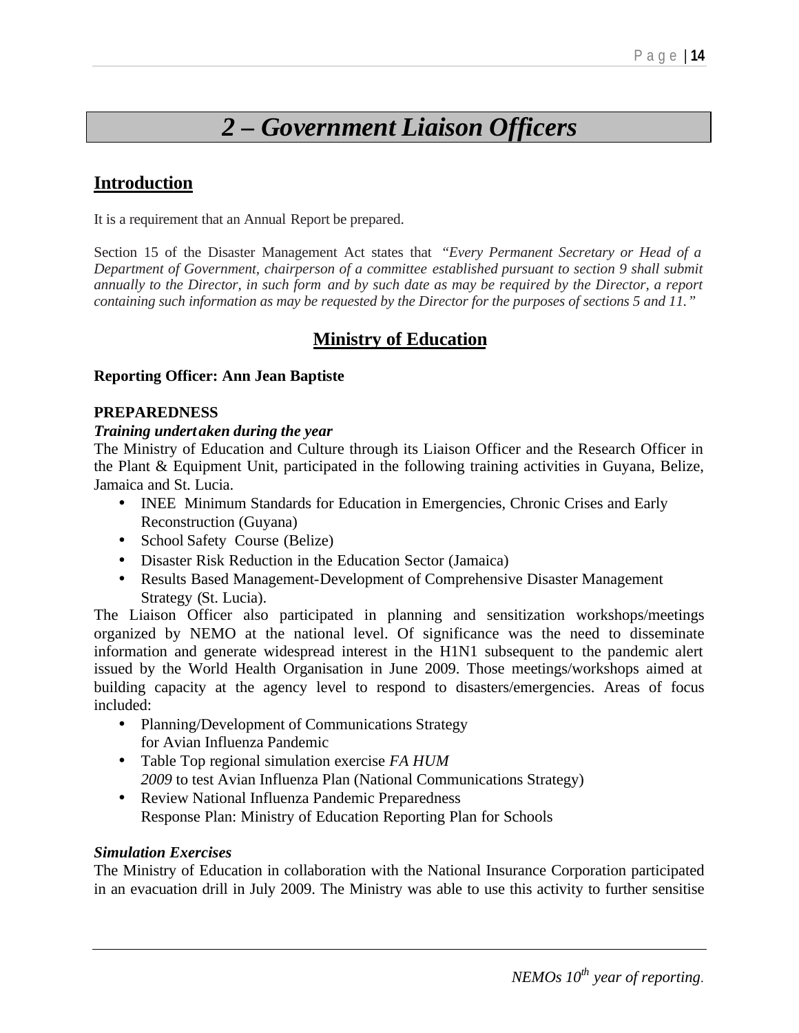# 2 – Government Liaison Officers

## Introduction

It is a requirement that an Annual Report be prepared.

Section 15 of the Disaster Management Act states that *"Every Permanent Secretary or Head of a Department of Government, chairperson of a committee established pursuant to section 9 shall submit annually to the Director, in such form and by such date as may be required by the Director, a report containing such information as may be requested by the Director for the purposes of sections 5 and 11."*

## Ministry of Education

**Reporting Officer: Ann Jean Baptiste**

**PREPAREDNESS**

***Training undertaken during the year***

The Ministry of Education and Culture through its Liaison Officer and the Research Officer in the Plant & Equipment Unit, participated in the following training activities in Guyana, Belize, Jamaica and St. Lucia.

- INEE Minimum Standards for Education in Emergencies, Chronic Crises and Early Reconstruction (Guyana)
- School Safety Course (Belize)
- Disaster Risk Reduction in the Education Sector (Jamaica)
- Results Based Management-Development of Comprehensive Disaster Management Strategy (St. Lucia).

The Liaison Officer also participated in planning and sensitization workshops/meetings organized by NEMO at the national level. Of significance was the need to disseminate information and generate widespread interest in the H1N1 subsequent to the pandemic alert issued by the World Health Organisation in June 2009. Those meetings/workshops aimed at building capacity at the agency level to respond to disasters/emergencies. Areas of focus included:

- Planning/Development of Communications Strategy for Avian Influenza Pandemic
- Table Top regional simulation exercise *FA HUM 2009* to test Avian Influenza Plan (National Communications Strategy)
- Review National Influenza Pandemic Preparedness Response Plan: Ministry of Education Reporting Plan for Schools

***Simulation Exercises***

The Ministry of Education in collaboration with the National Insurance Corporation participated in an evacuation drill in July 2009. The Ministry was able to use this activity to further sensitise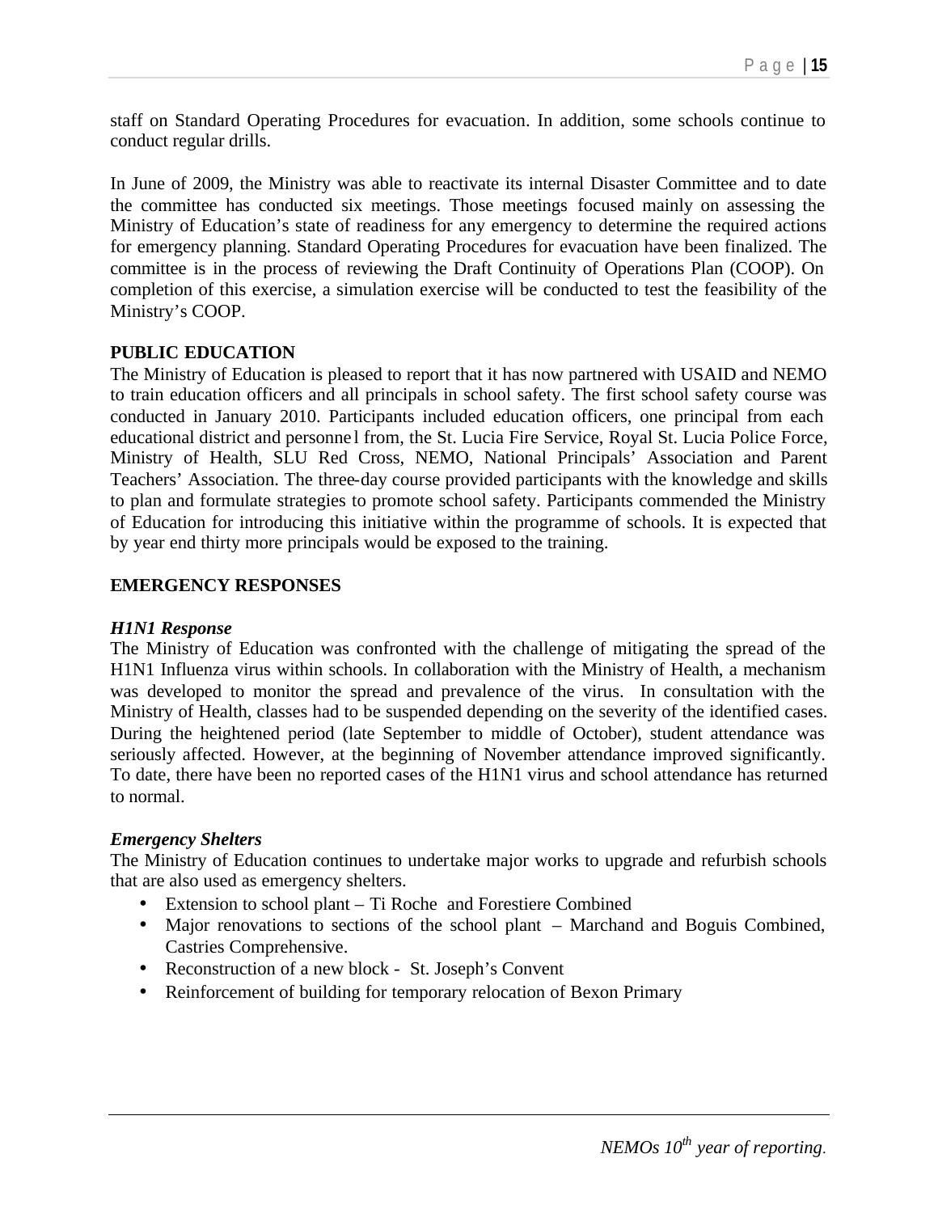staff on Standard Operating Procedures for evacuation. In addition, some schools continue to conduct regular drills.

In June of 2009, the Ministry was able to reactivate its internal Disaster Committee and to date the committee has conducted six meetings. Those meetings focused mainly on assessing the Ministry of Education's state of readiness for any emergency to determine the required actions for emergency planning. Standard Operating Procedures for evacuation have been finalized. The committee is in the process of reviewing the Draft Continuity of Operations Plan (COOP). On completion of this exercise, a simulation exercise will be conducted to test the feasibility of the Ministry's COOP.

**PUBLIC EDUCATION**

The Ministry of Education is pleased to report that it has now partnered with USAID and NEMO to train education officers and all principals in school safety. The first school safety course was conducted in January 2010. Participants included education officers, one principal from each educational district and personnel from, the St. Lucia Fire Service, Royal St. Lucia Police Force, Ministry of Health, SLU Red Cross, NEMO, National Principals' Association and Parent Teachers' Association. The three-day course provided participants with the knowledge and skills to plan and formulate strategies to promote school safety. Participants commended the Ministry of Education for introducing this initiative within the programme of schools. It is expected that by year end thirty more principals would be exposed to the training.

**EMERGENCY RESPONSES**

***H1N1 Response***

The Ministry of Education was confronted with the challenge of mitigating the spread of the H1N1 Influenza virus within schools. In collaboration with the Ministry of Health, a mechanism was developed to monitor the spread and prevalence of the virus. In consultation with the Ministry of Health, classes had to be suspended depending on the severity of the identified cases. During the heightened period (late September to middle of October), student attendance was seriously affected. However, at the beginning of November attendance improved significantly. To date, there have been no reported cases of the H1N1 virus and school attendance has returned to normal.

***Emergency Shelters***

The Ministry of Education continues to undertake major works to upgrade and refurbish schools that are also used as emergency shelters.

- Extension to school plant – Ti Roche and Forestiere Combined
- Major renovations to sections of the school plant – Marchand and Boguis Combined, Castries Comprehensive.
- Reconstruction of a new block - St. Joseph's Convent
- Reinforcement of building for temporary relocation of Bexon Primary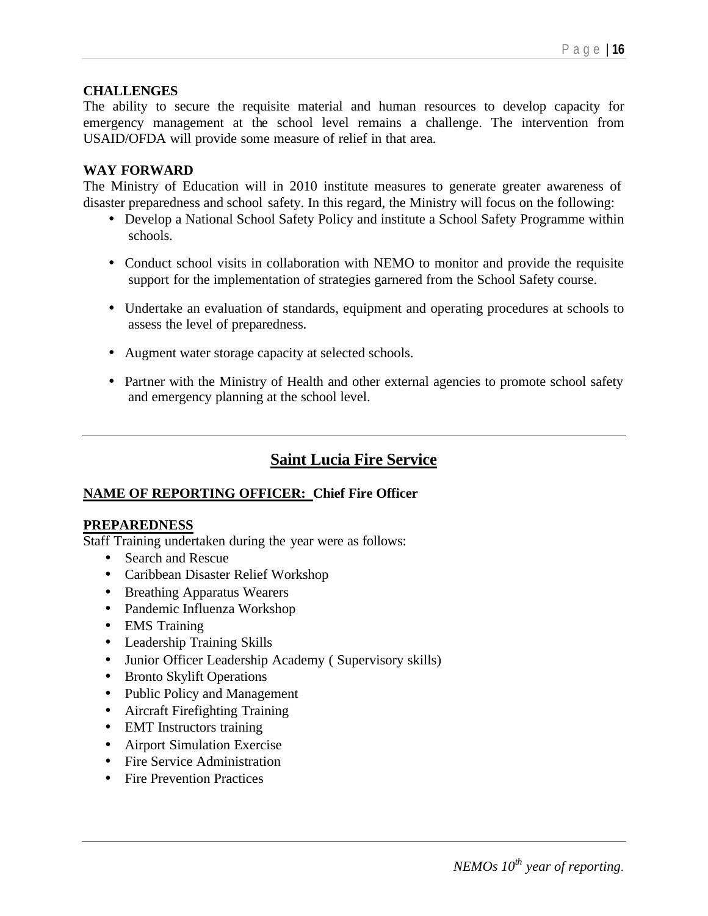**CHALLENGES**

The ability to secure the requisite material and human resources to develop capacity for emergency management at the school level remains a challenge. The intervention from USAID/OFDA will provide some measure of relief in that area.

**WAY FORWARD**

The Ministry of Education will in 2010 institute measures to generate greater awareness of disaster preparedness and school safety. In this regard, the Ministry will focus on the following:

- Develop a National School Safety Policy and institute a School Safety Programme within schools.
- Conduct school visits in collaboration with NEMO to monitor and provide the requisite support for the implementation of strategies garnered from the School Safety course.
- Undertake an evaluation of standards, equipment and operating procedures at schools to assess the level of preparedness.
- Augment water storage capacity at selected schools.
- Partner with the Ministry of Health and other external agencies to promote school safety and emergency planning at the school level.

---

## Saint Lucia Fire Service

**NAME OF REPORTING OFFICER: Chief Fire Officer**

**PREPAREDNESS**

Staff Training undertaken during the year were as follows:

- Search and Rescue
- Caribbean Disaster Relief Workshop
- Breathing Apparatus Wearers
- Pandemic Influenza Workshop
- EMS Training
- Leadership Training Skills
- Junior Officer Leadership Academy ( Supervisory skills)
- Bronto Skylift Operations
- Public Policy and Management
- Aircraft Firefighting Training
- EMT Instructors training
- Airport Simulation Exercise
- Fire Service Administration
- Fire Prevention Practices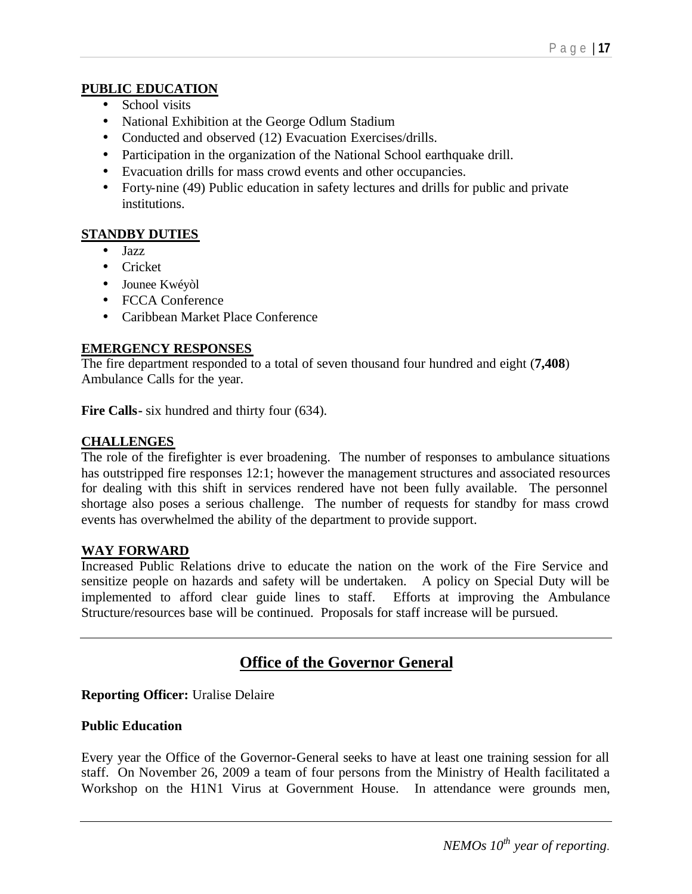**PUBLIC EDUCATION**

- School visits
- National Exhibition at the George Odlum Stadium
- Conducted and observed (12) Evacuation Exercises/drills.
- Participation in the organization of the National School earthquake drill.
- Evacuation drills for mass crowd events and other occupancies.
- Forty-nine (49) Public education in safety lectures and drills for public and private institutions.

**STANDBY DUTIES**

- Jazz
- Cricket
- Jounee Kwéyòl
- FCCA Conference
- Caribbean Market Place Conference

**EMERGENCY RESPONSES**

The fire department responded to a total of seven thousand four hundred and eight (**7,408**) Ambulance Calls for the year.

**Fire Calls**- six hundred and thirty four (634).

**CHALLENGES**

The role of the firefighter is ever broadening. The number of responses to ambulance situations has outstripped fire responses 12:1; however the management structures and associated resources for dealing with this shift in services rendered have not been fully available. The personnel shortage also poses a serious challenge. The number of requests for standby for mass crowd events has overwhelmed the ability of the department to provide support.

**WAY FORWARD**

Increased Public Relations drive to educate the nation on the work of the Fire Service and sensitize people on hazards and safety will be undertaken. A policy on Special Duty will be implemented to afford clear guide lines to staff. Efforts at improving the Ambulance Structure/resources base will be continued. Proposals for staff increase will be pursued.

## Office of the Governor General

**Reporting Officer:** Uralise Delaire

**Public Education**

Every year the Office of the Governor-General seeks to have at least one training session for all staff. On November 26, 2009 a team of four persons from the Ministry of Health facilitated a Workshop on the H1N1 Virus at Government House. In attendance were grounds men,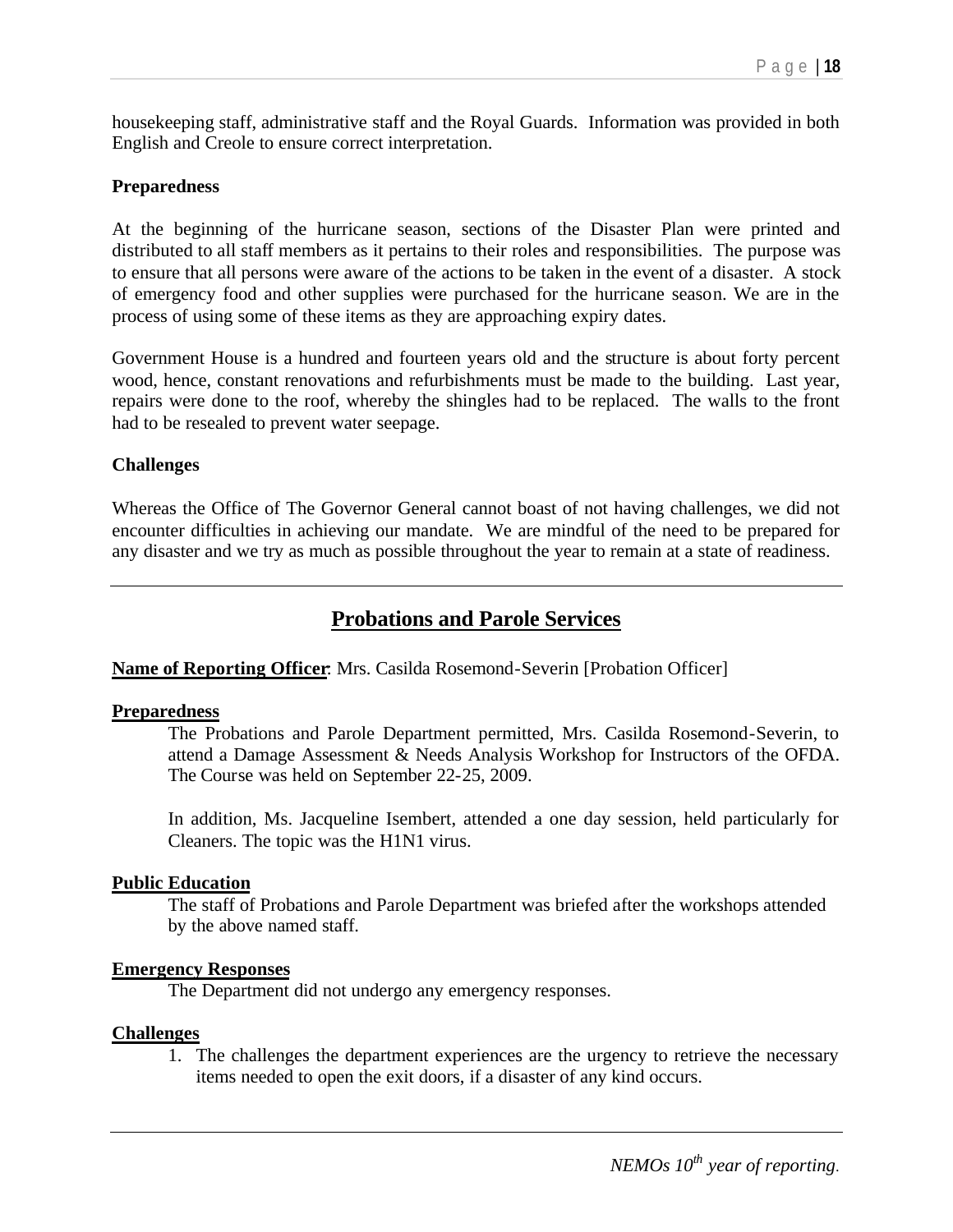housekeeping staff, administrative staff and the Royal Guards. Information was provided in both English and Creole to ensure correct interpretation.

**Preparedness**

At the beginning of the hurricane season, sections of the Disaster Plan were printed and distributed to all staff members as it pertains to their roles and responsibilities. The purpose was to ensure that all persons were aware of the actions to be taken in the event of a disaster. A stock of emergency food and other supplies were purchased for the hurricane season. We are in the process of using some of these items as they are approaching expiry dates.

Government House is a hundred and fourteen years old and the structure is about forty percent wood, hence, constant renovations and refurbishments must be made to the building. Last year, repairs were done to the roof, whereby the shingles had to be replaced. The walls to the front had to be resealed to prevent water seepage.

**Challenges**

Whereas the Office of The Governor General cannot boast of not having challenges, we did not encounter difficulties in achieving our mandate. We are mindful of the need to be prepared for any disaster and we try as much as possible throughout the year to remain at a state of readiness.

---

## Probations and Parole Services

**Name of Reporting Officer**: Mrs. Casilda Rosemond-Severin [Probation Officer]

**Preparedness**

The Probations and Parole Department permitted, Mrs. Casilda Rosemond-Severin, to attend a Damage Assessment & Needs Analysis Workshop for Instructors of the OFDA. The Course was held on September 22-25, 2009.

In addition, Ms. Jacqueline Isembert, attended a one day session, held particularly for Cleaners. The topic was the H1N1 virus.

**Public Education**

The staff of Probations and Parole Department was briefed after the workshops attended by the above named staff.

**Emergency Responses**

The Department did not undergo any emergency responses.

**Challenges**

1. The challenges the department experiences are the urgency to retrieve the necessary items needed to open the exit doors, if a disaster of any kind occurs.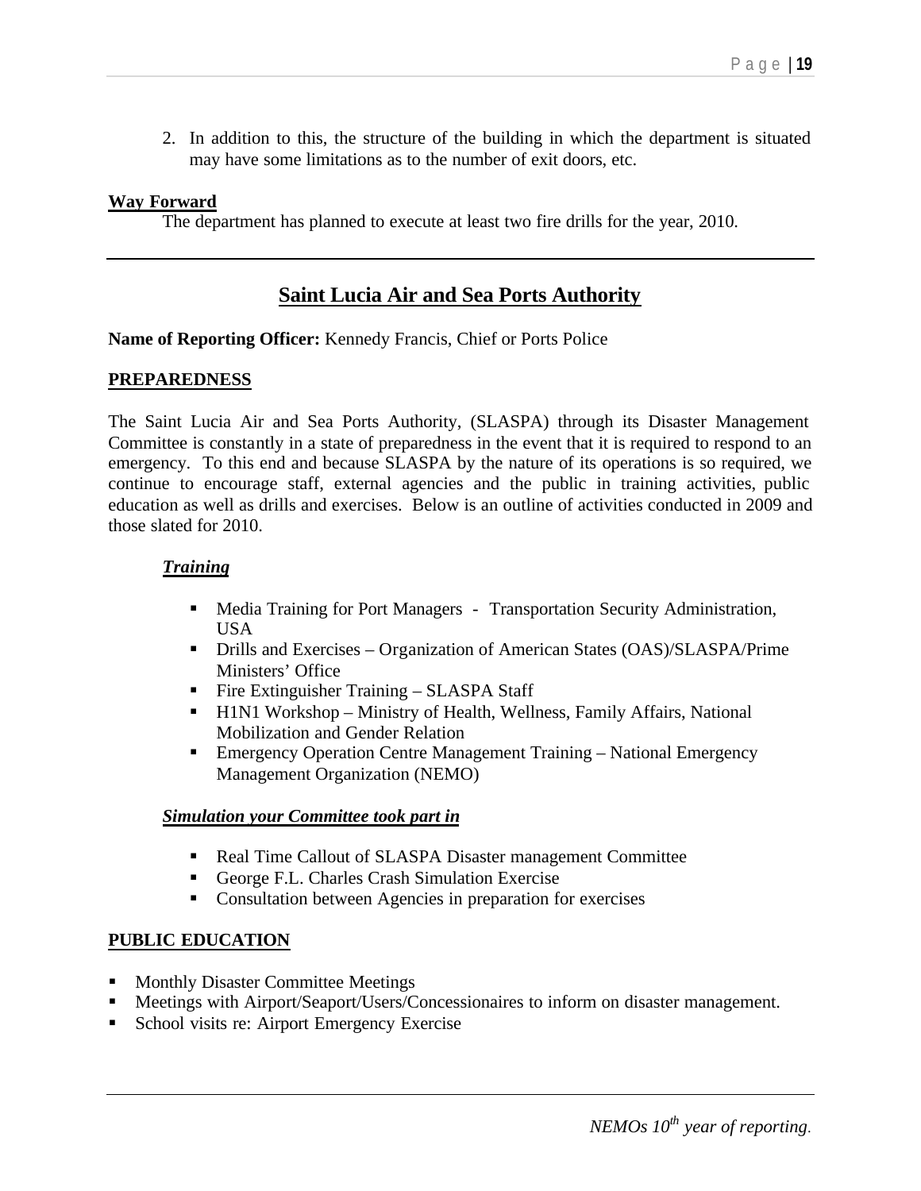2. In addition to this, the structure of the building in which the department is situated may have some limitations as to the number of exit doors, etc.

**Way Forward**

The department has planned to execute at least two fire drills for the year, 2010.

---

## Saint Lucia Air and Sea Ports Authority

**Name of Reporting Officer:** Kennedy Francis, Chief or Ports Police

**PREPAREDNESS**

The Saint Lucia Air and Sea Ports Authority, (SLASPA) through its Disaster Management Committee is constantly in a state of preparedness in the event that it is required to respond to an emergency. To this end and because SLASPA by the nature of its operations is so required, we continue to encourage staff, external agencies and the public in training activities, public education as well as drills and exercises. Below is an outline of activities conducted in 2009 and those slated for 2010.

***Training***

- Media Training for Port Managers - Transportation Security Administration, USA
- Drills and Exercises – Organization of American States (OAS)/SLASPA/Prime Ministers' Office
- Fire Extinguisher Training – SLASPA Staff
- H1N1 Workshop – Ministry of Health, Wellness, Family Affairs, National Mobilization and Gender Relation
- Emergency Operation Centre Management Training – National Emergency Management Organization (NEMO)

***Simulation your Committee took part in***

- Real Time Callout of SLASPA Disaster management Committee
- George F.L. Charles Crash Simulation Exercise
- Consultation between Agencies in preparation for exercises

**PUBLIC EDUCATION**

- Monthly Disaster Committee Meetings
- Meetings with Airport/Seaport/Users/Concessionaires to inform on disaster management.
- School visits re: Airport Emergency Exercise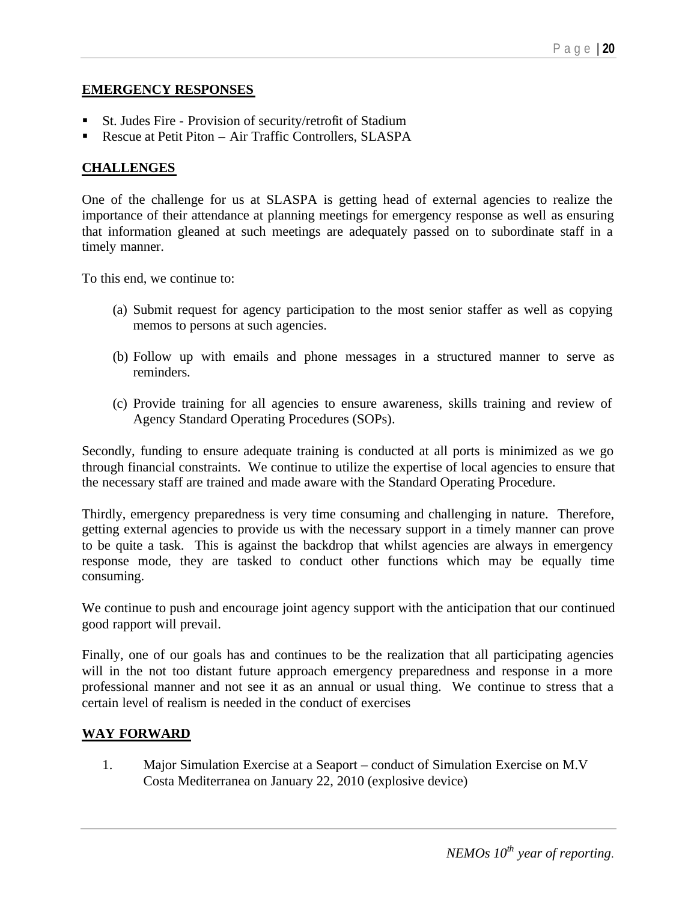## EMERGENCY RESPONSES

- St. Judes Fire - Provision of security/retrofit of Stadium
- Rescue at Petit Piton – Air Traffic Controllers, SLASPA

## CHALLENGES

One of the challenge for us at SLASPA is getting head of external agencies to realize the importance of their attendance at planning meetings for emergency response as well as ensuring that information gleaned at such meetings are adequately passed on to subordinate staff in a timely manner.

To this end, we continue to:

(a) Submit request for agency participation to the most senior staffer as well as copying memos to persons at such agencies.

(b) Follow up with emails and phone messages in a structured manner to serve as reminders.

(c) Provide training for all agencies to ensure awareness, skills training and review of Agency Standard Operating Procedures (SOPs).

Secondly, funding to ensure adequate training is conducted at all ports is minimized as we go through financial constraints. We continue to utilize the expertise of local agencies to ensure that the necessary staff are trained and made aware with the Standard Operating Procedure.

Thirdly, emergency preparedness is very time consuming and challenging in nature. Therefore, getting external agencies to provide us with the necessary support in a timely manner can prove to be quite a task. This is against the backdrop that whilst agencies are always in emergency response mode, they are tasked to conduct other functions which may be equally time consuming.

We continue to push and encourage joint agency support with the anticipation that our continued good rapport will prevail.

Finally, one of our goals has and continues to be the realization that all participating agencies will in the not too distant future approach emergency preparedness and response in a more professional manner and not see it as an annual or usual thing. We continue to stress that a certain level of realism is needed in the conduct of exercises

## WAY FORWARD

1. Major Simulation Exercise at a Seaport – conduct of Simulation Exercise on M.V Costa Mediterranea on January 22, 2010 (explosive device)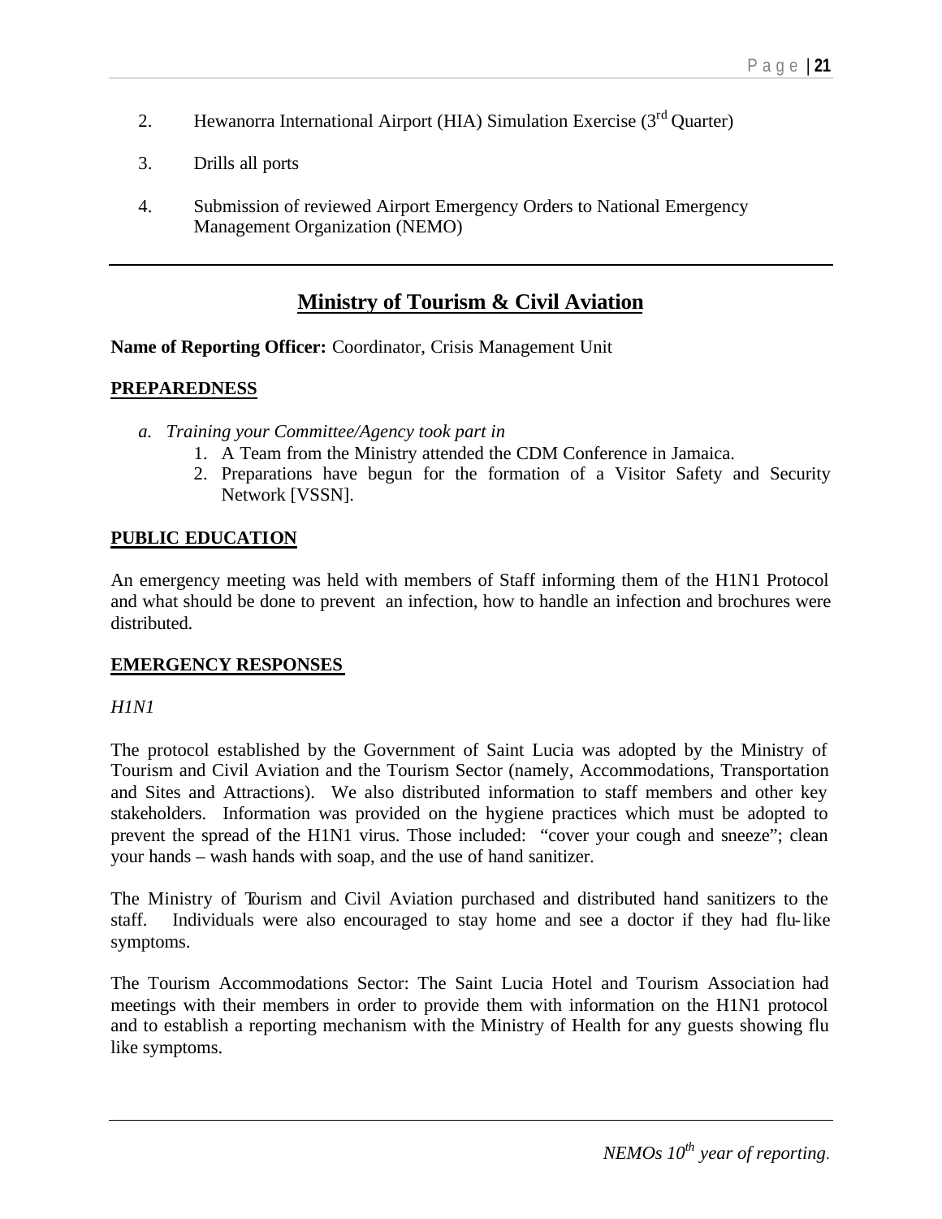2. Hewanorra International Airport (HIA) Simulation Exercise (3rd Quarter)

3. Drills all ports

4. Submission of reviewed Airport Emergency Orders to National Emergency Management Organization (NEMO)

---

## Ministry of Tourism & Civil Aviation

**Name of Reporting Officer:** Coordinator, Crisis Management Unit

### PREPAREDNESS

a. *Training your Committee/Agency took part in*
   1. A Team from the Ministry attended the CDM Conference in Jamaica.
   2. Preparations have begun for the formation of a Visitor Safety and Security Network [VSSN].

### PUBLIC EDUCATION

An emergency meeting was held with members of Staff informing them of the H1N1 Protocol and what should be done to prevent an infection, how to handle an infection and brochures were distributed.

### EMERGENCY RESPONSES

*H1N1*

The protocol established by the Government of Saint Lucia was adopted by the Ministry of Tourism and Civil Aviation and the Tourism Sector (namely, Accommodations, Transportation and Sites and Attractions). We also distributed information to staff members and other key stakeholders. Information was provided on the hygiene practices which must be adopted to prevent the spread of the H1N1 virus. Those included: "cover your cough and sneeze"; clean your hands – wash hands with soap, and the use of hand sanitizer.

The Ministry of Tourism and Civil Aviation purchased and distributed hand sanitizers to the staff. Individuals were also encouraged to stay home and see a doctor if they had flu-like symptoms.

The Tourism Accommodations Sector: The Saint Lucia Hotel and Tourism Association had meetings with their members in order to provide them with information on the H1N1 protocol and to establish a reporting mechanism with the Ministry of Health for any guests showing flu like symptoms.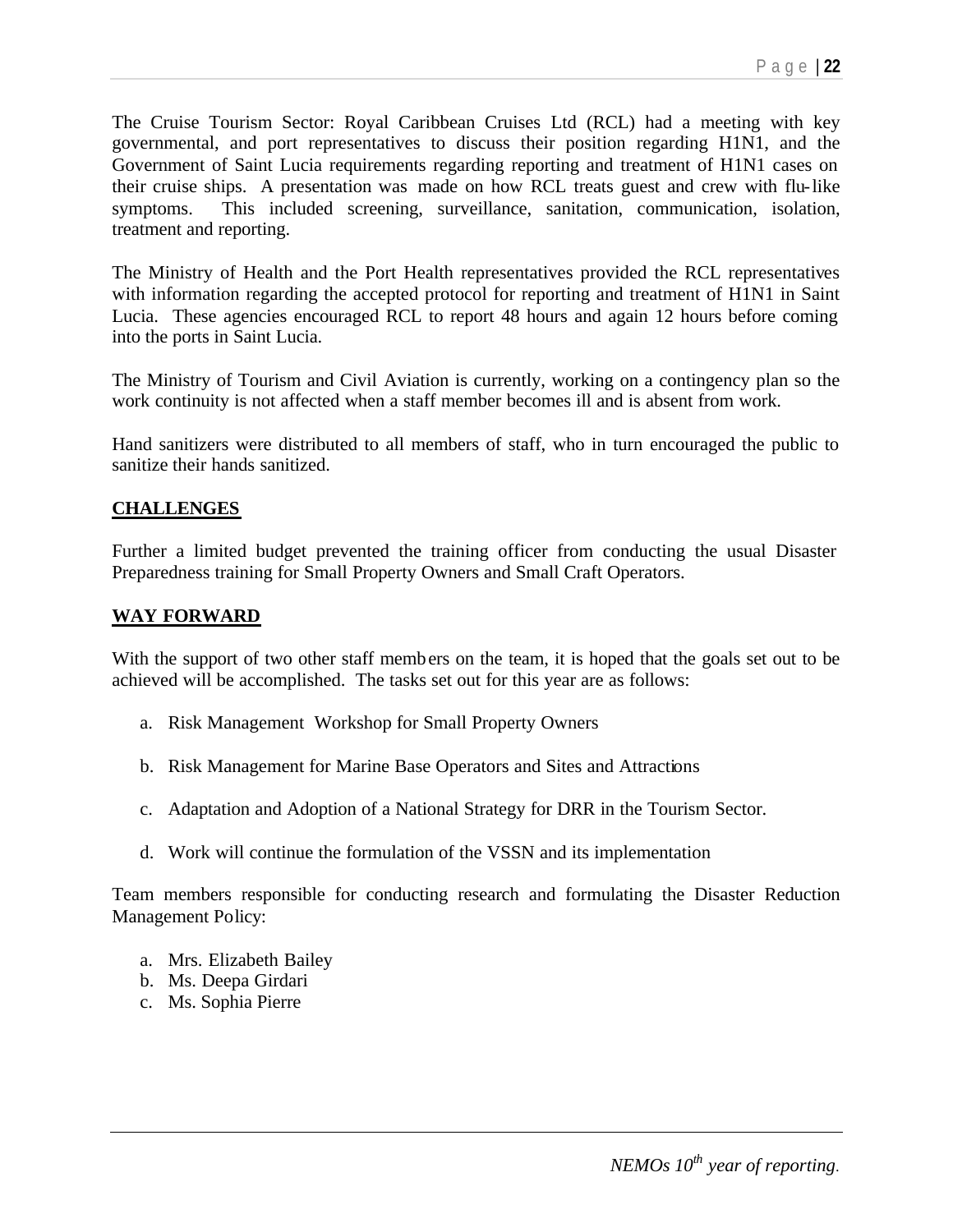The Cruise Tourism Sector: Royal Caribbean Cruises Ltd (RCL) had a meeting with key governmental, and port representatives to discuss their position regarding H1N1, and the Government of Saint Lucia requirements regarding reporting and treatment of H1N1 cases on their cruise ships. A presentation was made on how RCL treats guest and crew with flu-like symptoms. This included screening, surveillance, sanitation, communication, isolation, treatment and reporting.

The Ministry of Health and the Port Health representatives provided the RCL representatives with information regarding the accepted protocol for reporting and treatment of H1N1 in Saint Lucia. These agencies encouraged RCL to report 48 hours and again 12 hours before coming into the ports in Saint Lucia.

The Ministry of Tourism and Civil Aviation is currently, working on a contingency plan so the work continuity is not affected when a staff member becomes ill and is absent from work.

Hand sanitizers were distributed to all members of staff, who in turn encouraged the public to sanitize their hands sanitized.

## CHALLENGES

Further a limited budget prevented the training officer from conducting the usual Disaster Preparedness training for Small Property Owners and Small Craft Operators.

## WAY FORWARD

With the support of two other staff members on the team, it is hoped that the goals set out to be achieved will be accomplished. The tasks set out for this year are as follows:

a. Risk Management Workshop for Small Property Owners

b. Risk Management for Marine Base Operators and Sites and Attractions

c. Adaptation and Adoption of a National Strategy for DRR in the Tourism Sector.

d. Work will continue the formulation of the VSSN and its implementation

Team members responsible for conducting research and formulating the Disaster Reduction Management Policy:

a. Mrs. Elizabeth Bailey
b. Ms. Deepa Girdari
c. Ms. Sophia Pierre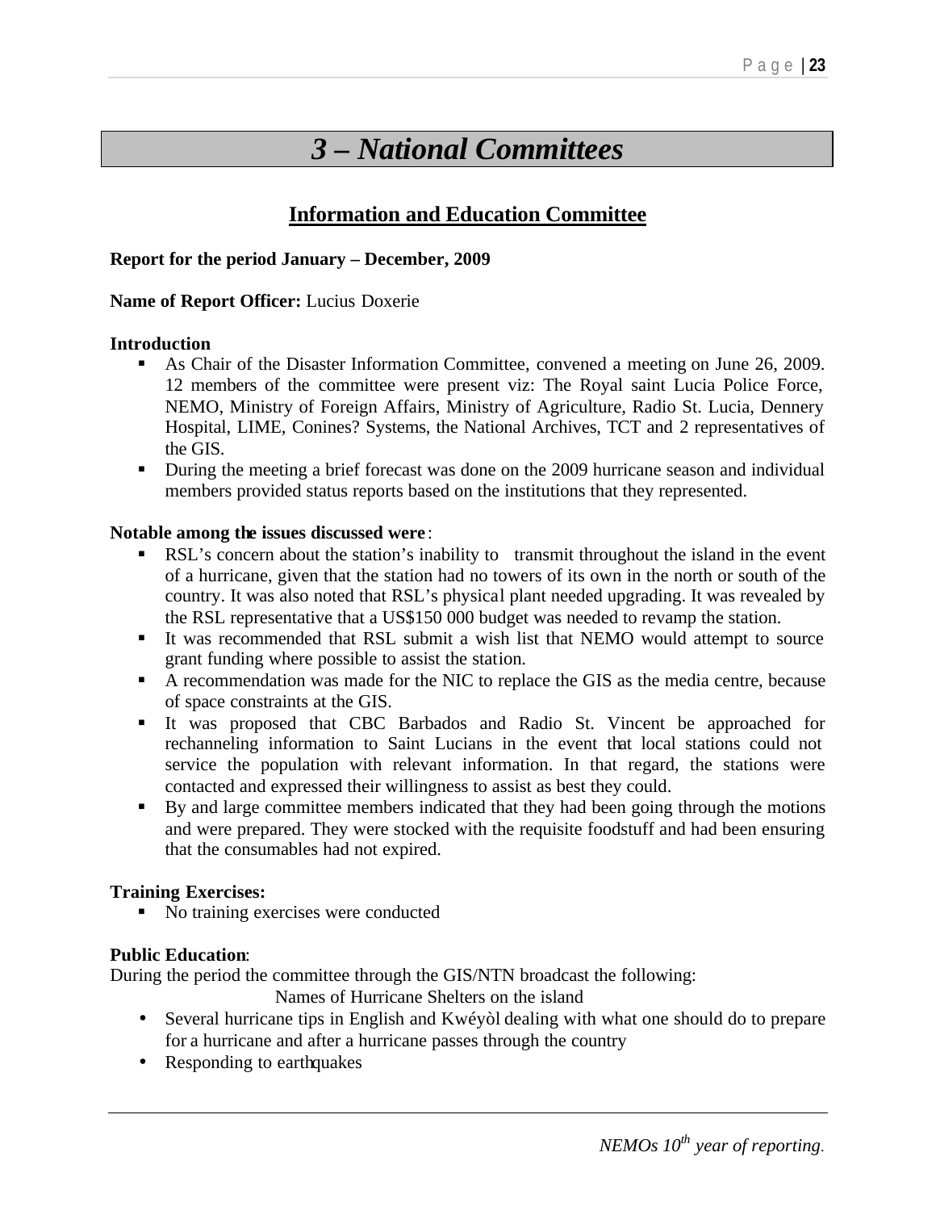# 3 – National Committees

## Information and Education Committee

**Report for the period January – December, 2009**

**Name of Report Officer:** Lucius Doxerie

**Introduction**

- As Chair of the Disaster Information Committee, convened a meeting on June 26, 2009. 12 members of the committee were present viz: The Royal saint Lucia Police Force, NEMO, Ministry of Foreign Affairs, Ministry of Agriculture, Radio St. Lucia, Dennery Hospital, LIME, Conines? Systems, the National Archives, TCT and 2 representatives of the GIS.
- During the meeting a brief forecast was done on the 2009 hurricane season and individual members provided status reports based on the institutions that they represented.

**Notable among the issues discussed were**:

- RSL's concern about the station's inability to transmit throughout the island in the event of a hurricane, given that the station had no towers of its own in the north or south of the country. It was also noted that RSL's physical plant needed upgrading. It was revealed by the RSL representative that a US$150 000 budget was needed to revamp the station.
- It was recommended that RSL submit a wish list that NEMO would attempt to source grant funding where possible to assist the station.
- A recommendation was made for the NIC to replace the GIS as the media centre, because of space constraints at the GIS.
- It was proposed that CBC Barbados and Radio St. Vincent be approached for rechanneling information to Saint Lucians in the event that local stations could not service the population with relevant information. In that regard, the stations were contacted and expressed their willingness to assist as best they could.
- By and large committee members indicated that they had been going through the motions and were prepared. They were stocked with the requisite foodstuff and had been ensuring that the consumables had not expired.

**Training Exercises:**

- No training exercises were conducted

**Public Education**:

During the period the committee through the GIS/NTN broadcast the following:

Names of Hurricane Shelters on the island

- Several hurricane tips in English and Kwéyòl dealing with what one should do to prepare for a hurricane and after a hurricane passes through the country
- Responding to earthquakes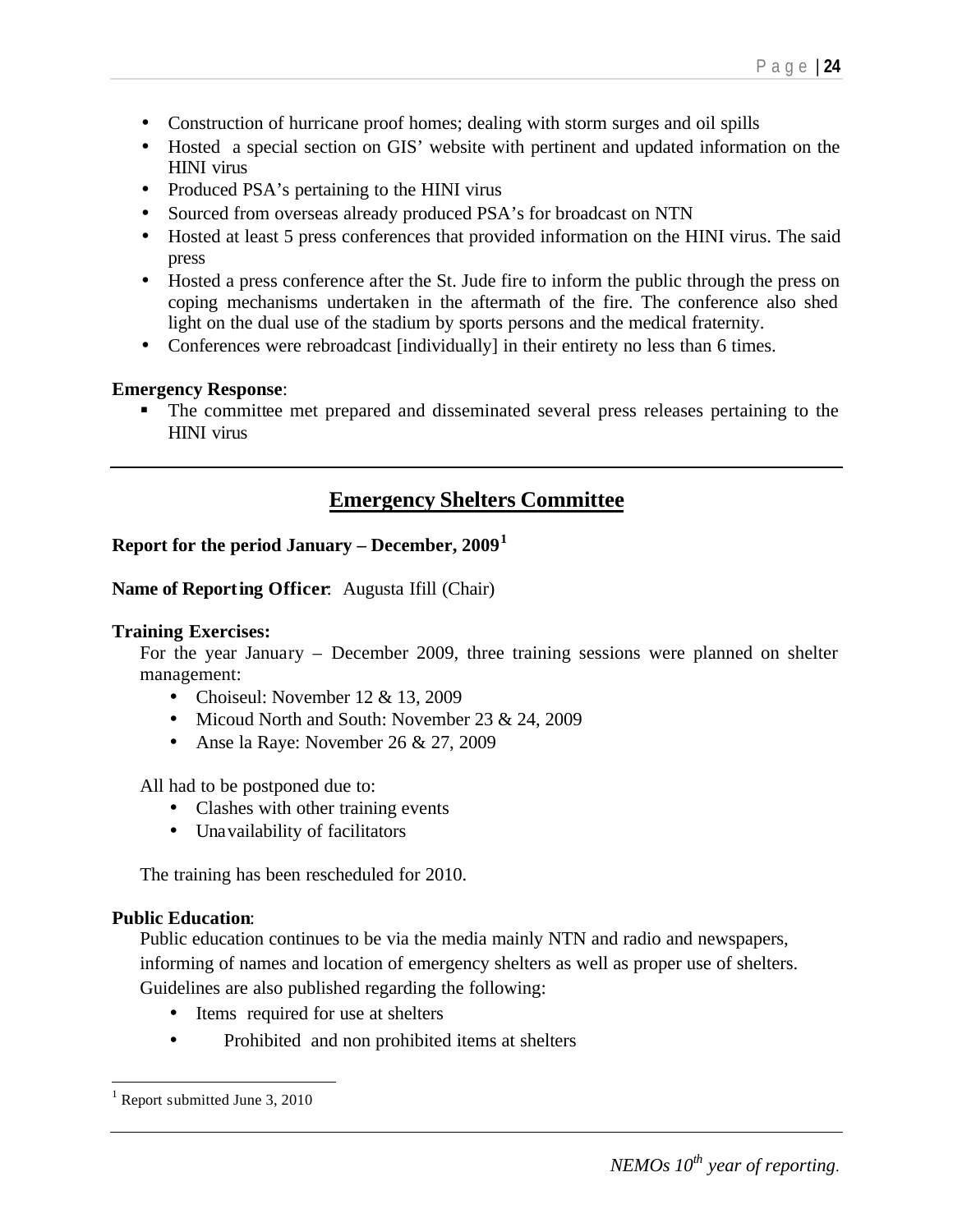- Construction of hurricane proof homes; dealing with storm surges and oil spills
- Hosted a special section on GIS' website with pertinent and updated information on the HINI virus
- Produced PSA's pertaining to the HINI virus
- Sourced from overseas already produced PSA's for broadcast on NTN
- Hosted at least 5 press conferences that provided information on the HINI virus. The said press
- Hosted a press conference after the St. Jude fire to inform the public through the press on coping mechanisms undertaken in the aftermath of the fire. The conference also shed light on the dual use of the stadium by sports persons and the medical fraternity.
- Conferences were rebroadcast [individually] in their entirety no less than 6 times.

**Emergency Response**:

- The committee met prepared and disseminated several press releases pertaining to the HINI virus

---

## Emergency Shelters Committee

**Report for the period January – December, 2009**[1]

**Name of Reporting Officer**: Augusta Ifill (Chair)

**Training Exercises:**

For the year January – December 2009, three training sessions were planned on shelter management:

- Choiseul: November 12 & 13, 2009
- Micoud North and South: November 23 & 24, 2009
- Anse la Raye: November 26 & 27, 2009

All had to be postponed due to:

- Clashes with other training events
- Unavailability of facilitators

The training has been rescheduled for 2010.

**Public Education**:

Public education continues to be via the media mainly NTN and radio and newspapers, informing of names and location of emergency shelters as well as proper use of shelters. Guidelines are also published regarding the following:

- Items required for use at shelters
- Prohibited and non prohibited items at shelters

[1] Report submitted June 3, 2010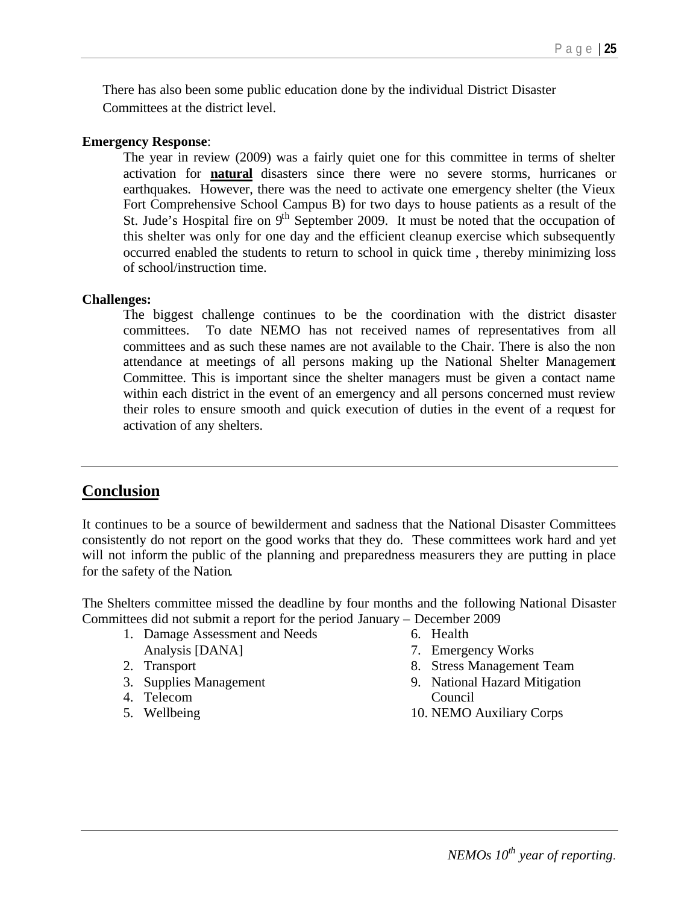There has also been some public education done by the individual District Disaster Committees at the district level.

**Emergency Response**:

The year in review (2009) was a fairly quiet one for this committee in terms of shelter activation for **natural** disasters since there were no severe storms, hurricanes or earthquakes. However, there was the need to activate one emergency shelter (the Vieux Fort Comprehensive School Campus B) for two days to house patients as a result of the St. Jude's Hospital fire on 9th September 2009. It must be noted that the occupation of this shelter was only for one day and the efficient cleanup exercise which subsequently occurred enabled the students to return to school in quick time , thereby minimizing loss of school/instruction time.

**Challenges:**

The biggest challenge continues to be the coordination with the district disaster committees. To date NEMO has not received names of representatives from all committees and as such these names are not available to the Chair. There is also the non attendance at meetings of all persons making up the National Shelter Management Committee. This is important since the shelter managers must be given a contact name within each district in the event of an emergency and all persons concerned must review their roles to ensure smooth and quick execution of duties in the event of a request for activation of any shelters.

## Conclusion

It continues to be a source of bewilderment and sadness that the National Disaster Committees consistently do not report on the good works that they do. These committees work hard and yet will not inform the public of the planning and preparedness measurers they are putting in place for the safety of the Nation.

The Shelters committee missed the deadline by four months and the following National Disaster Committees did not submit a report for the period January – December 2009

1. Damage Assessment and Needs Analysis [DANA]
2. Transport
3. Supplies Management
4. Telecom
5. Wellbeing
6. Health
7. Emergency Works
8. Stress Management Team
9. National Hazard Mitigation Council
10. NEMO Auxiliary Corps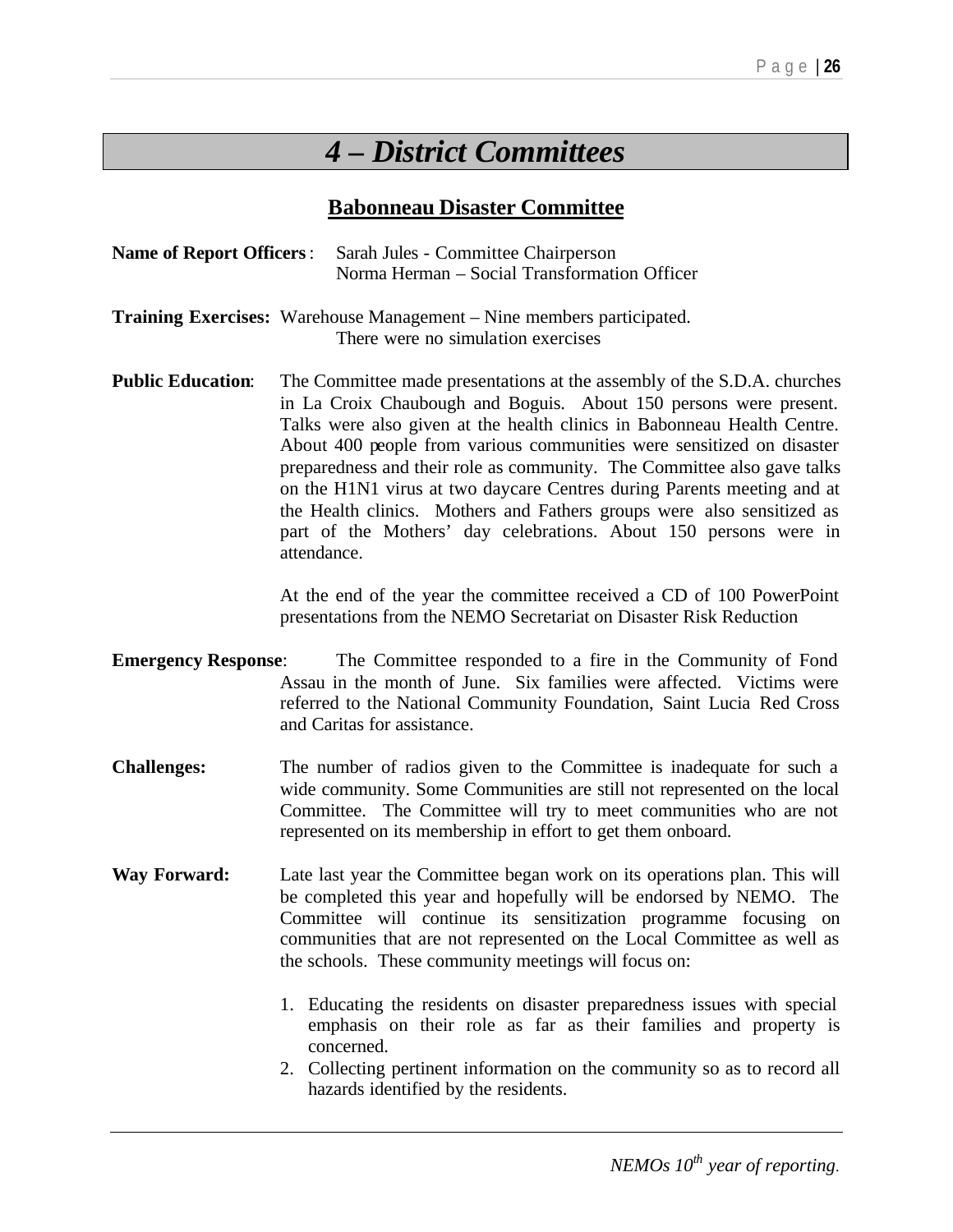# 4 – District Committees

## Babonneau Disaster Committee

**Name of Report Officers**: Sarah Jules - Committee Chairperson
Norma Herman – Social Transformation Officer

**Training Exercises:** Warehouse Management – Nine members participated.
There were no simulation exercises

**Public Education**: The Committee made presentations at the assembly of the S.D.A. churches in La Croix Chaubough and Boguis. About 150 persons were present. Talks were also given at the health clinics in Babonneau Health Centre. About 400 people from various communities were sensitized on disaster preparedness and their role as community. The Committee also gave talks on the H1N1 virus at two daycare Centres during Parents meeting and at the Health clinics. Mothers and Fathers groups were also sensitized as part of the Mothers' day celebrations. About 150 persons were in attendance.

At the end of the year the committee received a CD of 100 PowerPoint presentations from the NEMO Secretariat on Disaster Risk Reduction

**Emergency Response**: The Committee responded to a fire in the Community of Fond Assau in the month of June. Six families were affected. Victims were referred to the National Community Foundation, Saint Lucia Red Cross and Caritas for assistance.

**Challenges:** The number of radios given to the Committee is inadequate for such a wide community. Some Communities are still not represented on the local Committee. The Committee will try to meet communities who are not represented on its membership in effort to get them onboard.

**Way Forward:** Late last year the Committee began work on its operations plan. This will be completed this year and hopefully will be endorsed by NEMO. The Committee will continue its sensitization programme focusing on communities that are not represented on the Local Committee as well as the schools. These community meetings will focus on:

1. Educating the residents on disaster preparedness issues with special emphasis on their role as far as their families and property is concerned.
2. Collecting pertinent information on the community so as to record all hazards identified by the residents.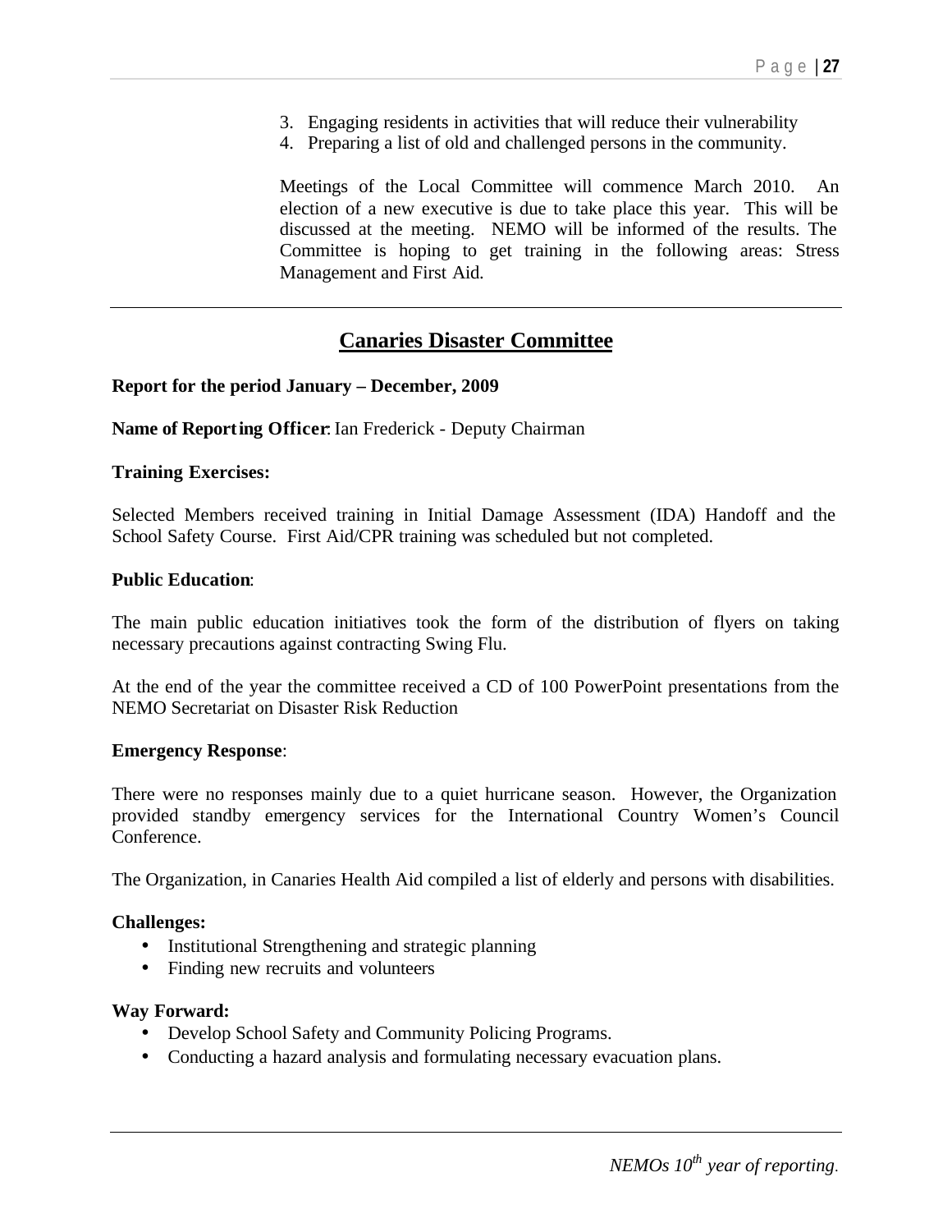3. Engaging residents in activities that will reduce their vulnerability
4. Preparing a list of old and challenged persons in the community.

Meetings of the Local Committee will commence March 2010. An election of a new executive is due to take place this year. This will be discussed at the meeting. NEMO will be informed of the results. The Committee is hoping to get training in the following areas: Stress Management and First Aid.

---

## Canaries Disaster Committee

**Report for the period January – December, 2009**

**Name of Reporting Officer**: Ian Frederick - Deputy Chairman

**Training Exercises:**

Selected Members received training in Initial Damage Assessment (IDA) Handoff and the School Safety Course. First Aid/CPR training was scheduled but not completed.

**Public Education**:

The main public education initiatives took the form of the distribution of flyers on taking necessary precautions against contracting Swing Flu.

At the end of the year the committee received a CD of 100 PowerPoint presentations from the NEMO Secretariat on Disaster Risk Reduction

**Emergency Response**:

There were no responses mainly due to a quiet hurricane season. However, the Organization provided standby emergency services for the International Country Women's Council Conference.

The Organization, in Canaries Health Aid compiled a list of elderly and persons with disabilities.

**Challenges:**

- Institutional Strengthening and strategic planning
- Finding new recruits and volunteers

**Way Forward:**

- Develop School Safety and Community Policing Programs.
- Conducting a hazard analysis and formulating necessary evacuation plans.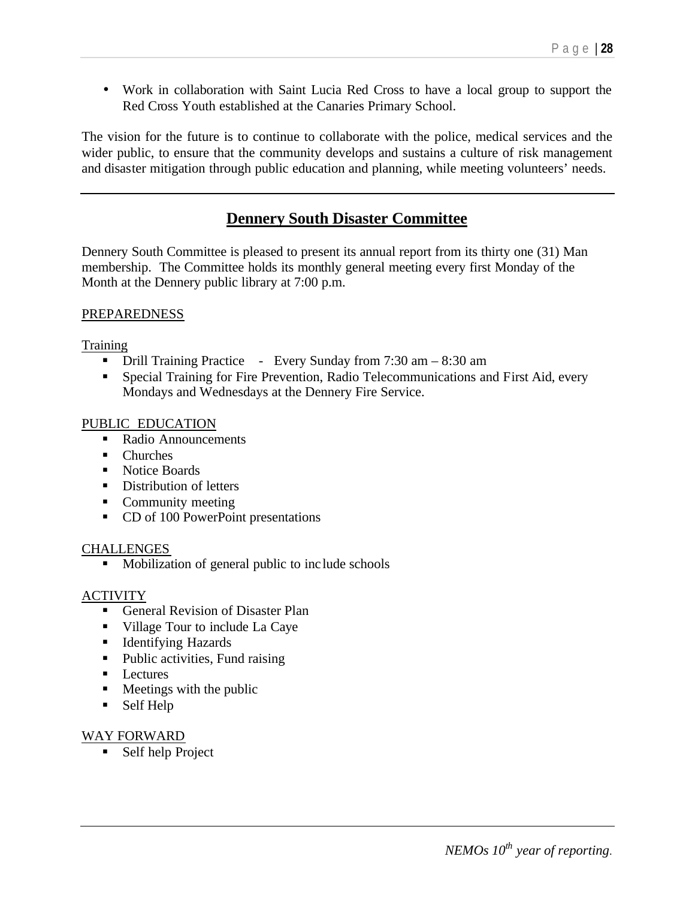- Work in collaboration with Saint Lucia Red Cross to have a local group to support the Red Cross Youth established at the Canaries Primary School.

The vision for the future is to continue to collaborate with the police, medical services and the wider public, to ensure that the community develops and sustains a culture of risk management and disaster mitigation through public education and planning, while meeting volunteers' needs.

---

## Dennery South Disaster Committee

Dennery South Committee is pleased to present its annual report from its thirty one (31) Man membership. The Committee holds its monthly general meeting every first Monday of the Month at the Dennery public library at 7:00 p.m.

PREPAREDNESS

Training

- Drill Training Practice - Every Sunday from 7:30 am – 8:30 am
- Special Training for Fire Prevention, Radio Telecommunications and First Aid, every Mondays and Wednesdays at the Dennery Fire Service.

PUBLIC EDUCATION

- Radio Announcements
- Churches
- Notice Boards
- Distribution of letters
- Community meeting
- CD of 100 PowerPoint presentations

CHALLENGES

- Mobilization of general public to include schools

ACTIVITY

- General Revision of Disaster Plan
- Village Tour to include La Caye
- Identifying Hazards
- Public activities, Fund raising
- Lectures
- Meetings with the public
- Self Help

WAY FORWARD

- Self help Project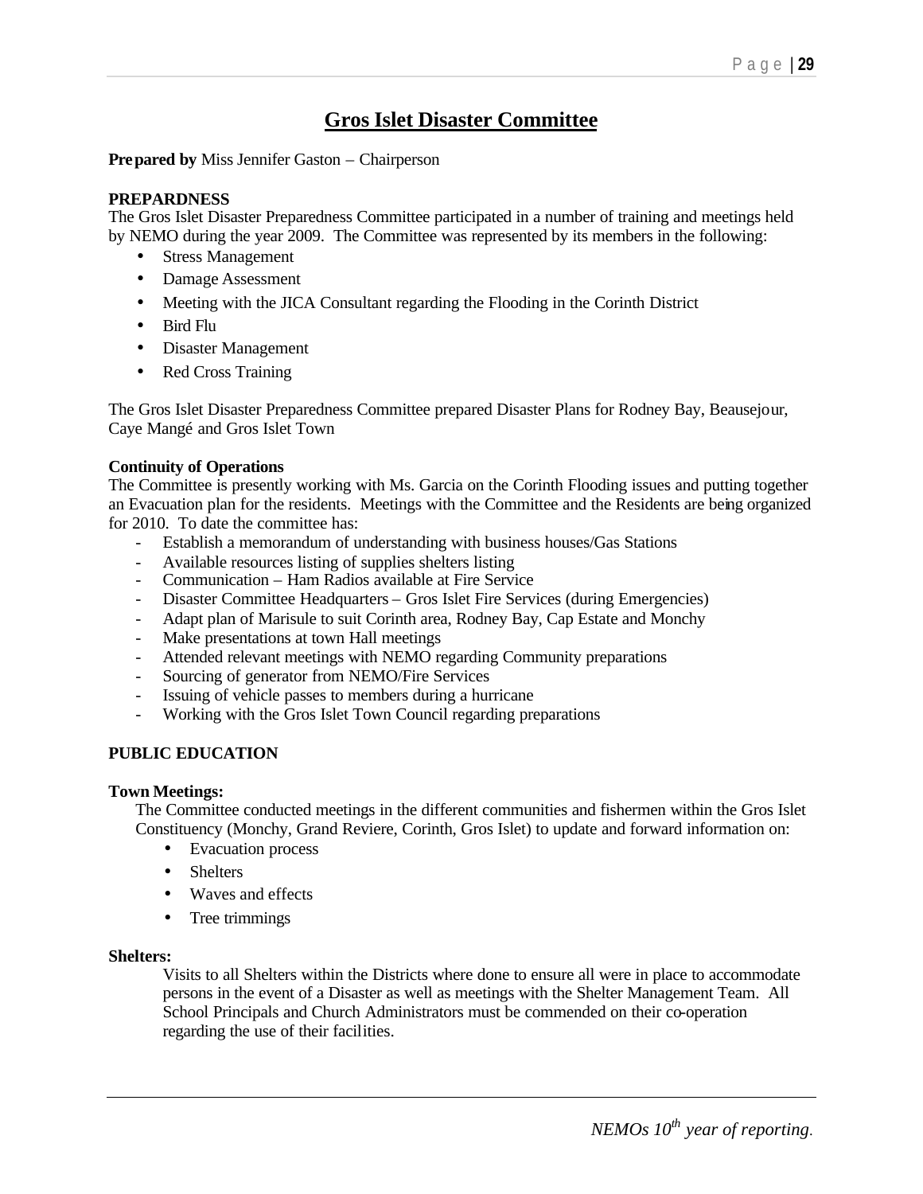# Gros Islet Disaster Committee

**Prepared by** Miss Jennifer Gaston – Chairperson

**PREPARDNESS**

The Gros Islet Disaster Preparedness Committee participated in a number of training and meetings held by NEMO during the year 2009. The Committee was represented by its members in the following:

- Stress Management
- Damage Assessment
- Meeting with the JICA Consultant regarding the Flooding in the Corinth District
- Bird Flu
- Disaster Management
- Red Cross Training

The Gros Islet Disaster Preparedness Committee prepared Disaster Plans for Rodney Bay, Beausejour, Caye Mangé and Gros Islet Town

**Continuity of Operations**

The Committee is presently working with Ms. Garcia on the Corinth Flooding issues and putting together an Evacuation plan for the residents. Meetings with the Committee and the Residents are being organized for 2010. To date the committee has:

- Establish a memorandum of understanding with business houses/Gas Stations
- Available resources listing of supplies shelters listing
- Communication – Ham Radios available at Fire Service
- Disaster Committee Headquarters – Gros Islet Fire Services (during Emergencies)
- Adapt plan of Marisule to suit Corinth area, Rodney Bay, Cap Estate and Monchy
- Make presentations at town Hall meetings
- Attended relevant meetings with NEMO regarding Community preparations
- Sourcing of generator from NEMO/Fire Services
- Issuing of vehicle passes to members during a hurricane
- Working with the Gros Islet Town Council regarding preparations

**PUBLIC EDUCATION**

**Town Meetings:**

The Committee conducted meetings in the different communities and fishermen within the Gros Islet Constituency (Monchy, Grand Reviere, Corinth, Gros Islet) to update and forward information on:

- Evacuation process
- Shelters
- Waves and effects
- Tree trimmings

**Shelters:**

Visits to all Shelters within the Districts where done to ensure all were in place to accommodate persons in the event of a Disaster as well as meetings with the Shelter Management Team. All School Principals and Church Administrators must be commended on their co-operation regarding the use of their facilities.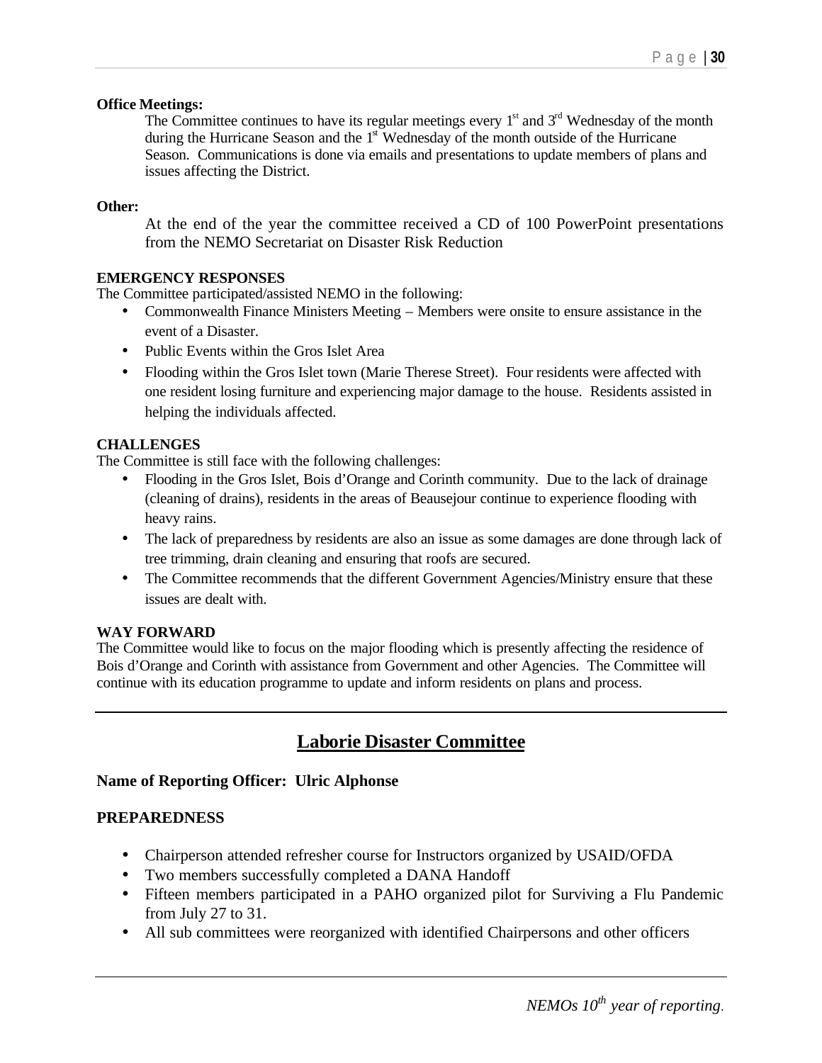**Office Meetings:**

The Committee continues to have its regular meetings every 1st and 3rd Wednesday of the month during the Hurricane Season and the 1st Wednesday of the month outside of the Hurricane Season. Communications is done via emails and presentations to update members of plans and issues affecting the District.

**Other:**

At the end of the year the committee received a CD of 100 PowerPoint presentations from the NEMO Secretariat on Disaster Risk Reduction

**EMERGENCY RESPONSES**

The Committee participated/assisted NEMO in the following:

- Commonwealth Finance Ministers Meeting – Members were onsite to ensure assistance in the event of a Disaster.
- Public Events within the Gros Islet Area
- Flooding within the Gros Islet town (Marie Therese Street). Four residents were affected with one resident losing furniture and experiencing major damage to the house. Residents assisted in helping the individuals affected.

**CHALLENGES**

The Committee is still face with the following challenges:

- Flooding in the Gros Islet, Bois d'Orange and Corinth community. Due to the lack of drainage (cleaning of drains), residents in the areas of Beausejour continue to experience flooding with heavy rains.
- The lack of preparedness by residents are also an issue as some damages are done through lack of tree trimming, drain cleaning and ensuring that roofs are secured.
- The Committee recommends that the different Government Agencies/Ministry ensure that these issues are dealt with.

**WAY FORWARD**

The Committee would like to focus on the major flooding which is presently affecting the residence of Bois d'Orange and Corinth with assistance from Government and other Agencies. The Committee will continue with its education programme to update and inform residents on plans and process.

---

## Laborie Disaster Committee

**Name of Reporting Officer: Ulric Alphonse**

**PREPAREDNESS**

- Chairperson attended refresher course for Instructors organized by USAID/OFDA
- Two members successfully completed a DANA Handoff
- Fifteen members participated in a PAHO organized pilot for Surviving a Flu Pandemic from July 27 to 31.
- All sub committees were reorganized with identified Chairpersons and other officers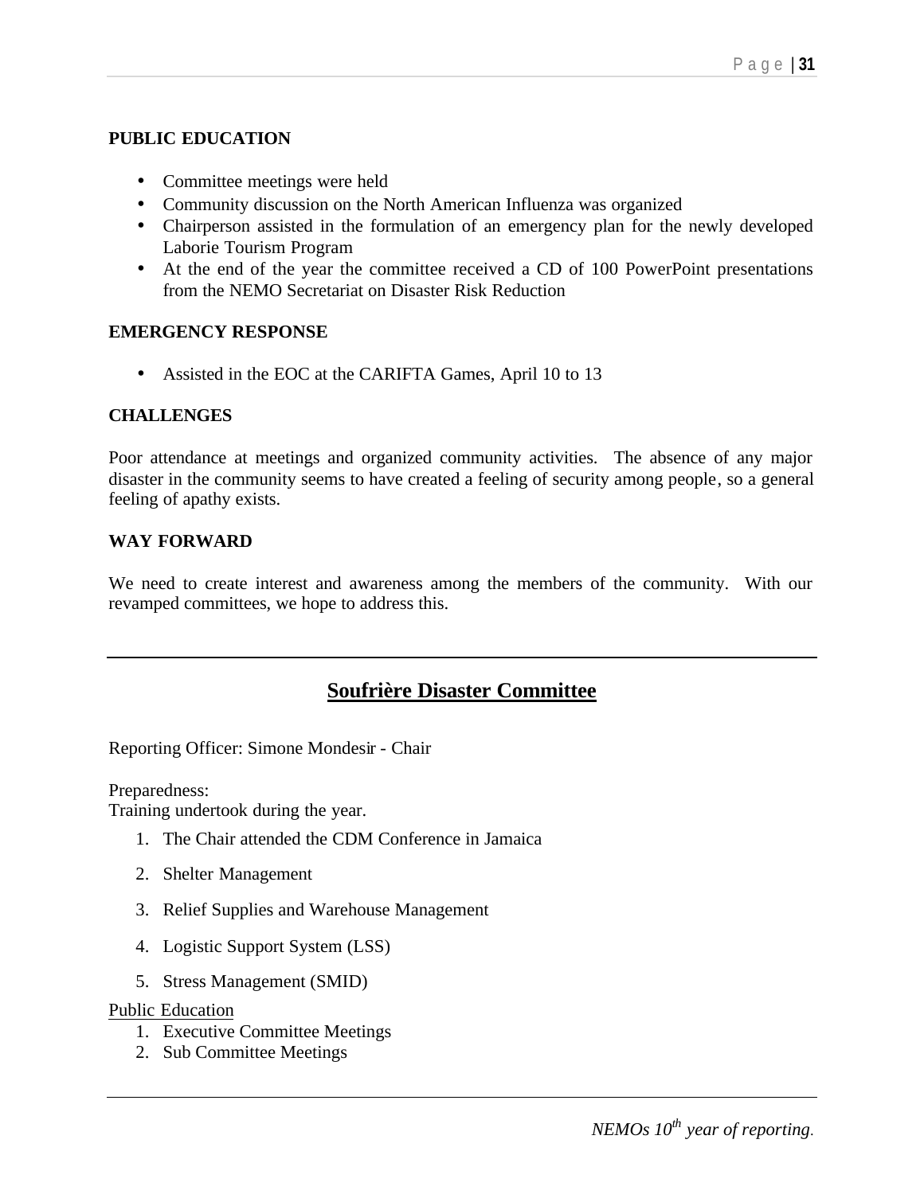**PUBLIC EDUCATION**

- Committee meetings were held
- Community discussion on the North American Influenza was organized
- Chairperson assisted in the formulation of an emergency plan for the newly developed Laborie Tourism Program
- At the end of the year the committee received a CD of 100 PowerPoint presentations from the NEMO Secretariat on Disaster Risk Reduction

**EMERGENCY RESPONSE**

- Assisted in the EOC at the CARIFTA Games, April 10 to 13

**CHALLENGES**

Poor attendance at meetings and organized community activities. The absence of any major disaster in the community seems to have created a feeling of security among people, so a general feeling of apathy exists.

**WAY FORWARD**

We need to create interest and awareness among the members of the community. With our revamped committees, we hope to address this.

---

## Soufrière Disaster Committee

Reporting Officer: Simone Mondesir - Chair

Preparedness:
Training undertook during the year.

1. The Chair attended the CDM Conference in Jamaica
2. Shelter Management
3. Relief Supplies and Warehouse Management
4. Logistic Support System (LSS)
5. Stress Management (SMID)

Public Education

1. Executive Committee Meetings
2. Sub Committee Meetings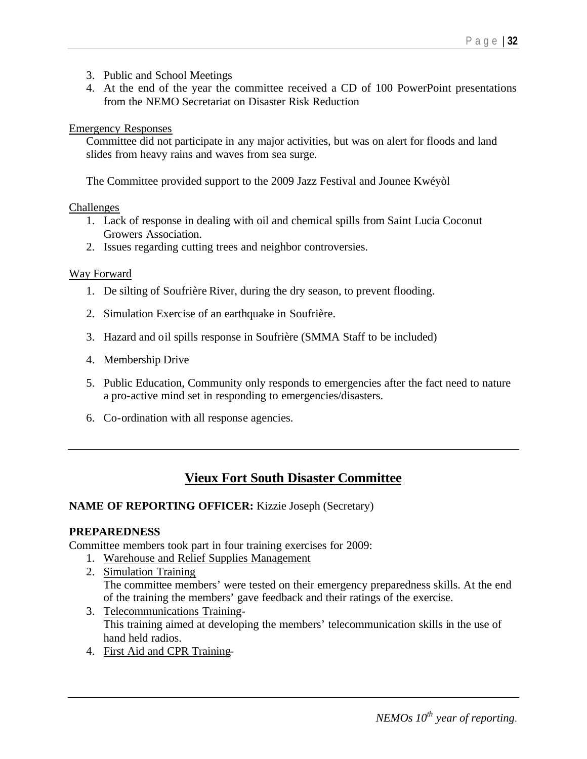3. Public and School Meetings
4. At the end of the year the committee received a CD of 100 PowerPoint presentations from the NEMO Secretariat on Disaster Risk Reduction

Emergency Responses

Committee did not participate in any major activities, but was on alert for floods and land slides from heavy rains and waves from sea surge.

The Committee provided support to the 2009 Jazz Festival and Jounee Kwéyòl

Challenges

1. Lack of response in dealing with oil and chemical spills from Saint Lucia Coconut Growers Association.
2. Issues regarding cutting trees and neighbor controversies.

Way Forward

1. De silting of Soufrière River, during the dry season, to prevent flooding.
2. Simulation Exercise of an earthquake in Soufrière.
3. Hazard and oil spills response in Soufrière (SMMA Staff to be included)
4. Membership Drive
5. Public Education, Community only responds to emergencies after the fact need to nature a pro-active mind set in responding to emergencies/disasters.
6. Co-ordination with all response agencies.

---

## Vieux Fort South Disaster Committee

**NAME OF REPORTING OFFICER:** Kizzie Joseph (Secretary)

**PREPAREDNESS**

Committee members took part in four training exercises for 2009:

1. Warehouse and Relief Supplies Management
2. Simulation Training
   The committee members' were tested on their emergency preparedness skills. At the end of the training the members' gave feedback and their ratings of the exercise.
3. Telecommunications Training-
   This training aimed at developing the members' telecommunication skills in the use of hand held radios.
4. First Aid and CPR Training-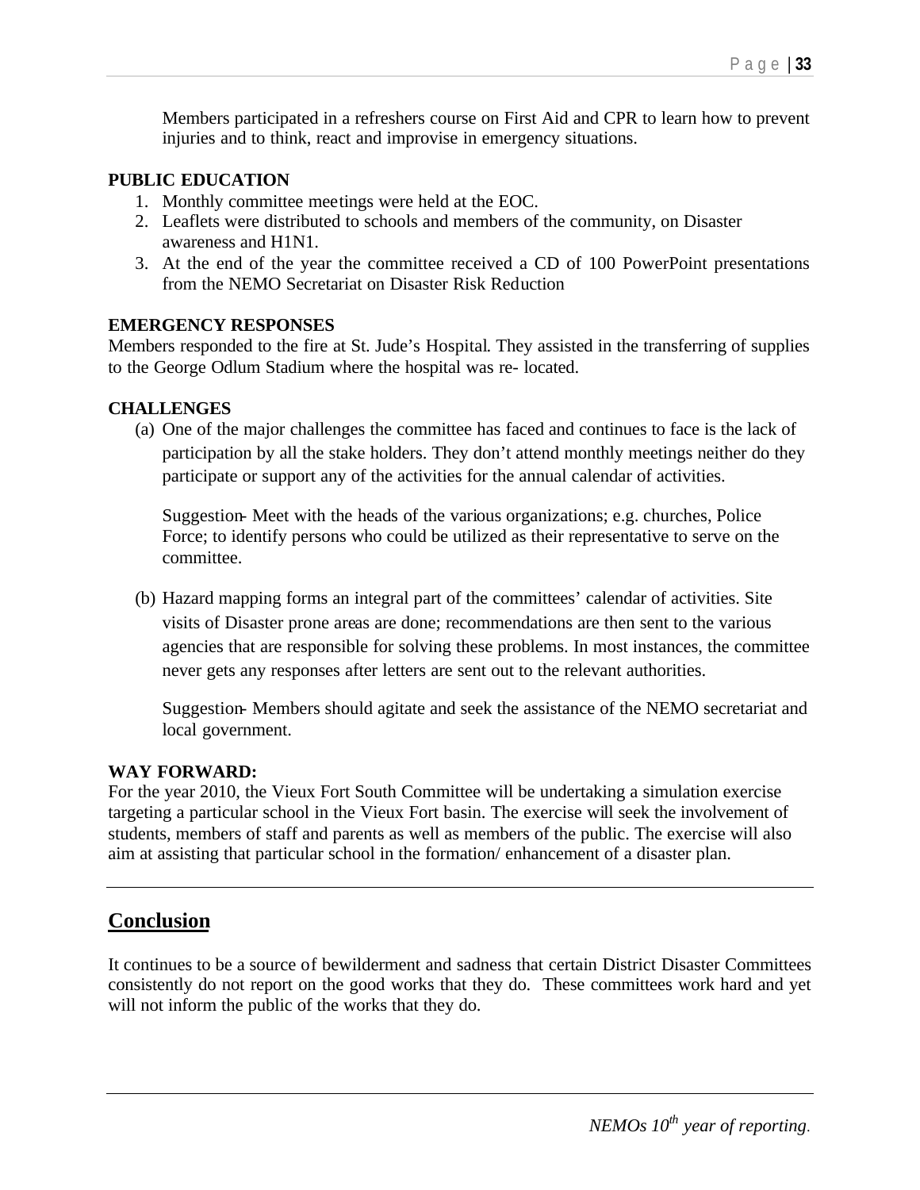Members participated in a refreshers course on First Aid and CPR to learn how to prevent injuries and to think, react and improvise in emergency situations.

**PUBLIC EDUCATION**

1. Monthly committee meetings were held at the EOC.
2. Leaflets were distributed to schools and members of the community, on Disaster awareness and H1N1.
3. At the end of the year the committee received a CD of 100 PowerPoint presentations from the NEMO Secretariat on Disaster Risk Reduction

**EMERGENCY RESPONSES**

Members responded to the fire at St. Jude's Hospital. They assisted in the transferring of supplies to the George Odlum Stadium where the hospital was re- located.

**CHALLENGES**

(a) One of the major challenges the committee has faced and continues to face is the lack of participation by all the stake holders. They don't attend monthly meetings neither do they participate or support any of the activities for the annual calendar of activities.

    Suggestion- Meet with the heads of the various organizations; e.g. churches, Police Force; to identify persons who could be utilized as their representative to serve on the committee.

(b) Hazard mapping forms an integral part of the committees' calendar of activities. Site visits of Disaster prone areas are done; recommendations are then sent to the various agencies that are responsible for solving these problems. In most instances, the committee never gets any responses after letters are sent out to the relevant authorities.

    Suggestion- Members should agitate and seek the assistance of the NEMO secretariat and local government.

**WAY FORWARD:**

For the year 2010, the Vieux Fort South Committee will be undertaking a simulation exercise targeting a particular school in the Vieux Fort basin. The exercise will seek the involvement of students, members of staff and parents as well as members of the public. The exercise will also aim at assisting that particular school in the formation/ enhancement of a disaster plan.

---

## Conclusion

It continues to be a source of bewilderment and sadness that certain District Disaster Committees consistently do not report on the good works that they do. These committees work hard and yet will not inform the public of the works that they do.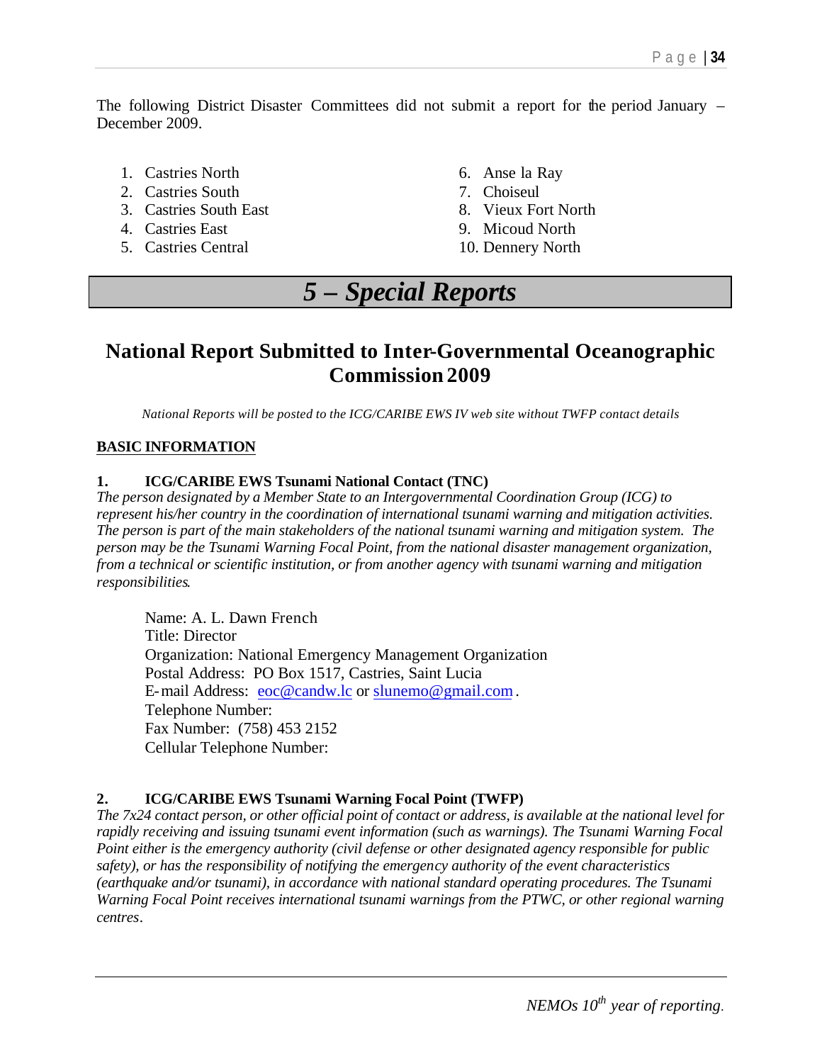The following District Disaster Committees did not submit a report for the period January – December 2009.

1. Castries North
2. Castries South
3. Castries South East
4. Castries East
5. Castries Central
6. Anse la Ray
7. Choiseul
8. Vieux Fort North
9. Micoud North
10. Dennery North

# *5 – Special Reports*

## National Report Submitted to Inter-Governmental Oceanographic Commission 2009

*National Reports will be posted to the ICG/CARIBE EWS IV web site without TWFP contact details*

**BASIC INFORMATION**

**1. ICG/CARIBE EWS Tsunami National Contact (TNC)**

*The person designated by a Member State to an Intergovernmental Coordination Group (ICG) to represent his/her country in the coordination of international tsunami warning and mitigation activities. The person is part of the main stakeholders of the national tsunami warning and mitigation system. The person may be the Tsunami Warning Focal Point, from the national disaster management organization, from a technical or scientific institution, or from another agency with tsunami warning and mitigation responsibilities.*

Name: A. L. Dawn French
Title: Director
Organization: National Emergency Management Organization
Postal Address: PO Box 1517, Castries, Saint Lucia
E-mail Address: eoc@candw.lc or slunemo@gmail.com .
Telephone Number:
Fax Number: (758) 453 2152
Cellular Telephone Number:

**2. ICG/CARIBE EWS Tsunami Warning Focal Point (TWFP)**

*The 7x24 contact person, or other official point of contact or address, is available at the national level for rapidly receiving and issuing tsunami event information (such as warnings). The Tsunami Warning Focal Point either is the emergency authority (civil defense or other designated agency responsible for public safety), or has the responsibility of notifying the emergency authority of the event characteristics (earthquake and/or tsunami), in accordance with national standard operating procedures. The Tsunami Warning Focal Point receives international tsunami warnings from the PTWC, or other regional warning centres.*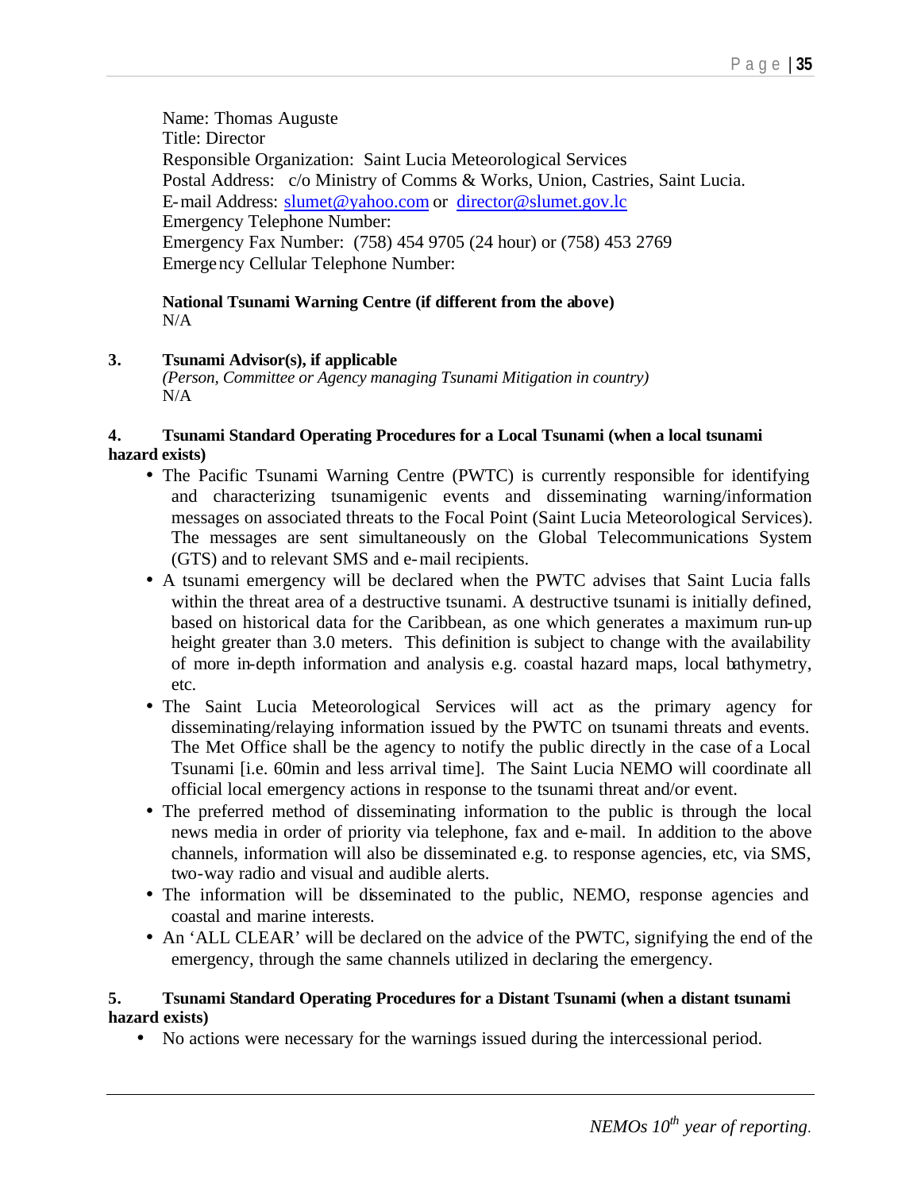Name: Thomas Auguste
Title: Director
Responsible Organization: Saint Lucia Meteorological Services
Postal Address: c/o Ministry of Comms & Works, Union, Castries, Saint Lucia.
E-mail Address: slumet@yahoo.com or director@slumet.gov.lc
Emergency Telephone Number:
Emergency Fax Number: (758) 454 9705 (24 hour) or (758) 453 2769
Emergency Cellular Telephone Number:

**National Tsunami Warning Centre (if different from the above)**
N/A

**3. Tsunami Advisor(s), if applicable**
*(Person, Committee or Agency managing Tsunami Mitigation in country)*
N/A

**4. Tsunami Standard Operating Procedures for a Local Tsunami (when a local tsunami hazard exists)**

- The Pacific Tsunami Warning Centre (PWTC) is currently responsible for identifying and characterizing tsunamigenic events and disseminating warning/information messages on associated threats to the Focal Point (Saint Lucia Meteorological Services). The messages are sent simultaneously on the Global Telecommunications System (GTS) and to relevant SMS and e-mail recipients.
- A tsunami emergency will be declared when the PWTC advises that Saint Lucia falls within the threat area of a destructive tsunami. A destructive tsunami is initially defined, based on historical data for the Caribbean, as one which generates a maximum run-up height greater than 3.0 meters. This definition is subject to change with the availability of more in-depth information and analysis e.g. coastal hazard maps, local bathymetry, etc.
- The Saint Lucia Meteorological Services will act as the primary agency for disseminating/relaying information issued by the PWTC on tsunami threats and events. The Met Office shall be the agency to notify the public directly in the case of a Local Tsunami [i.e. 60min and less arrival time]. The Saint Lucia NEMO will coordinate all official local emergency actions in response to the tsunami threat and/or event.
- The preferred method of disseminating information to the public is through the local news media in order of priority via telephone, fax and e-mail. In addition to the above channels, information will also be disseminated e.g. to response agencies, etc, via SMS, two-way radio and visual and audible alerts.
- The information will be disseminated to the public, NEMO, response agencies and coastal and marine interests.
- An 'ALL CLEAR' will be declared on the advice of the PWTC, signifying the end of the emergency, through the same channels utilized in declaring the emergency.

**5. Tsunami Standard Operating Procedures for a Distant Tsunami (when a distant tsunami hazard exists)**

- No actions were necessary for the warnings issued during the intercessional period.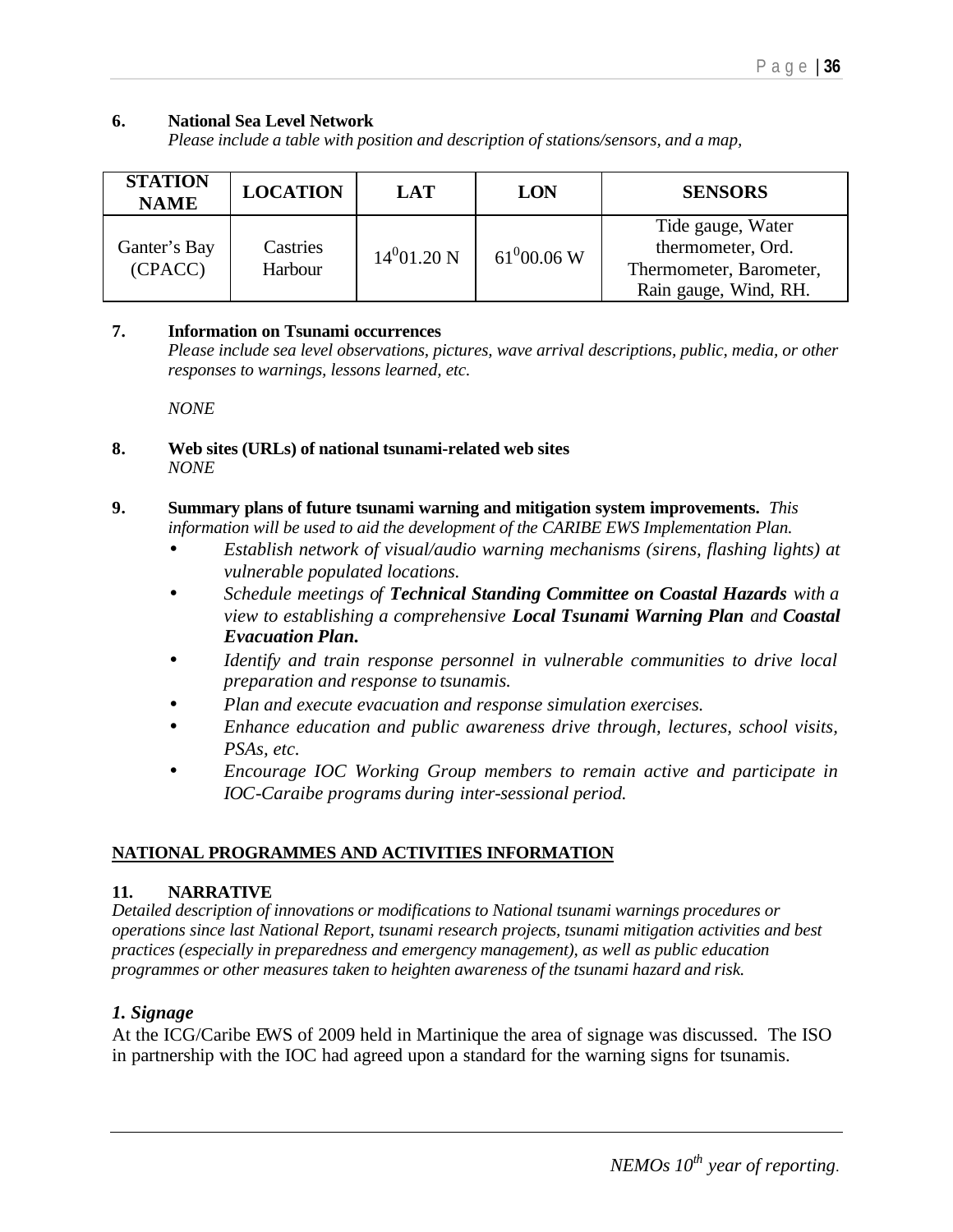**6. National Sea Level Network**

*Please include a table with position and description of stations/sensors, and a map,*

| STATION NAME | LOCATION | LAT | LON | SENSORS |
|---|---|---|---|---|
| Ganter's Bay (CPACC) | Castries Harbour | $14^0$01.20 N | $61^0$00.06 W | Tide gauge, Water thermometer, Ord. Thermometer, Barometer, Rain gauge, Wind, RH. |

**7. Information on Tsunami occurrences**

*Please include sea level observations, pictures, wave arrival descriptions, public, media, or other responses to warnings, lessons learned, etc.*

*NONE*

**8. Web sites (URLs) of national tsunami-related web sites**

*NONE*

**9. Summary plans of future tsunami warning and mitigation system improvements.** *This information will be used to aid the development of the CARIBE EWS Implementation Plan.*

- *Establish network of visual/audio warning mechanisms (sirens, flashing lights) at vulnerable populated locations.*
- *Schedule meetings of **Technical Standing Committee on Coastal Hazards** with a view to establishing a comprehensive **Local Tsunami Warning Plan** and **Coastal Evacuation Plan.***
- *Identify and train response personnel in vulnerable communities to drive local preparation and response to tsunamis.*
- *Plan and execute evacuation and response simulation exercises.*
- *Enhance education and public awareness drive through, lectures, school visits, PSAs, etc.*
- *Encourage IOC Working Group members to remain active and participate in IOC-Caraibe programs during inter-sessional period.*

**NATIONAL PROGRAMMES AND ACTIVITIES INFORMATION**

**11. NARRATIVE**

*Detailed description of innovations or modifications to National tsunami warnings procedures or operations since last National Report, tsunami research projects, tsunami mitigation activities and best practices (especially in preparedness and emergency management), as well as public education programmes or other measures taken to heighten awareness of the tsunami hazard and risk.*

***1. Signage***

At the ICG/Caribe EWS of 2009 held in Martinique the area of signage was discussed. The ISO in partnership with the IOC had agreed upon a standard for the warning signs for tsunamis.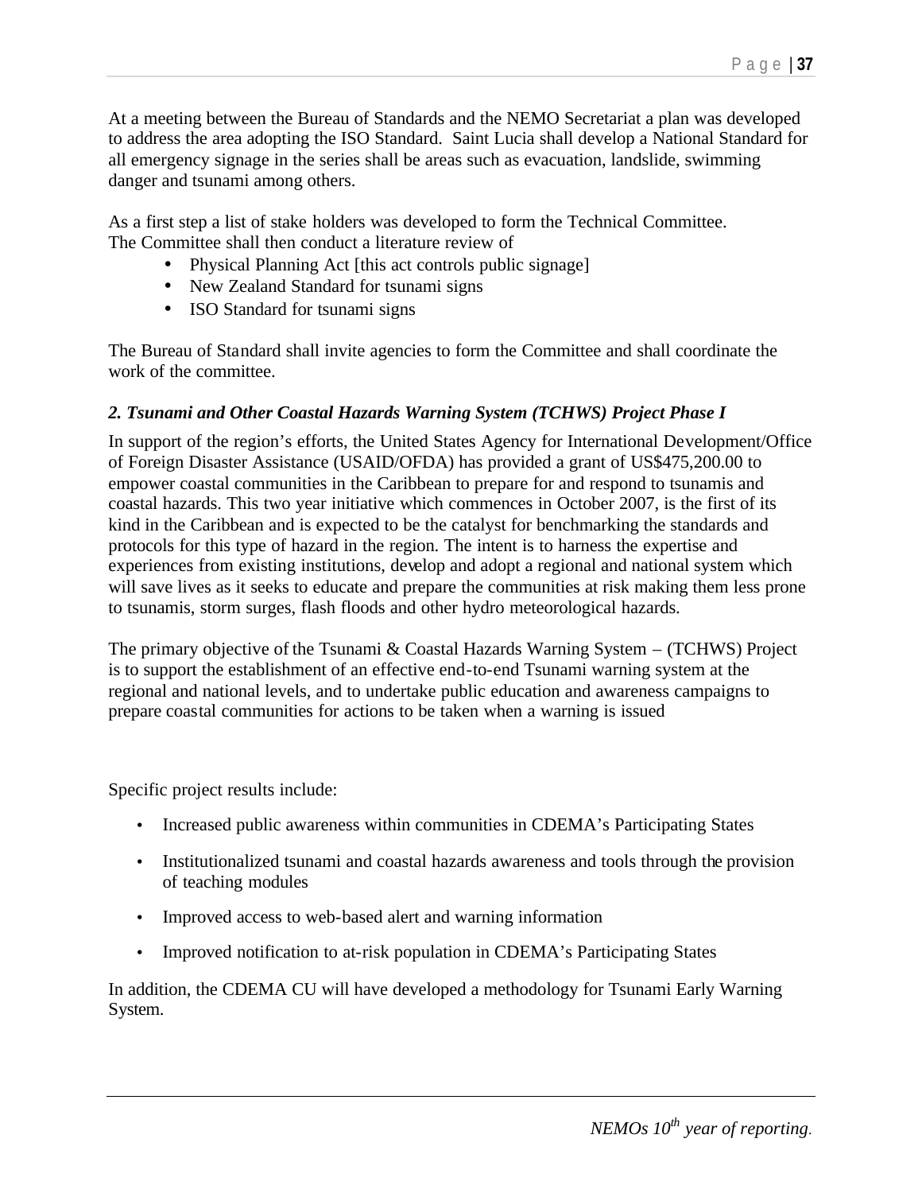At a meeting between the Bureau of Standards and the NEMO Secretariat a plan was developed to address the area adopting the ISO Standard. Saint Lucia shall develop a National Standard for all emergency signage in the series shall be areas such as evacuation, landslide, swimming danger and tsunami among others.

As a first step a list of stake holders was developed to form the Technical Committee. The Committee shall then conduct a literature review of

- Physical Planning Act [this act controls public signage]
- New Zealand Standard for tsunami signs
- ISO Standard for tsunami signs

The Bureau of Standard shall invite agencies to form the Committee and shall coordinate the work of the committee.

### *2. Tsunami and Other Coastal Hazards Warning System (TCHWS) Project Phase I*

In support of the region's efforts, the United States Agency for International Development/Office of Foreign Disaster Assistance (USAID/OFDA) has provided a grant of US$475,200.00 to empower coastal communities in the Caribbean to prepare for and respond to tsunamis and coastal hazards. This two year initiative which commences in October 2007, is the first of its kind in the Caribbean and is expected to be the catalyst for benchmarking the standards and protocols for this type of hazard in the region. The intent is to harness the expertise and experiences from existing institutions, develop and adopt a regional and national system which will save lives as it seeks to educate and prepare the communities at risk making them less prone to tsunamis, storm surges, flash floods and other hydro meteorological hazards.

The primary objective of the Tsunami & Coastal Hazards Warning System – (TCHWS) Project is to support the establishment of an effective end-to-end Tsunami warning system at the regional and national levels, and to undertake public education and awareness campaigns to prepare coastal communities for actions to be taken when a warning is issued

Specific project results include:

- Increased public awareness within communities in CDEMA's Participating States
- Institutionalized tsunami and coastal hazards awareness and tools through the provision of teaching modules
- Improved access to web-based alert and warning information
- Improved notification to at-risk population in CDEMA's Participating States

In addition, the CDEMA CU will have developed a methodology for Tsunami Early Warning System.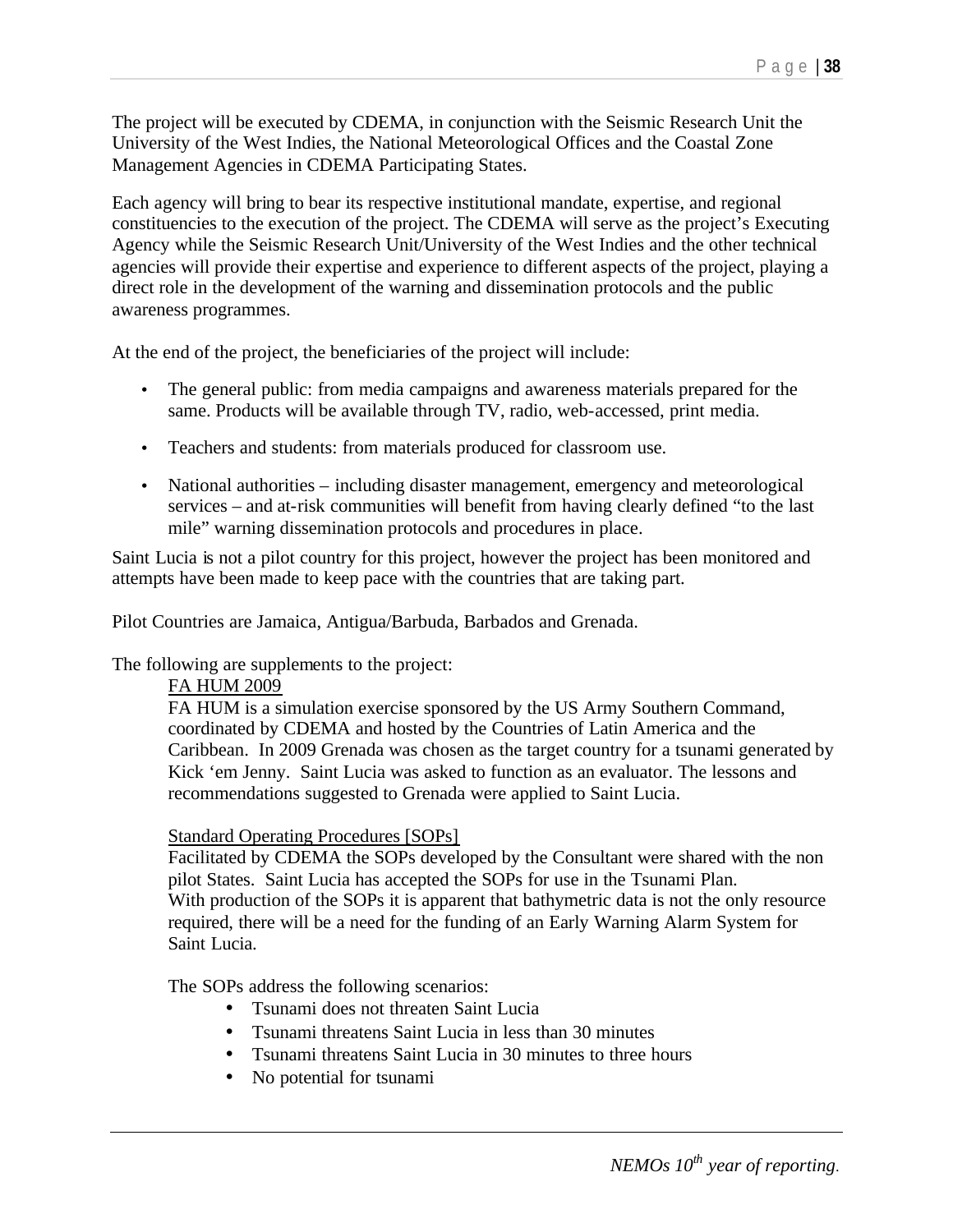The project will be executed by CDEMA, in conjunction with the Seismic Research Unit the University of the West Indies, the National Meteorological Offices and the Coastal Zone Management Agencies in CDEMA Participating States.

Each agency will bring to bear its respective institutional mandate, expertise, and regional constituencies to the execution of the project. The CDEMA will serve as the project's Executing Agency while the Seismic Research Unit/University of the West Indies and the other technical agencies will provide their expertise and experience to different aspects of the project, playing a direct role in the development of the warning and dissemination protocols and the public awareness programmes.

At the end of the project, the beneficiaries of the project will include:

- The general public: from media campaigns and awareness materials prepared for the same. Products will be available through TV, radio, web-accessed, print media.
- Teachers and students: from materials produced for classroom use.
- National authorities – including disaster management, emergency and meteorological services – and at-risk communities will benefit from having clearly defined "to the last mile" warning dissemination protocols and procedures in place.

Saint Lucia is not a pilot country for this project, however the project has been monitored and attempts have been made to keep pace with the countries that are taking part.

Pilot Countries are Jamaica, Antigua/Barbuda, Barbados and Grenada.

The following are supplements to the project:

FA HUM 2009

FA HUM is a simulation exercise sponsored by the US Army Southern Command, coordinated by CDEMA and hosted by the Countries of Latin America and the Caribbean. In 2009 Grenada was chosen as the target country for a tsunami generated by Kick 'em Jenny. Saint Lucia was asked to function as an evaluator. The lessons and recommendations suggested to Grenada were applied to Saint Lucia.

Standard Operating Procedures [SOPs]

Facilitated by CDEMA the SOPs developed by the Consultant were shared with the non pilot States. Saint Lucia has accepted the SOPs for use in the Tsunami Plan. With production of the SOPs it is apparent that bathymetric data is not the only resource required, there will be a need for the funding of an Early Warning Alarm System for Saint Lucia.

The SOPs address the following scenarios:

- Tsunami does not threaten Saint Lucia
- Tsunami threatens Saint Lucia in less than 30 minutes
- Tsunami threatens Saint Lucia in 30 minutes to three hours
- No potential for tsunami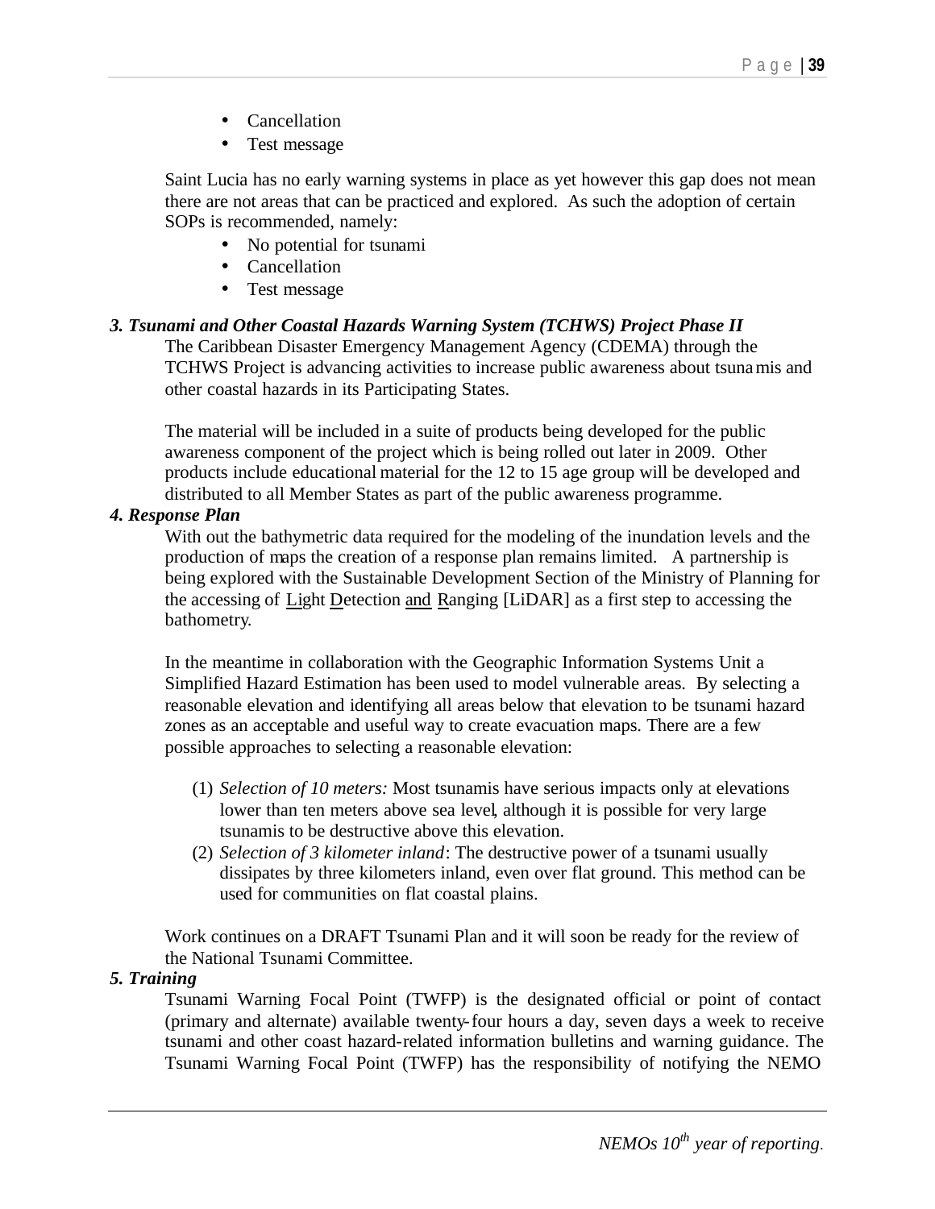- Cancellation
- Test message

Saint Lucia has no early warning systems in place as yet however this gap does not mean there are not areas that can be practiced and explored. As such the adoption of certain SOPs is recommended, namely:

- No potential for tsunami
- Cancellation
- Test message

***3. Tsunami and Other Coastal Hazards Warning System (TCHWS) Project Phase II***

The Caribbean Disaster Emergency Management Agency (CDEMA) through the TCHWS Project is advancing activities to increase public awareness about tsunamis and other coastal hazards in its Participating States.

The material will be included in a suite of products being developed for the public awareness component of the project which is being rolled out later in 2009. Other products include educational material for the 12 to 15 age group will be developed and distributed to all Member States as part of the public awareness programme.

***4. Response Plan***

With out the bathymetric data required for the modeling of the inundation levels and the production of maps the creation of a response plan remains limited. A partnership is being explored with the Sustainable Development Section of the Ministry of Planning for the accessing of Light Detection and Ranging [LiDAR] as a first step to accessing the bathometry.

In the meantime in collaboration with the Geographic Information Systems Unit a Simplified Hazard Estimation has been used to model vulnerable areas. By selecting a reasonable elevation and identifying all areas below that elevation to be tsunami hazard zones as an acceptable and useful way to create evacuation maps. There are a few possible approaches to selecting a reasonable elevation:

(1) *Selection of 10 meters:* Most tsunamis have serious impacts only at elevations lower than ten meters above sea level, although it is possible for very large tsunamis to be destructive above this elevation.

(2) *Selection of 3 kilometer inland*: The destructive power of a tsunami usually dissipates by three kilometers inland, even over flat ground. This method can be used for communities on flat coastal plains.

Work continues on a DRAFT Tsunami Plan and it will soon be ready for the review of the National Tsunami Committee.

***5. Training***

Tsunami Warning Focal Point (TWFP) is the designated official or point of contact (primary and alternate) available twenty-four hours a day, seven days a week to receive tsunami and other coast hazard-related information bulletins and warning guidance. The Tsunami Warning Focal Point (TWFP) has the responsibility of notifying the NEMO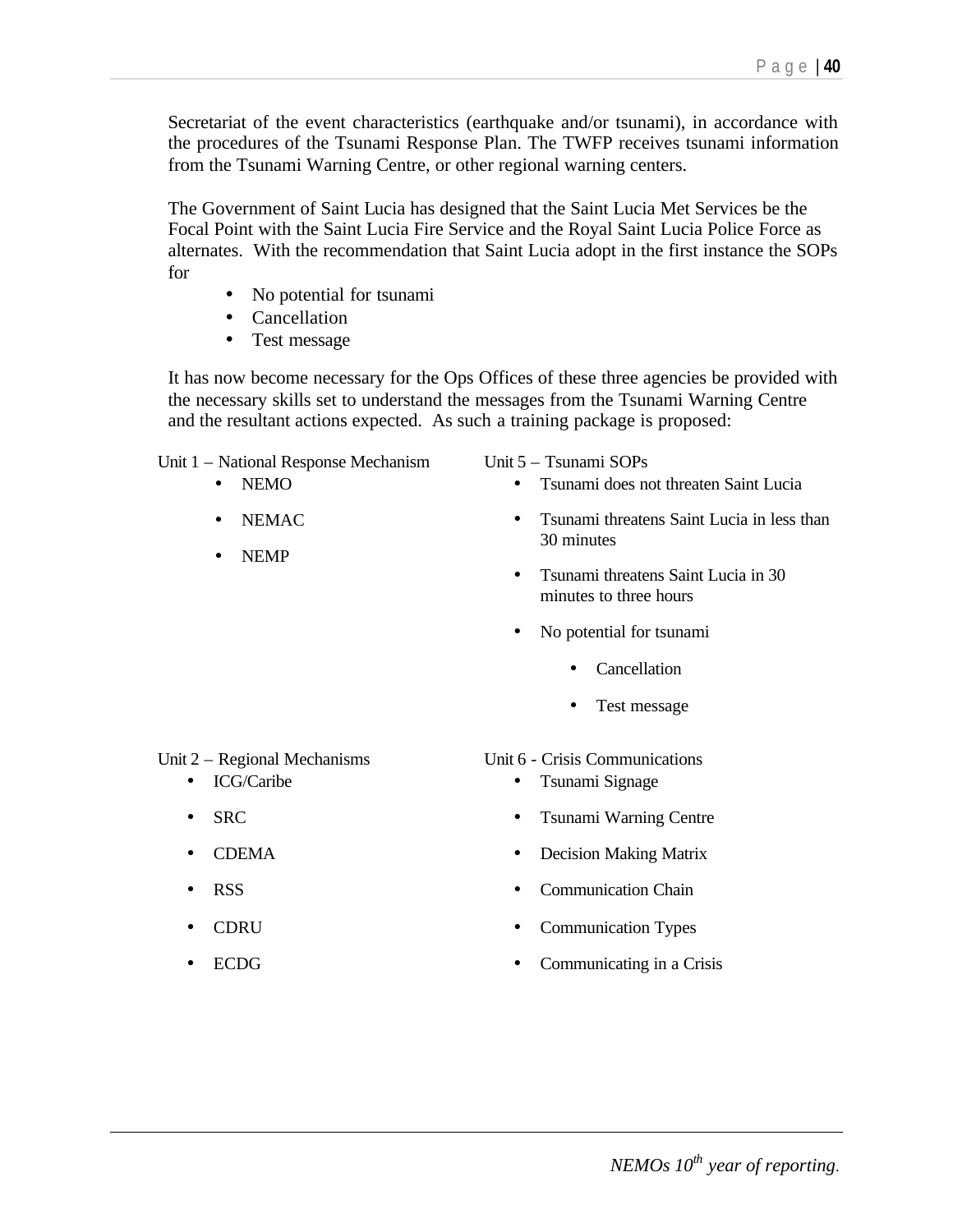Secretariat of the event characteristics (earthquake and/or tsunami), in accordance with the procedures of the Tsunami Response Plan. The TWFP receives tsunami information from the Tsunami Warning Centre, or other regional warning centers.

The Government of Saint Lucia has designed that the Saint Lucia Met Services be the Focal Point with the Saint Lucia Fire Service and the Royal Saint Lucia Police Force as alternates. With the recommendation that Saint Lucia adopt in the first instance the SOPs for

- No potential for tsunami
- Cancellation
- Test message

It has now become necessary for the Ops Offices of these three agencies be provided with the necessary skills set to understand the messages from the Tsunami Warning Centre and the resultant actions expected. As such a training package is proposed:

Unit 1 – National Response Mechanism

- NEMO
- NEMAC
- NEMP

Unit 5 – Tsunami SOPs

- Tsunami does not threaten Saint Lucia
- Tsunami threatens Saint Lucia in less than 30 minutes
- Tsunami threatens Saint Lucia in 30 minutes to three hours
- No potential for tsunami
    - Cancellation
    - Test message

Unit 2 – Regional Mechanisms

- ICG/Caribe
- SRC
- CDEMA
- RSS
- CDRU
- ECDG

Unit 6 - Crisis Communications

- Tsunami Signage
- Tsunami Warning Centre
- Decision Making Matrix
- Communication Chain
- Communication Types
- Communicating in a Crisis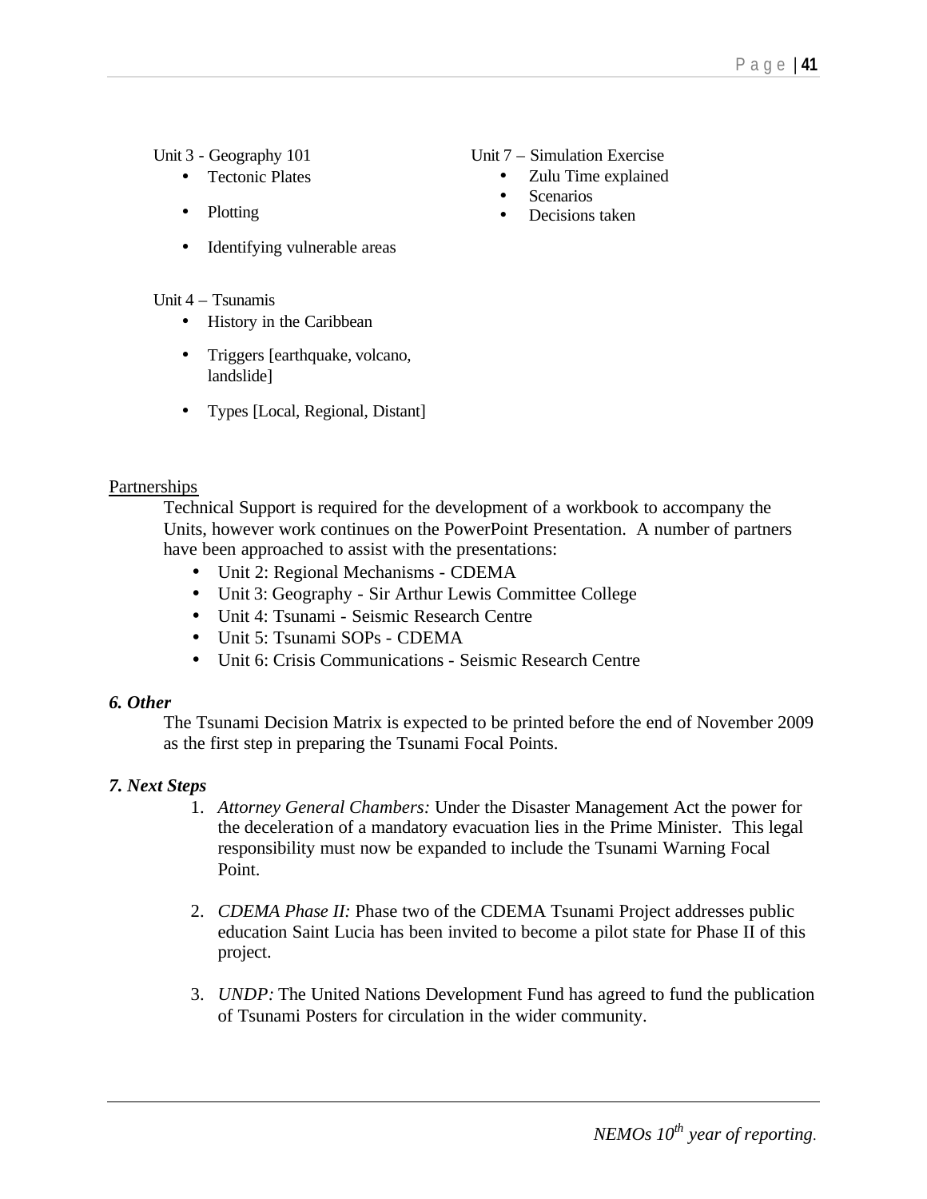Unit 3 - Geography 101

- Tectonic Plates
- Plotting
- Identifying vulnerable areas

Unit 4 – Tsunamis

- History in the Caribbean
- Triggers [earthquake, volcano, landslide]
- Types [Local, Regional, Distant]

Unit 7 – Simulation Exercise

- Zulu Time explained
- Scenarios
- Decisions taken

<u>Partnerships</u>

Technical Support is required for the development of a workbook to accompany the Units, however work continues on the PowerPoint Presentation. A number of partners have been approached to assist with the presentations:

- Unit 2: Regional Mechanisms - CDEMA
- Unit 3: Geography - Sir Arthur Lewis Committee College
- Unit 4: Tsunami - Seismic Research Centre
- Unit 5: Tsunami SOPs - CDEMA
- Unit 6: Crisis Communications - Seismic Research Centre

***6. Other***

The Tsunami Decision Matrix is expected to be printed before the end of November 2009 as the first step in preparing the Tsunami Focal Points.

***7. Next Steps***

1. *Attorney General Chambers:* Under the Disaster Management Act the power for the deceleration of a mandatory evacuation lies in the Prime Minister. This legal responsibility must now be expanded to include the Tsunami Warning Focal Point.

2. *CDEMA Phase II:* Phase two of the CDEMA Tsunami Project addresses public education Saint Lucia has been invited to become a pilot state for Phase II of this project.

3. *UNDP:* The United Nations Development Fund has agreed to fund the publication of Tsunami Posters for circulation in the wider community.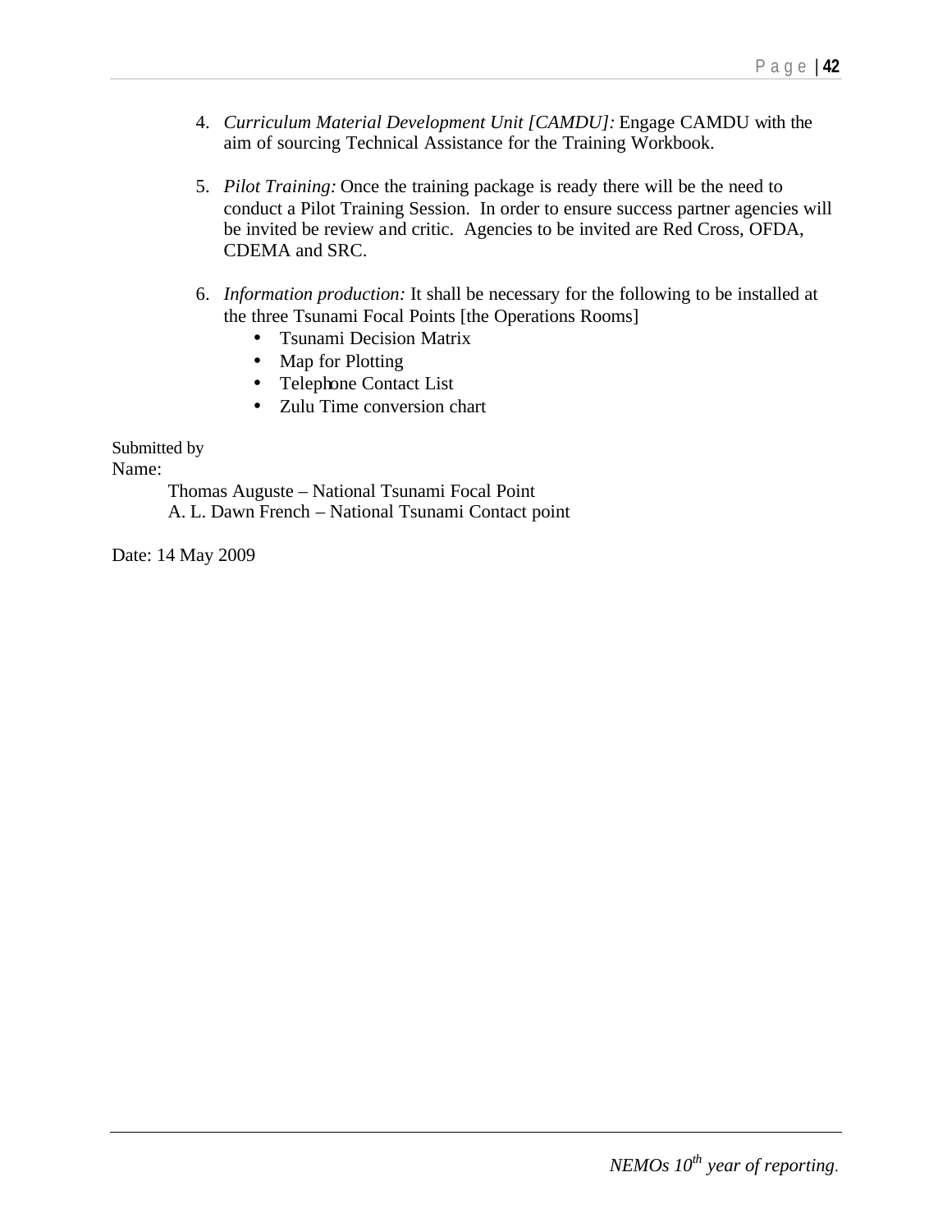4. *Curriculum Material Development Unit [CAMDU]:* Engage CAMDU with the aim of sourcing Technical Assistance for the Training Workbook.

5. *Pilot Training:* Once the training package is ready there will be the need to conduct a Pilot Training Session. In order to ensure success partner agencies will be invited be review and critic. Agencies to be invited are Red Cross, OFDA, CDEMA and SRC.

6. *Information production:* It shall be necessary for the following to be installed at the three Tsunami Focal Points [the Operations Rooms]
   - Tsunami Decision Matrix
   - Map for Plotting
   - Telephone Contact List
   - Zulu Time conversion chart

Submitted by
Name:

Thomas Auguste – National Tsunami Focal Point
A. L. Dawn French – National Tsunami Contact point

Date: 14 May 2009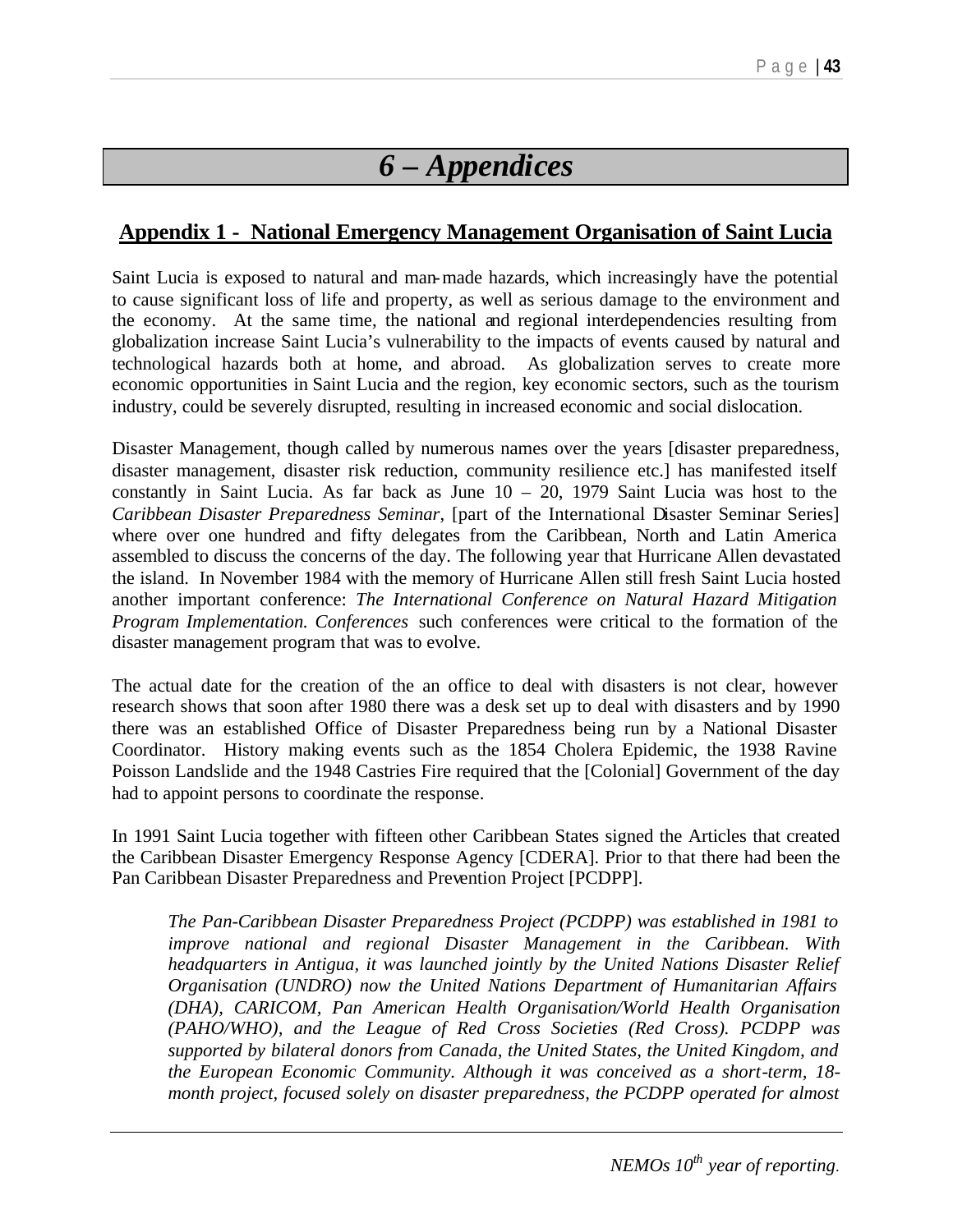# 6 – Appendices

## Appendix 1 - National Emergency Management Organisation of Saint Lucia

Saint Lucia is exposed to natural and man-made hazards, which increasingly have the potential to cause significant loss of life and property, as well as serious damage to the environment and the economy. At the same time, the national and regional interdependencies resulting from globalization increase Saint Lucia's vulnerability to the impacts of events caused by natural and technological hazards both at home, and abroad. As globalization serves to create more economic opportunities in Saint Lucia and the region, key economic sectors, such as the tourism industry, could be severely disrupted, resulting in increased economic and social dislocation.

Disaster Management, though called by numerous names over the years [disaster preparedness, disaster management, disaster risk reduction, community resilience etc.] has manifested itself constantly in Saint Lucia. As far back as June 10 – 20, 1979 Saint Lucia was host to the *Caribbean Disaster Preparedness Seminar*, [part of the International Disaster Seminar Series] where over one hundred and fifty delegates from the Caribbean, North and Latin America assembled to discuss the concerns of the day. The following year that Hurricane Allen devastated the island. In November 1984 with the memory of Hurricane Allen still fresh Saint Lucia hosted another important conference: *The International Conference on Natural Hazard Mitigation Program Implementation. Conferences* such conferences were critical to the formation of the disaster management program that was to evolve.

The actual date for the creation of the an office to deal with disasters is not clear, however research shows that soon after 1980 there was a desk set up to deal with disasters and by 1990 there was an established Office of Disaster Preparedness being run by a National Disaster Coordinator. History making events such as the 1854 Cholera Epidemic, the 1938 Ravine Poisson Landslide and the 1948 Castries Fire required that the [Colonial] Government of the day had to appoint persons to coordinate the response.

In 1991 Saint Lucia together with fifteen other Caribbean States signed the Articles that created the Caribbean Disaster Emergency Response Agency [CDERA]. Prior to that there had been the Pan Caribbean Disaster Preparedness and Prevention Project [PCDPP].

> *The Pan-Caribbean Disaster Preparedness Project (PCDPP) was established in 1981 to improve national and regional Disaster Management in the Caribbean. With headquarters in Antigua, it was launched jointly by the United Nations Disaster Relief Organisation (UNDRO) now the United Nations Department of Humanitarian Affairs (DHA), CARICOM, Pan American Health Organisation/World Health Organisation (PAHO/WHO), and the League of Red Cross Societies (Red Cross). PCDPP was supported by bilateral donors from Canada, the United States, the United Kingdom, and the European Economic Community. Although it was conceived as a short-term, 18-month project, focused solely on disaster preparedness, the PCDPP operated for almost*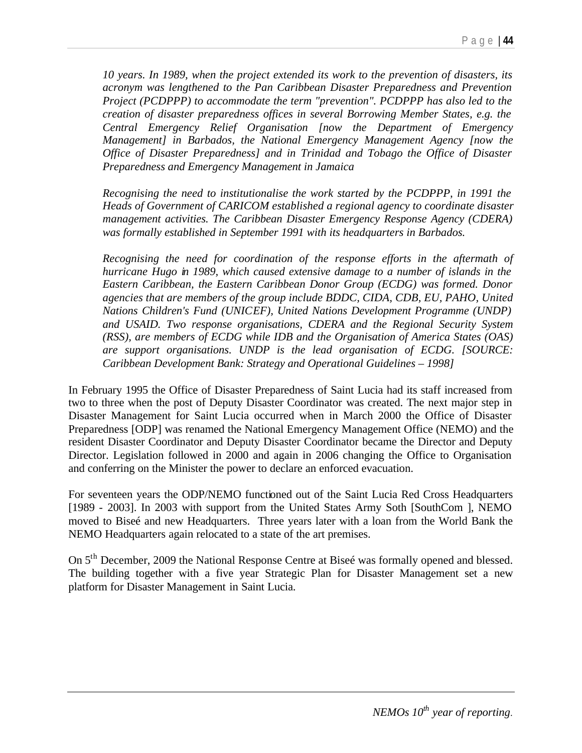*10 years. In 1989, when the project extended its work to the prevention of disasters, its acronym was lengthened to the Pan Caribbean Disaster Preparedness and Prevention Project (PCDPPP) to accommodate the term "prevention". PCDPPP has also led to the creation of disaster preparedness offices in several Borrowing Member States, e.g. the Central Emergency Relief Organisation [now the Department of Emergency Management] in Barbados, the National Emergency Management Agency [now the Office of Disaster Preparedness] and in Trinidad and Tobago the Office of Disaster Preparedness and Emergency Management in Jamaica*

*Recognising the need to institutionalise the work started by the PCDPPP, in 1991 the Heads of Government of CARICOM established a regional agency to coordinate disaster management activities. The Caribbean Disaster Emergency Response Agency (CDERA) was formally established in September 1991 with its headquarters in Barbados.*

*Recognising the need for coordination of the response efforts in the aftermath of hurricane Hugo in 1989, which caused extensive damage to a number of islands in the Eastern Caribbean, the Eastern Caribbean Donor Group (ECDG) was formed. Donor agencies that are members of the group include BDDC, CIDA, CDB, EU, PAHO, United Nations Children's Fund (UNICEF), United Nations Development Programme (UNDP) and USAID. Two response organisations, CDERA and the Regional Security System (RSS), are members of ECDG while IDB and the Organisation of America States (OAS) are support organisations. UNDP is the lead organisation of ECDG. [SOURCE: Caribbean Development Bank: Strategy and Operational Guidelines – 1998]*

In February 1995 the Office of Disaster Preparedness of Saint Lucia had its staff increased from two to three when the post of Deputy Disaster Coordinator was created. The next major step in Disaster Management for Saint Lucia occurred when in March 2000 the Office of Disaster Preparedness [ODP] was renamed the National Emergency Management Office (NEMO) and the resident Disaster Coordinator and Deputy Disaster Coordinator became the Director and Deputy Director. Legislation followed in 2000 and again in 2006 changing the Office to Organisation and conferring on the Minister the power to declare an enforced evacuation.

For seventeen years the ODP/NEMO functioned out of the Saint Lucia Red Cross Headquarters [1989 - 2003]. In 2003 with support from the United States Army Soth [SouthCom ], NEMO moved to Biseé and new Headquarters. Three years later with a loan from the World Bank the NEMO Headquarters again relocated to a state of the art premises.

On 5th December, 2009 the National Response Centre at Biseé was formally opened and blessed. The building together with a five year Strategic Plan for Disaster Management set a new platform for Disaster Management in Saint Lucia.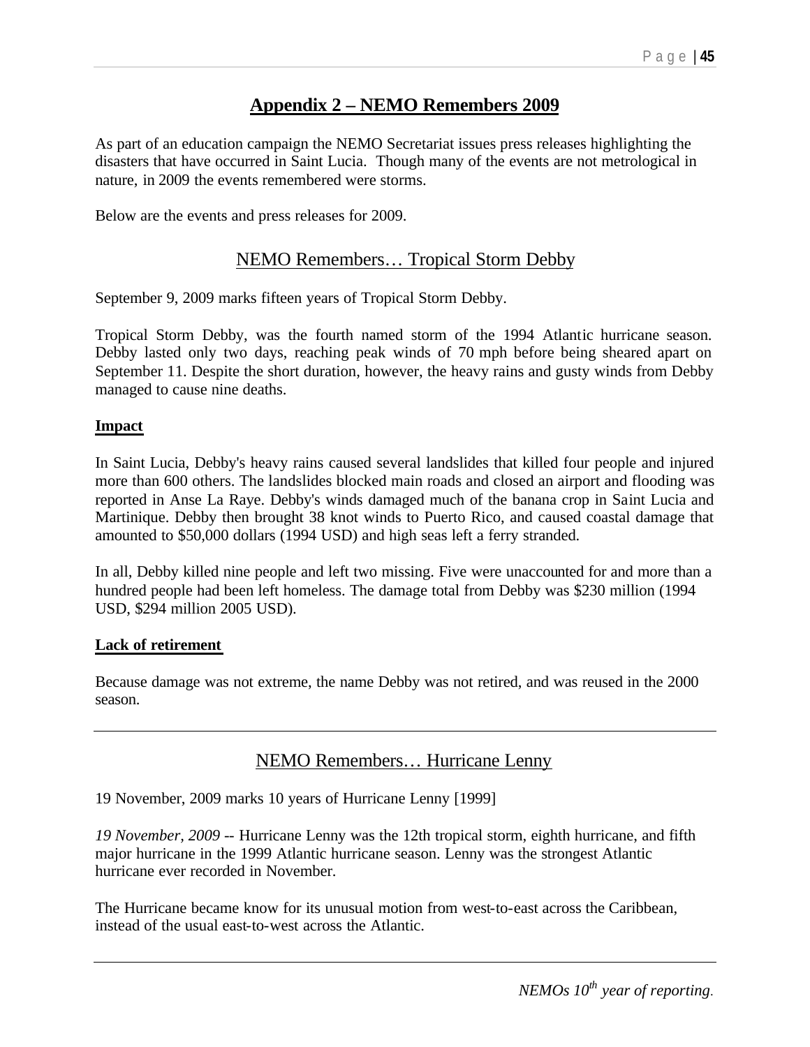# Appendix 2 – NEMO Remembers 2009

As part of an education campaign the NEMO Secretariat issues press releases highlighting the disasters that have occurred in Saint Lucia. Though many of the events are not metrological in nature, in 2009 the events remembered were storms.

Below are the events and press releases for 2009.

## NEMO Remembers… Tropical Storm Debby

September 9, 2009 marks fifteen years of Tropical Storm Debby.

Tropical Storm Debby, was the fourth named storm of the 1994 Atlantic hurricane season. Debby lasted only two days, reaching peak winds of 70 mph before being sheared apart on September 11. Despite the short duration, however, the heavy rains and gusty winds from Debby managed to cause nine deaths.

**Impact**

In Saint Lucia, Debby's heavy rains caused several landslides that killed four people and injured more than 600 others. The landslides blocked main roads and closed an airport and flooding was reported in Anse La Raye. Debby's winds damaged much of the banana crop in Saint Lucia and Martinique. Debby then brought 38 knot winds to Puerto Rico, and caused coastal damage that amounted to $50,000 dollars (1994 USD) and high seas left a ferry stranded.

In all, Debby killed nine people and left two missing. Five were unaccounted for and more than a hundred people had been left homeless. The damage total from Debby was $230 million (1994 USD, $294 million 2005 USD).

**Lack of retirement**

Because damage was not extreme, the name Debby was not retired, and was reused in the 2000 season.

---

## NEMO Remembers… Hurricane Lenny

19 November, 2009 marks 10 years of Hurricane Lenny [1999]

*19 November, 2009* -- Hurricane Lenny was the 12th tropical storm, eighth hurricane, and fifth major hurricane in the 1999 Atlantic hurricane season. Lenny was the strongest Atlantic hurricane ever recorded in November.

The Hurricane became know for its unusual motion from west-to-east across the Caribbean, instead of the usual east-to-west across the Atlantic.

---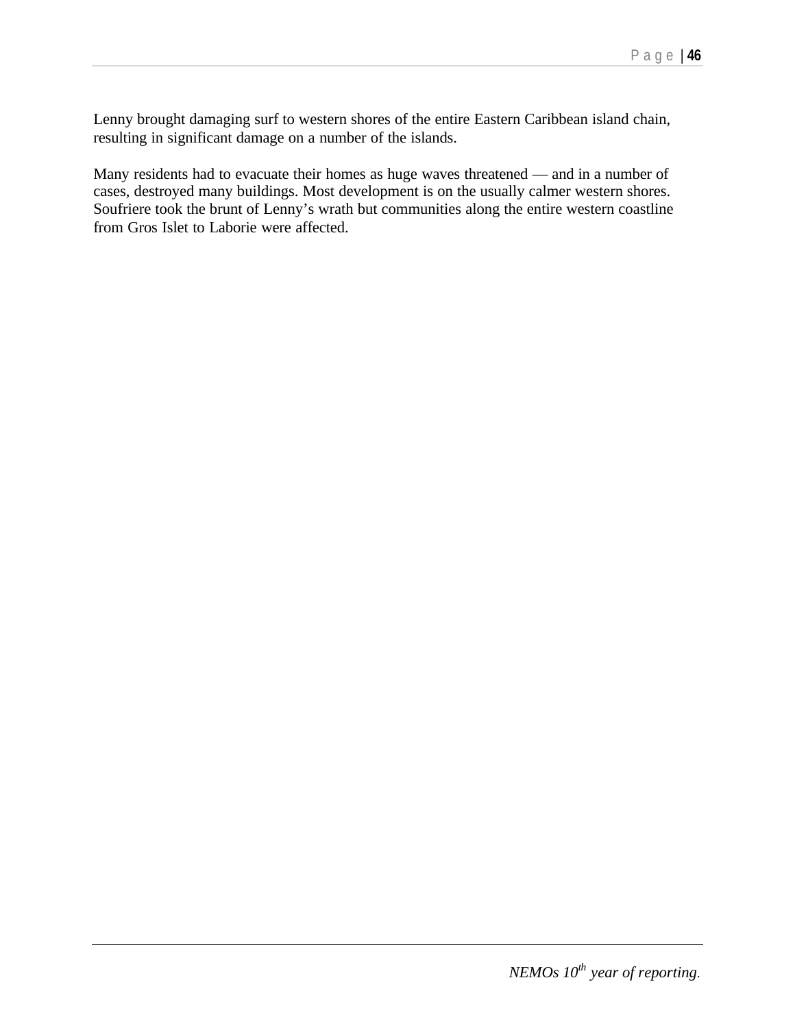Lenny brought damaging surf to western shores of the entire Eastern Caribbean island chain, resulting in significant damage on a number of the islands.

Many residents had to evacuate their homes as huge waves threatened — and in a number of cases, destroyed many buildings. Most development is on the usually calmer western shores. Soufriere took the brunt of Lenny's wrath but communities along the entire western coastline from Gros Islet to Laborie were affected.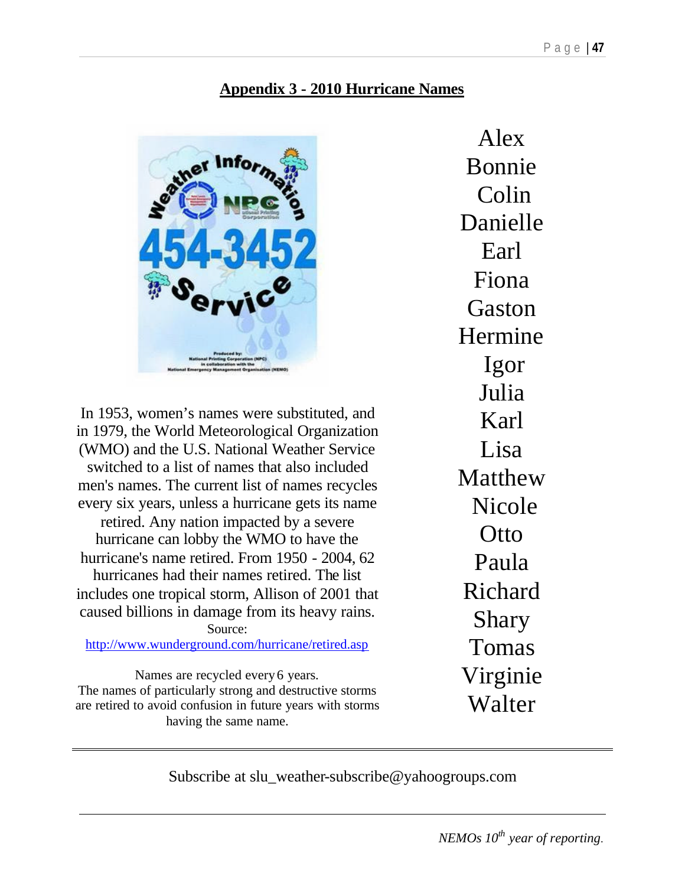## Appendix 3 - 2010 Hurricane Names

In 1953, women's names were substituted, and in 1979, the World Meteorological Organization (WMO) and the U.S. National Weather Service switched to a list of names that also included men's names. The current list of names recycles every six years, unless a hurricane gets its name retired. Any nation impacted by a severe hurricane can lobby the WMO to have the hurricane's name retired. From 1950 - 2004, 62 hurricanes had their names retired. The list includes one tropical storm, Allison of 2001 that caused billions in damage from its heavy rains.
Source:
http://www.wunderground.com/hurricane/retired.asp

Names are recycled every 6 years.
The names of particularly strong and destructive storms are retired to avoid confusion in future years with storms having the same name.

Alex
Bonnie
Colin
Danielle
Earl
Fiona
Gaston
Hermine
Igor
Julia
Karl
Lisa
Matthew
Nicole
Otto
Paula
Richard
Shary
Tomas
Virginie
Walter

---

Subscribe at slu_weather-subscribe@yahoogroups.com

---

*NEMOs 10th year of reporting.*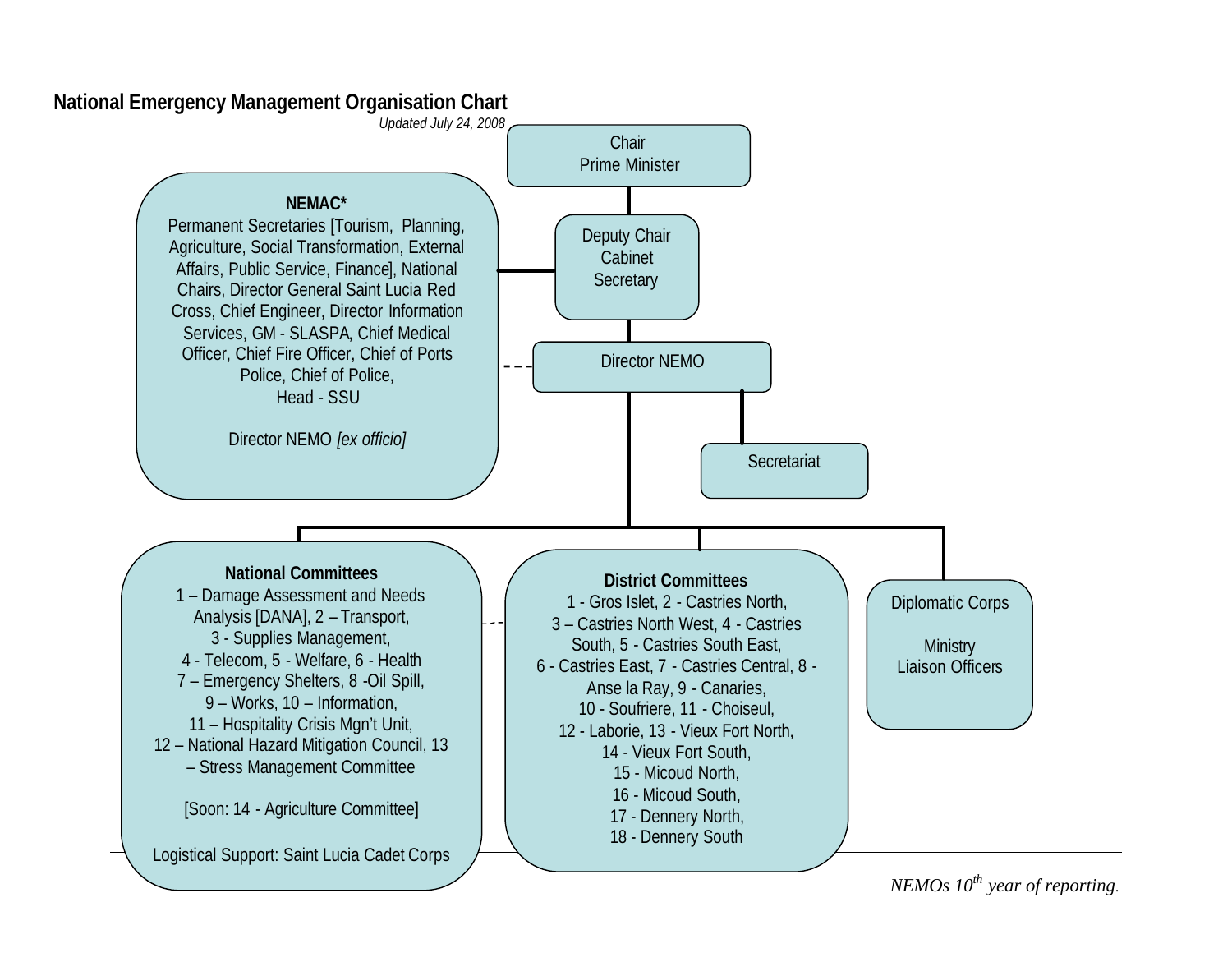## National Emergency Management Organisation Chart

*Updated July 24, 2008*

**Chair**
Prime Minister

**Deputy Chair**
Cabinet Secretary

**NEMAC***
Permanent Secretaries [Tourism, Planning, Agriculture, Social Transformation, External Affairs, Public Service, Finance], National Chairs, Director General Saint Lucia Red Cross, Chief Engineer, Director Information Services, GM - SLASPA, Chief Medical Officer, Chief Fire Officer, Chief of Ports Police, Chief of Police, Head - SSU

Director NEMO *[ex officio]*

**Director NEMO**

**Secretariat**

**National Committees**
1 – Damage Assessment and Needs Analysis [DANA], 2 – Transport, 3 - Supplies Management, 4 - Telecom, 5 - Welfare, 6 - Health 7 – Emergency Shelters, 8 -Oil Spill, 9 – Works, 10 – Information, 11 – Hospitality Crisis Mgn't Unit, 12 – National Hazard Mitigation Council, 13 – Stress Management Committee

[Soon: 14 - Agriculture Committee]

Logistical Support: Saint Lucia Cadet Corps

**District Committees**
1 - Gros Islet, 2 - Castries North, 3 – Castries North West, 4 - Castries South, 5 - Castries South East, 6 - Castries East, 7 - Castries Central, 8 - Anse la Ray, 9 - Canaries, 10 - Soufriere, 11 - Choiseul, 12 - Laborie, 13 - Vieux Fort North, 14 - Vieux Fort South, 15 - Micoud North, 16 - Micoud South, 17 - Dennery North, 18 - Dennery South

**Diplomatic Corps**

Ministry Liaison Officers

*NEMOs 10th year of reporting.*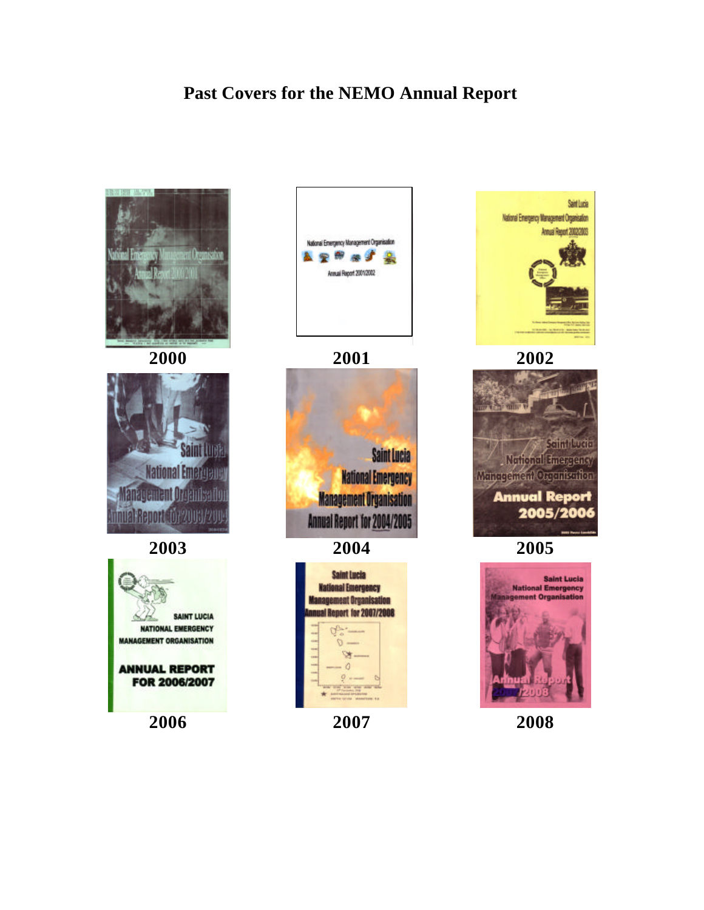# Past Covers for the NEMO Annual Report

2000

2001

2002

2003

2004

2005

2006

2007

2008